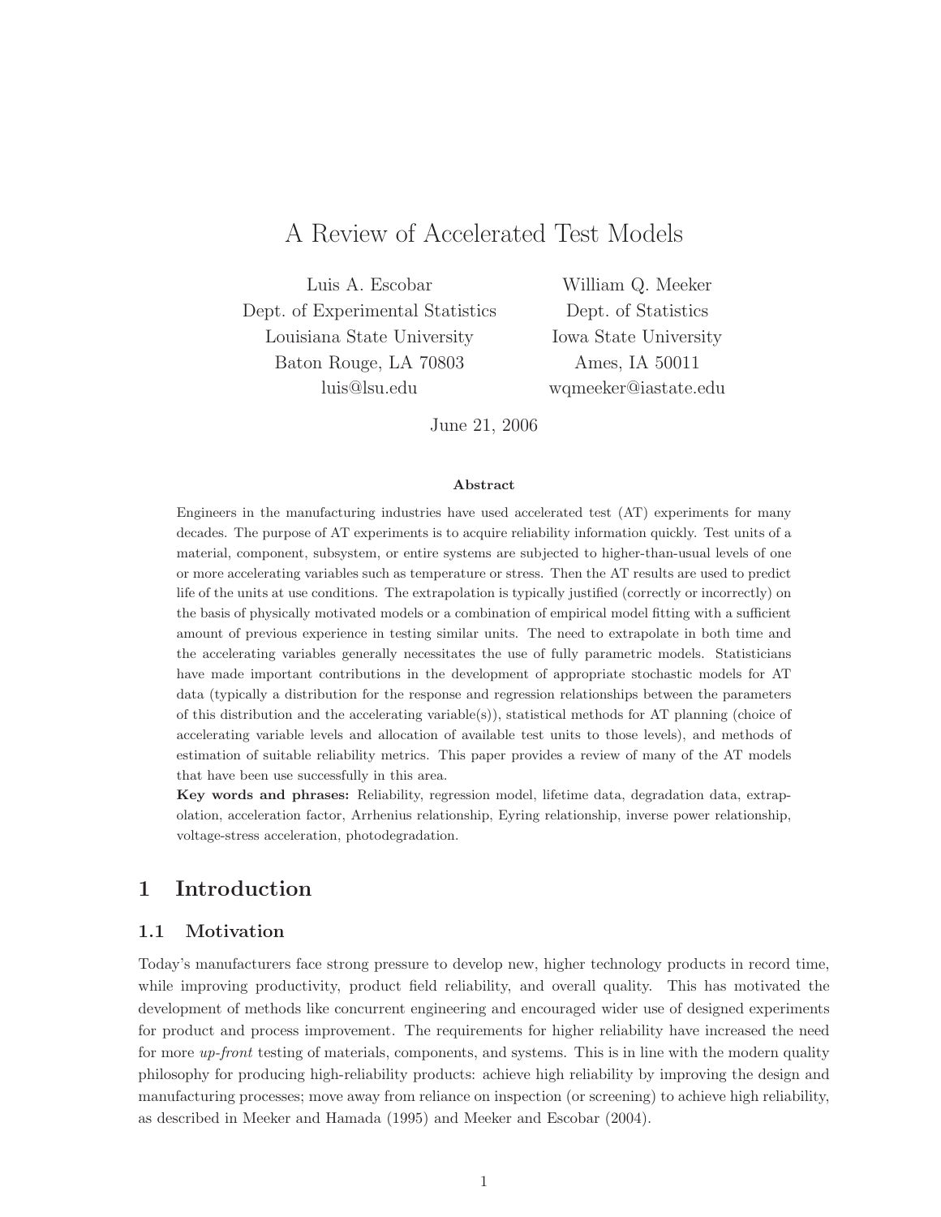# A Review of Accelerated Test Models

Luis A. Escobar
Dept. of Experimental Statistics
Louisiana State University
Baton Rouge, LA 70803
luis@lsu.edu

William Q. Meeker
Dept. of Statistics
Iowa State University
Ames, IA 50011
wqmeeker@iastate.edu

June 21, 2006

**Abstract**

Engineers in the manufacturing industries have used accelerated test (AT) experiments for many decades. The purpose of AT experiments is to acquire reliability information quickly. Test units of a material, component, subsystem, or entire systems are subjected to higher-than-usual levels of one or more accelerating variables such as temperature or stress. Then the AT results are used to predict life of the units at use conditions. The extrapolation is typically justified (correctly or incorrectly) on the basis of physically motivated models or a combination of empirical model fitting with a sufficient amount of previous experience in testing similar units. The need to extrapolate in both time and the accelerating variables generally necessitates the use of fully parametric models. Statisticians have made important contributions in the development of appropriate stochastic models for AT data (typically a distribution for the response and regression relationships between the parameters of this distribution and the accelerating variable(s)), statistical methods for AT planning (choice of accelerating variable levels and allocation of available test units to those levels), and methods of estimation of suitable reliability metrics. This paper provides a review of many of the AT models that have been use successfully in this area.

**Key words and phrases:** Reliability, regression model, lifetime data, degradation data, extrapolation, acceleration factor, Arrhenius relationship, Eyring relationship, inverse power relationship, voltage-stress acceleration, photodegradation.

## 1 Introduction

### 1.1 Motivation

Today's manufacturers face strong pressure to develop new, higher technology products in record time, while improving productivity, product field reliability, and overall quality. This has motivated the development of methods like concurrent engineering and encouraged wider use of designed experiments for product and process improvement. The requirements for higher reliability have increased the need for more *up-front* testing of materials, components, and systems. This is in line with the modern quality philosophy for producing high-reliability products: achieve high reliability by improving the design and manufacturing processes; move away from reliance on inspection (or screening) to achieve high reliability, as described in Meeker and Hamada (1995) and Meeker and Escobar (2004).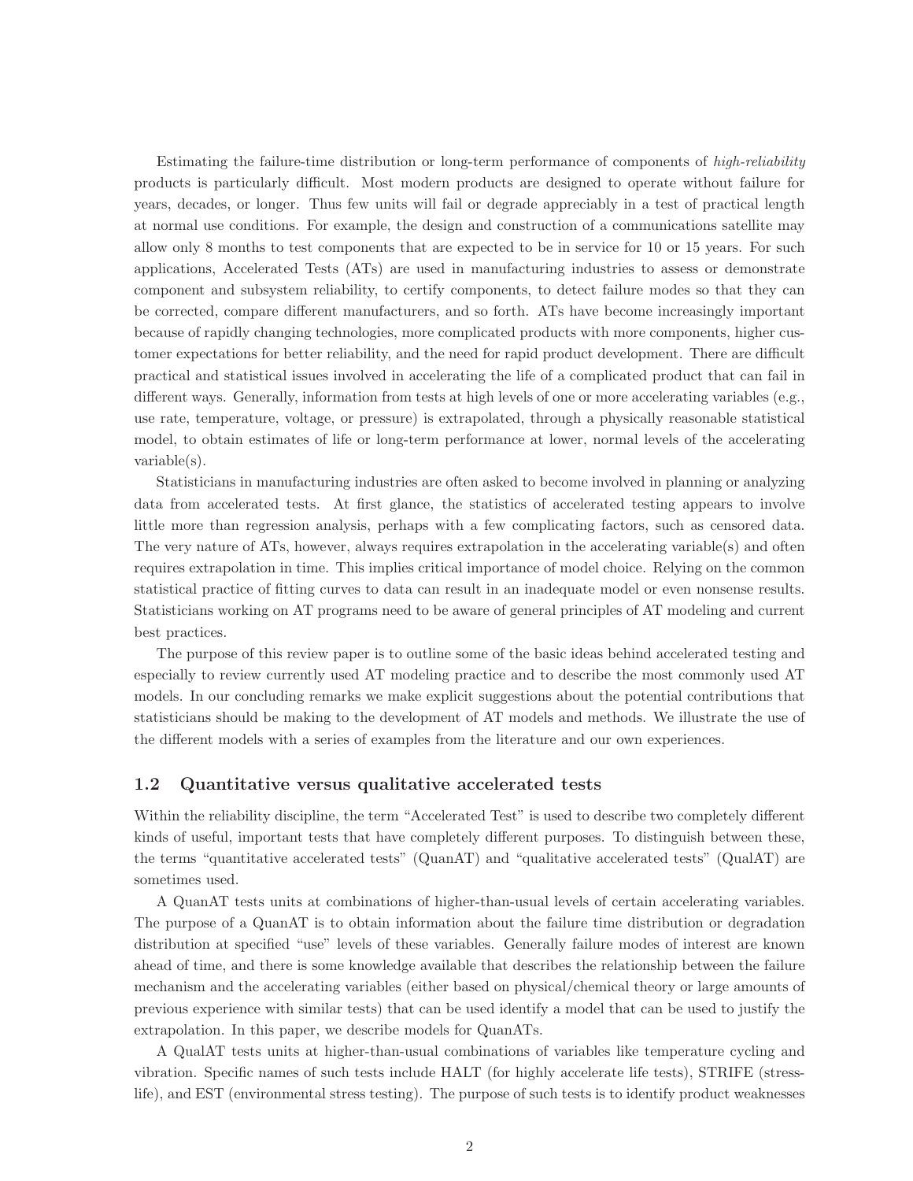Estimating the failure-time distribution or long-term performance of components of *high-reliability* products is particularly difficult. Most modern products are designed to operate without failure for years, decades, or longer. Thus few units will fail or degrade appreciably in a test of practical length at normal use conditions. For example, the design and construction of a communications satellite may allow only 8 months to test components that are expected to be in service for 10 or 15 years. For such applications, Accelerated Tests (ATs) are used in manufacturing industries to assess or demonstrate component and subsystem reliability, to certify components, to detect failure modes so that they can be corrected, compare different manufacturers, and so forth. ATs have become increasingly important because of rapidly changing technologies, more complicated products with more components, higher customer expectations for better reliability, and the need for rapid product development. There are difficult practical and statistical issues involved in accelerating the life of a complicated product that can fail in different ways. Generally, information from tests at high levels of one or more accelerating variables (e.g., use rate, temperature, voltage, or pressure) is extrapolated, through a physically reasonable statistical model, to obtain estimates of life or long-term performance at lower, normal levels of the accelerating variable(s).

Statisticians in manufacturing industries are often asked to become involved in planning or analyzing data from accelerated tests. At first glance, the statistics of accelerated testing appears to involve little more than regression analysis, perhaps with a few complicating factors, such as censored data. The very nature of ATs, however, always requires extrapolation in the accelerating variable(s) and often requires extrapolation in time. This implies critical importance of model choice. Relying on the common statistical practice of fitting curves to data can result in an inadequate model or even nonsense results. Statisticians working on AT programs need to be aware of general principles of AT modeling and current best practices.

The purpose of this review paper is to outline some of the basic ideas behind accelerated testing and especially to review currently used AT modeling practice and to describe the most commonly used AT models. In our concluding remarks we make explicit suggestions about the potential contributions that statisticians should be making to the development of AT models and methods. We illustrate the use of the different models with a series of examples from the literature and our own experiences.

### 1.2 Quantitative versus qualitative accelerated tests

Within the reliability discipline, the term "Accelerated Test" is used to describe two completely different kinds of useful, important tests that have completely different purposes. To distinguish between these, the terms "quantitative accelerated tests" (QuanAT) and "qualitative accelerated tests" (QualAT) are sometimes used.

A QuanAT tests units at combinations of higher-than-usual levels of certain accelerating variables. The purpose of a QuanAT is to obtain information about the failure time distribution or degradation distribution at specified "use" levels of these variables. Generally failure modes of interest are known ahead of time, and there is some knowledge available that describes the relationship between the failure mechanism and the accelerating variables (either based on physical/chemical theory or large amounts of previous experience with similar tests) that can be used identify a model that can be used to justify the extrapolation. In this paper, we describe models for QuanATs.

A QualAT tests units at higher-than-usual combinations of variables like temperature cycling and vibration. Specific names of such tests include HALT (for highly accelerate life tests), STRIFE (stress-life), and EST (environmental stress testing). The purpose of such tests is to identify product weaknesses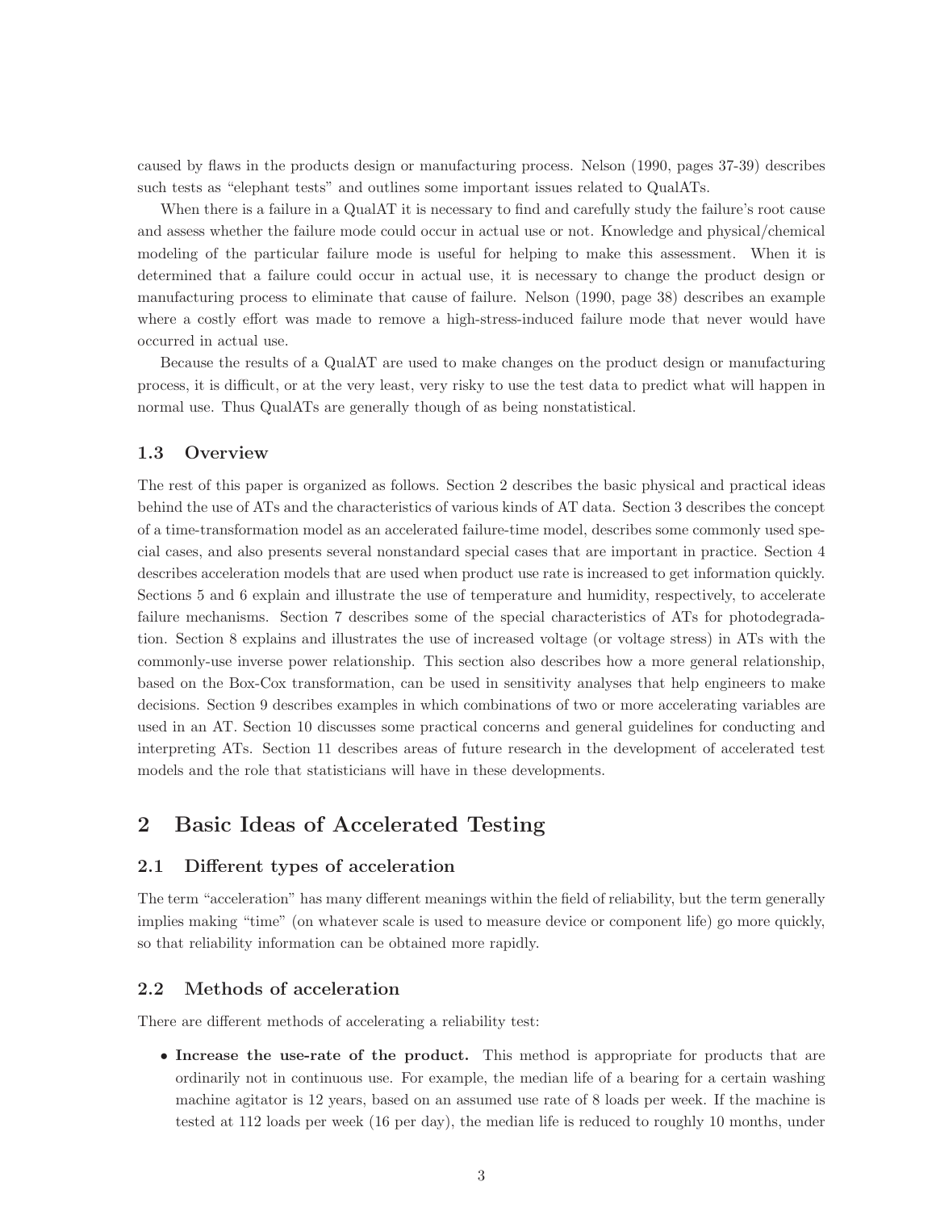caused by flaws in the products design or manufacturing process. Nelson (1990, pages 37-39) describes such tests as "elephant tests" and outlines some important issues related to QualATs.

When there is a failure in a QualAT it is necessary to find and carefully study the failure's root cause and assess whether the failure mode could occur in actual use or not. Knowledge and physical/chemical modeling of the particular failure mode is useful for helping to make this assessment. When it is determined that a failure could occur in actual use, it is necessary to change the product design or manufacturing process to eliminate that cause of failure. Nelson (1990, page 38) describes an example where a costly effort was made to remove a high-stress-induced failure mode that never would have occurred in actual use.

Because the results of a QualAT are used to make changes on the product design or manufacturing process, it is difficult, or at the very least, very risky to use the test data to predict what will happen in normal use. Thus QualATs are generally though of as being nonstatistical.

### 1.3 Overview

The rest of this paper is organized as follows. Section 2 describes the basic physical and practical ideas behind the use of ATs and the characteristics of various kinds of AT data. Section 3 describes the concept of a time-transformation model as an accelerated failure-time model, describes some commonly used special cases, and also presents several nonstandard special cases that are important in practice. Section 4 describes acceleration models that are used when product use rate is increased to get information quickly. Sections 5 and 6 explain and illustrate the use of temperature and humidity, respectively, to accelerate failure mechanisms. Section 7 describes some of the special characteristics of ATs for photodegradation. Section 8 explains and illustrates the use of increased voltage (or voltage stress) in ATs with the commonly-use inverse power relationship. This section also describes how a more general relationship, based on the Box-Cox transformation, can be used in sensitivity analyses that help engineers to make decisions. Section 9 describes examples in which combinations of two or more accelerating variables are used in an AT. Section 10 discusses some practical concerns and general guidelines for conducting and interpreting ATs. Section 11 describes areas of future research in the development of accelerated test models and the role that statisticians will have in these developments.

## 2 Basic Ideas of Accelerated Testing

### 2.1 Different types of acceleration

The term "acceleration" has many different meanings within the field of reliability, but the term generally implies making "time" (on whatever scale is used to measure device or component life) go more quickly, so that reliability information can be obtained more rapidly.

### 2.2 Methods of acceleration

There are different methods of accelerating a reliability test:

- **Increase the use-rate of the product.** This method is appropriate for products that are ordinarily not in continuous use. For example, the median life of a bearing for a certain washing machine agitator is 12 years, based on an assumed use rate of 8 loads per week. If the machine is tested at 112 loads per week (16 per day), the median life is reduced to roughly 10 months, under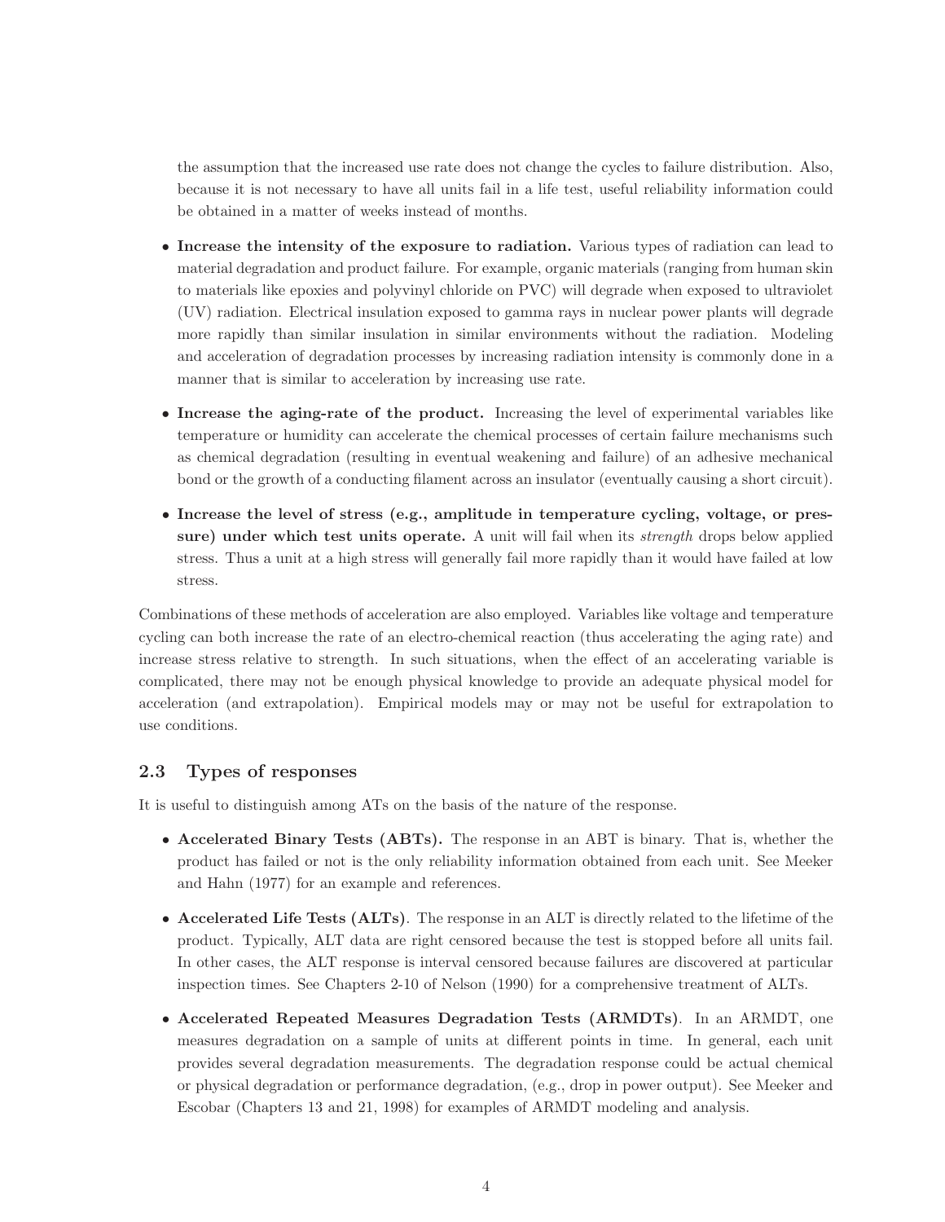the assumption that the increased use rate does not change the cycles to failure distribution. Also, because it is not necessary to have all units fail in a life test, useful reliability information could be obtained in a matter of weeks instead of months.

- **Increase the intensity of the exposure to radiation.** Various types of radiation can lead to material degradation and product failure. For example, organic materials (ranging from human skin to materials like epoxies and polyvinyl chloride on PVC) will degrade when exposed to ultraviolet (UV) radiation. Electrical insulation exposed to gamma rays in nuclear power plants will degrade more rapidly than similar insulation in similar environments without the radiation. Modeling and acceleration of degradation processes by increasing radiation intensity is commonly done in a manner that is similar to acceleration by increasing use rate.

- **Increase the aging-rate of the product.** Increasing the level of experimental variables like temperature or humidity can accelerate the chemical processes of certain failure mechanisms such as chemical degradation (resulting in eventual weakening and failure) of an adhesive mechanical bond or the growth of a conducting filament across an insulator (eventually causing a short circuit).

- **Increase the level of stress (e.g., amplitude in temperature cycling, voltage, or pressure) under which test units operate.** A unit will fail when its *strength* drops below applied stress. Thus a unit at a high stress will generally fail more rapidly than it would have failed at low stress.

Combinations of these methods of acceleration are also employed. Variables like voltage and temperature cycling can both increase the rate of an electro-chemical reaction (thus accelerating the aging rate) and increase stress relative to strength. In such situations, when the effect of an accelerating variable is complicated, there may not be enough physical knowledge to provide an adequate physical model for acceleration (and extrapolation). Empirical models may or may not be useful for extrapolation to use conditions.

## 2.3 Types of responses

It is useful to distinguish among ATs on the basis of the nature of the response.

- **Accelerated Binary Tests (ABTs).** The response in an ABT is binary. That is, whether the product has failed or not is the only reliability information obtained from each unit. See Meeker and Hahn (1977) for an example and references.

- **Accelerated Life Tests (ALTs)**. The response in an ALT is directly related to the lifetime of the product. Typically, ALT data are right censored because the test is stopped before all units fail. In other cases, the ALT response is interval censored because failures are discovered at particular inspection times. See Chapters 2-10 of Nelson (1990) for a comprehensive treatment of ALTs.

- **Accelerated Repeated Measures Degradation Tests (ARMDTs)**. In an ARMDT, one measures degradation on a sample of units at different points in time. In general, each unit provides several degradation measurements. The degradation response could be actual chemical or physical degradation or performance degradation, (e.g., drop in power output). See Meeker and Escobar (Chapters 13 and 21, 1998) for examples of ARMDT modeling and analysis.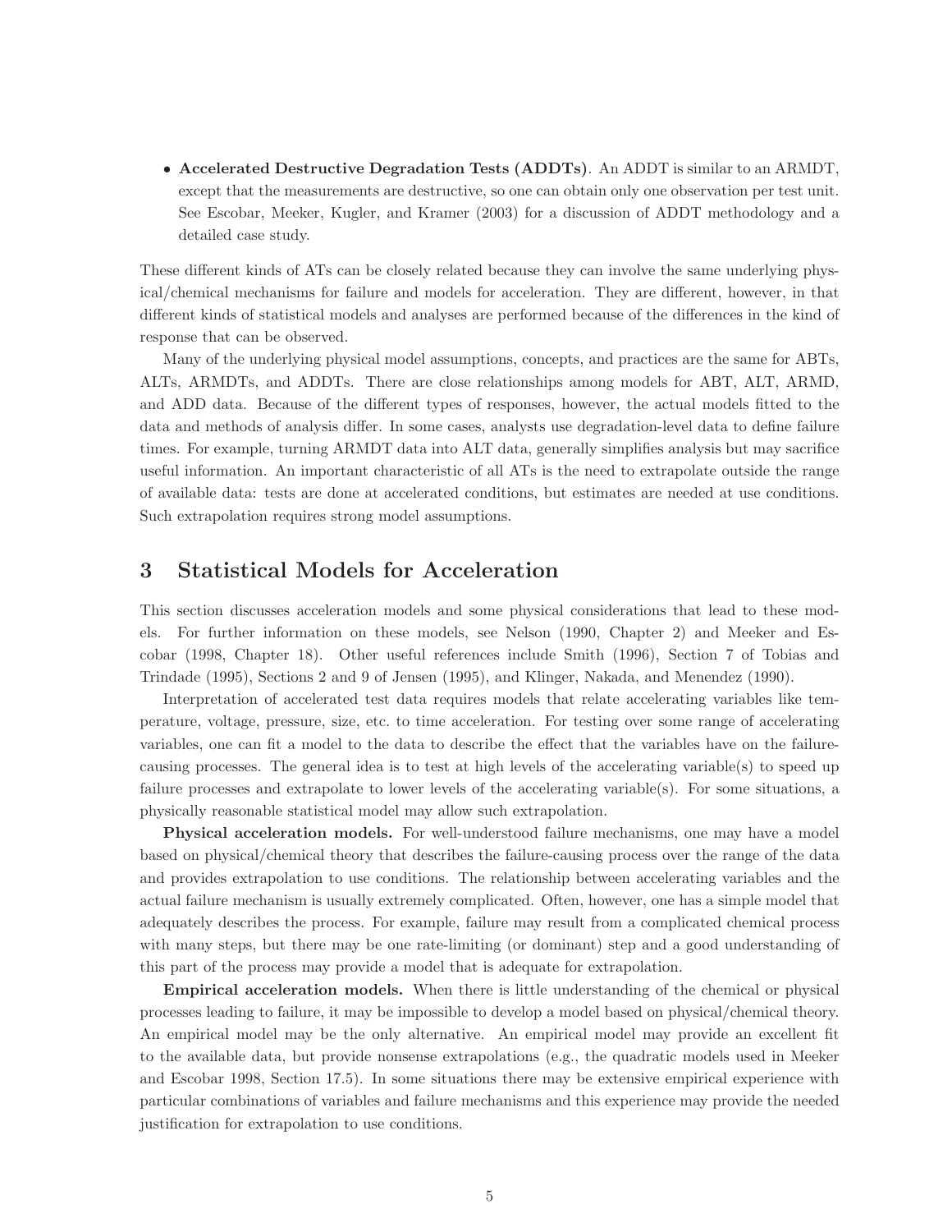- **Accelerated Destructive Degradation Tests (ADDTs)**. An ADDT is similar to an ARMDT, except that the measurements are destructive, so one can obtain only one observation per test unit. See Escobar, Meeker, Kugler, and Kramer (2003) for a discussion of ADDT methodology and a detailed case study.

These different kinds of ATs can be closely related because they can involve the same underlying physical/chemical mechanisms for failure and models for acceleration. They are different, however, in that different kinds of statistical models and analyses are performed because of the differences in the kind of response that can be observed.

Many of the underlying physical model assumptions, concepts, and practices are the same for ABTs, ALTs, ARMDTs, and ADDTs. There are close relationships among models for ABT, ALT, ARMD, and ADD data. Because of the different types of responses, however, the actual models fitted to the data and methods of analysis differ. In some cases, analysts use degradation-level data to define failure times. For example, turning ARMDT data into ALT data, generally simplifies analysis but may sacrifice useful information. An important characteristic of all ATs is the need to extrapolate outside the range of available data: tests are done at accelerated conditions, but estimates are needed at use conditions. Such extrapolation requires strong model assumptions.

## 3 Statistical Models for Acceleration

This section discusses acceleration models and some physical considerations that lead to these models. For further information on these models, see Nelson (1990, Chapter 2) and Meeker and Escobar (1998, Chapter 18). Other useful references include Smith (1996), Section 7 of Tobias and Trindade (1995), Sections 2 and 9 of Jensen (1995), and Klinger, Nakada, and Menendez (1990).

Interpretation of accelerated test data requires models that relate accelerating variables like temperature, voltage, pressure, size, etc. to time acceleration. For testing over some range of accelerating variables, one can fit a model to the data to describe the effect that the variables have on the failure-causing processes. The general idea is to test at high levels of the accelerating variable(s) to speed up failure processes and extrapolate to lower levels of the accelerating variable(s). For some situations, a physically reasonable statistical model may allow such extrapolation.

**Physical acceleration models.** For well-understood failure mechanisms, one may have a model based on physical/chemical theory that describes the failure-causing process over the range of the data and provides extrapolation to use conditions. The relationship between accelerating variables and the actual failure mechanism is usually extremely complicated. Often, however, one has a simple model that adequately describes the process. For example, failure may result from a complicated chemical process with many steps, but there may be one rate-limiting (or dominant) step and a good understanding of this part of the process may provide a model that is adequate for extrapolation.

**Empirical acceleration models.** When there is little understanding of the chemical or physical processes leading to failure, it may be impossible to develop a model based on physical/chemical theory. An empirical model may be the only alternative. An empirical model may provide an excellent fit to the available data, but provide nonsense extrapolations (e.g., the quadratic models used in Meeker and Escobar 1998, Section 17.5). In some situations there may be extensive empirical experience with particular combinations of variables and failure mechanisms and this experience may provide the needed justification for extrapolation to use conditions.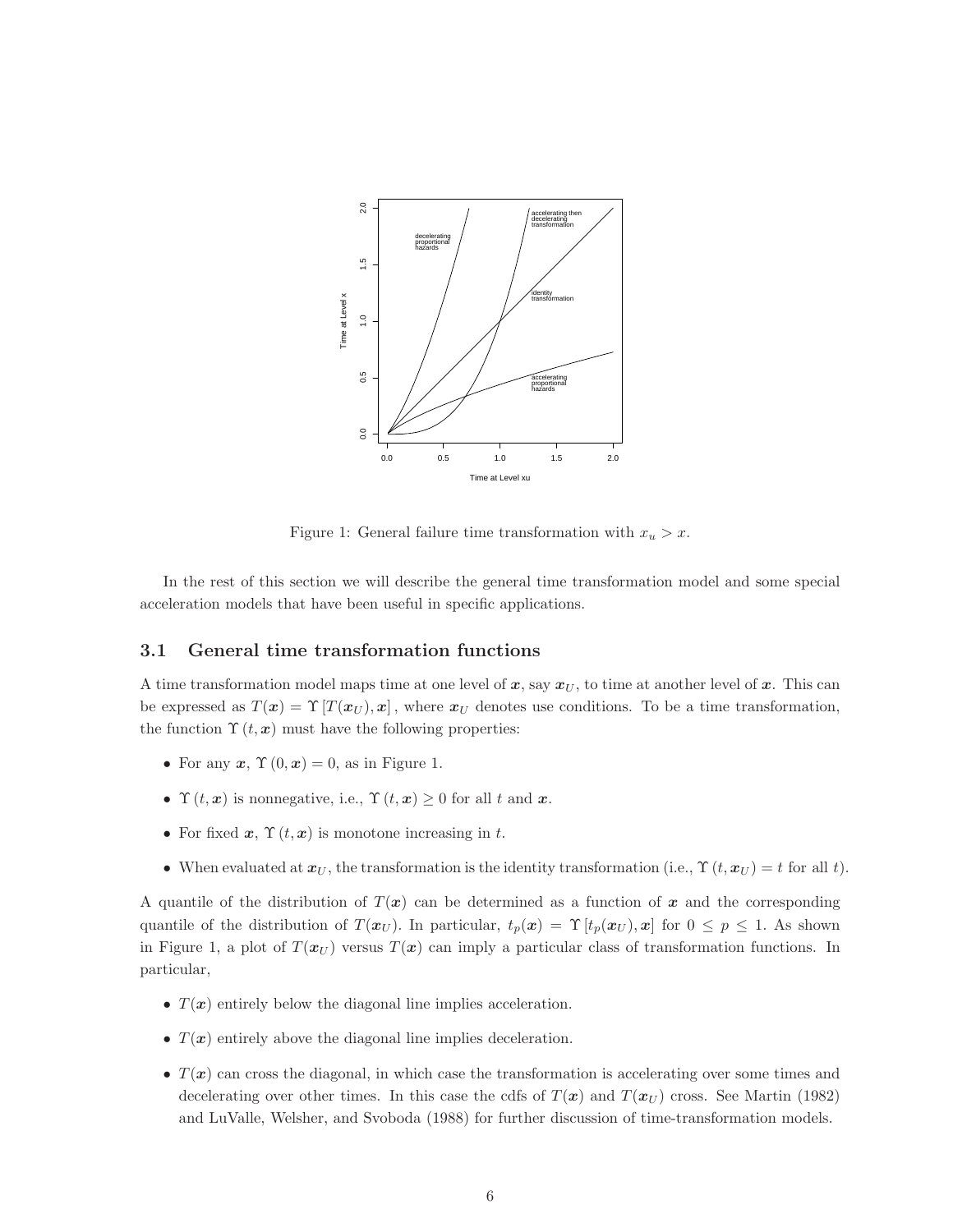Figure 1: General failure time transformation with $x_u > x$.

In the rest of this section we will describe the general time transformation model and some special acceleration models that have been useful in specific applications.

### 3.1 General time transformation functions

A time transformation model maps time at one level of $\boldsymbol{x}$, say $\boldsymbol{x}_U$, to time at another level of $\boldsymbol{x}$. This can be expressed as $T(\boldsymbol{x}) = \Upsilon\left[T(\boldsymbol{x}_U), \boldsymbol{x}\right]$, where $\boldsymbol{x}_U$ denotes use conditions. To be a time transformation, the function $\Upsilon(t, \boldsymbol{x})$ must have the following properties:

- For any $\boldsymbol{x}$, $\Upsilon(0, \boldsymbol{x}) = 0$, as in Figure 1.
- $\Upsilon(t, \boldsymbol{x})$ is nonnegative, i.e., $\Upsilon(t, \boldsymbol{x}) \geq 0$ for all $t$ and $\boldsymbol{x}$.
- For fixed $\boldsymbol{x}$, $\Upsilon(t, \boldsymbol{x})$ is monotone increasing in $t$.
- When evaluated at $\boldsymbol{x}_U$, the transformation is the identity transformation (i.e., $\Upsilon(t, \boldsymbol{x}_U) = t$ for all $t$).

A quantile of the distribution of $T(\boldsymbol{x})$ can be determined as a function of $\boldsymbol{x}$ and the corresponding quantile of the distribution of $T(\boldsymbol{x}_U)$. In particular, $t_p(\boldsymbol{x}) = \Upsilon\left[t_p(\boldsymbol{x}_U), \boldsymbol{x}\right]$ for $0 \leq p \leq 1$. As shown in Figure 1, a plot of $T(\boldsymbol{x}_U)$ versus $T(\boldsymbol{x})$ can imply a particular class of transformation functions. In particular,

- $T(\boldsymbol{x})$ entirely below the diagonal line implies acceleration.
- $T(\boldsymbol{x})$ entirely above the diagonal line implies deceleration.
- $T(\boldsymbol{x})$ can cross the diagonal, in which case the transformation is accelerating over some times and decelerating over other times. In this case the cdfs of $T(\boldsymbol{x})$ and $T(\boldsymbol{x}_U)$ cross. See Martin (1982) and LuValle, Welsher, and Svoboda (1988) for further discussion of time-transformation models.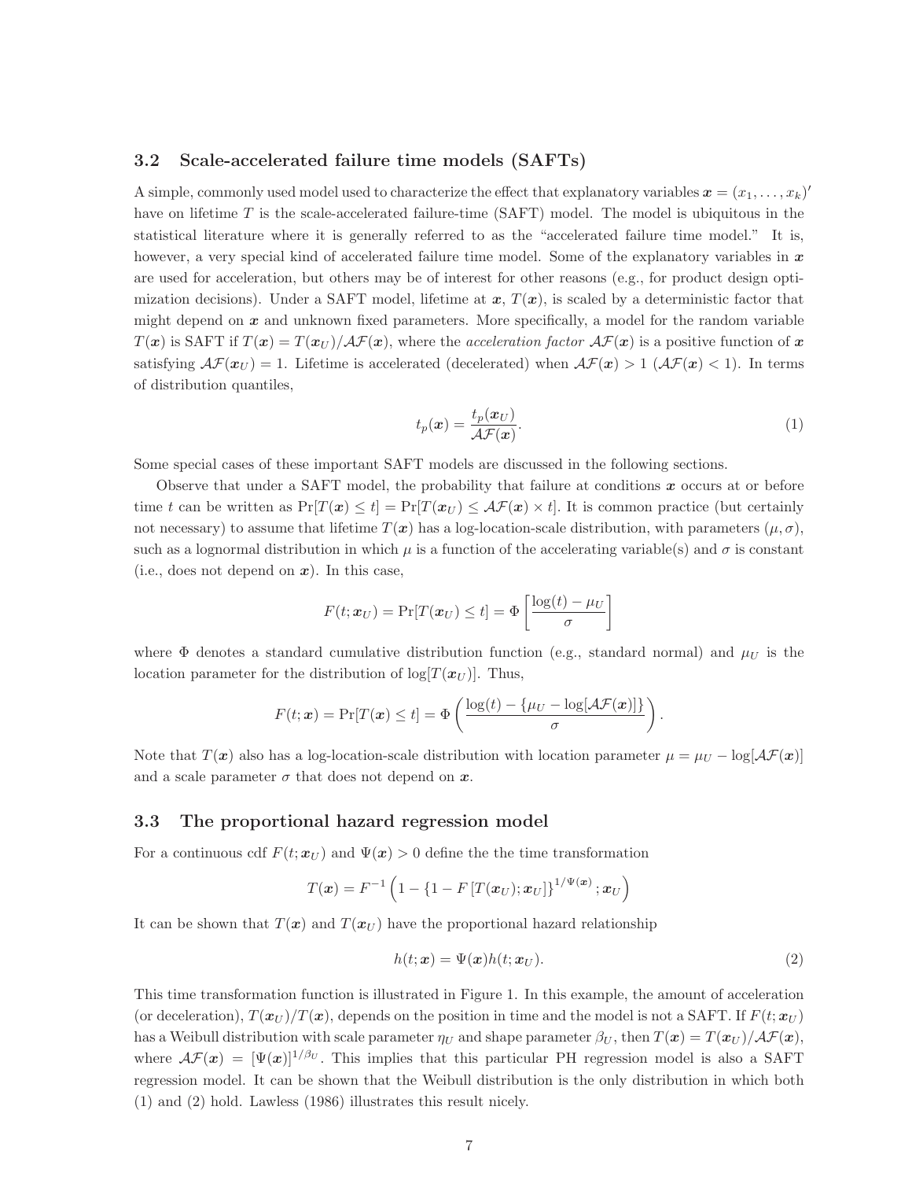### 3.2 Scale-accelerated failure time models (SAFTs)

A simple, commonly used model used to characterize the effect that explanatory variables $\boldsymbol{x} = (x_1, \ldots, x_k)'$ have on lifetime $T$ is the scale-accelerated failure-time (SAFT) model. The model is ubiquitous in the statistical literature where it is generally referred to as the "accelerated failure time model." It is, however, a very special kind of accelerated failure time model. Some of the explanatory variables in $\boldsymbol{x}$ are used for acceleration, but others may be of interest for other reasons (e.g., for product design optimization decisions). Under a SAFT model, lifetime at $\boldsymbol{x}$, $T(\boldsymbol{x})$, is scaled by a deterministic factor that might depend on $\boldsymbol{x}$ and unknown fixed parameters. More specifically, a model for the random variable $T(\boldsymbol{x})$ is SAFT if $T(\boldsymbol{x}) = T(\boldsymbol{x}_U)/\mathcal{AF}(\boldsymbol{x})$, where the *acceleration factor* $\mathcal{AF}(\boldsymbol{x})$ is a positive function of $\boldsymbol{x}$ satisfying $\mathcal{AF}(\boldsymbol{x}_U) = 1$. Lifetime is accelerated (decelerated) when $\mathcal{AF}(\boldsymbol{x}) > 1$ ($\mathcal{AF}(\boldsymbol{x}) < 1$). In terms of distribution quantiles,

$$t_p(\boldsymbol{x}) = \frac{t_p(\boldsymbol{x}_U)}{\mathcal{AF}(\boldsymbol{x})}. \tag{1}$$

Some special cases of these important SAFT models are discussed in the following sections.

Observe that under a SAFT model, the probability that failure at conditions $\boldsymbol{x}$ occurs at or before time $t$ can be written as $\Pr[T(\boldsymbol{x}) \le t] = \Pr[T(\boldsymbol{x}_U) \le \mathcal{AF}(\boldsymbol{x}) \times t]$. It is common practice (but certainly not necessary) to assume that lifetime $T(\boldsymbol{x})$ has a log-location-scale distribution, with parameters $(\mu, \sigma)$, such as a lognormal distribution in which $\mu$ is a function of the accelerating variable(s) and $\sigma$ is constant (i.e., does not depend on $\boldsymbol{x}$). In this case,

$$F(t; \boldsymbol{x}_U) = \Pr[T(\boldsymbol{x}_U) \le t] = \Phi\left[\frac{\log(t) - \mu_U}{\sigma}\right]$$

where $\Phi$ denotes a standard cumulative distribution function (e.g., standard normal) and $\mu_U$ is the location parameter for the distribution of $\log[T(\boldsymbol{x}_U)]$. Thus,

$$F(t; \boldsymbol{x}) = \Pr[T(\boldsymbol{x}) \le t] = \Phi\left(\frac{\log(t) - \{\mu_U - \log[\mathcal{AF}(\boldsymbol{x})]\}}{\sigma}\right).$$

Note that $T(\boldsymbol{x})$ also has a log-location-scale distribution with location parameter $\mu = \mu_U - \log[\mathcal{AF}(\boldsymbol{x})]$ and a scale parameter $\sigma$ that does not depend on $\boldsymbol{x}$.

### 3.3 The proportional hazard regression model

For a continuous cdf $F(t; \boldsymbol{x}_U)$ and $\Psi(\boldsymbol{x}) > 0$ define the the time transformation

$$T(\boldsymbol{x}) = F^{-1}\left(1 - \{1 - F\left[T(\boldsymbol{x}_U); \boldsymbol{x}_U\right]\}^{1/\Psi(\boldsymbol{x})}; \boldsymbol{x}_U\right)$$

It can be shown that $T(\boldsymbol{x})$ and $T(\boldsymbol{x}_U)$ have the proportional hazard relationship

$$h(t; \boldsymbol{x}) = \Psi(\boldsymbol{x}) h(t; \boldsymbol{x}_U). \tag{2}$$

This time transformation function is illustrated in Figure 1. In this example, the amount of acceleration (or deceleration), $T(\boldsymbol{x}_U)/T(\boldsymbol{x})$, depends on the position in time and the model is not a SAFT. If $F(t; \boldsymbol{x}_U)$ has a Weibull distribution with scale parameter $\eta_U$ and shape parameter $\beta_U$, then $T(\boldsymbol{x}) = T(\boldsymbol{x}_U)/\mathcal{AF}(\boldsymbol{x})$, where $\mathcal{AF}(\boldsymbol{x}) = [\Psi(\boldsymbol{x})]^{1/\beta_U}$. This implies that this particular PH regression model is also a SAFT regression model. It can be shown that the Weibull distribution is the only distribution in which both (1) and (2) hold. Lawless (1986) illustrates this result nicely.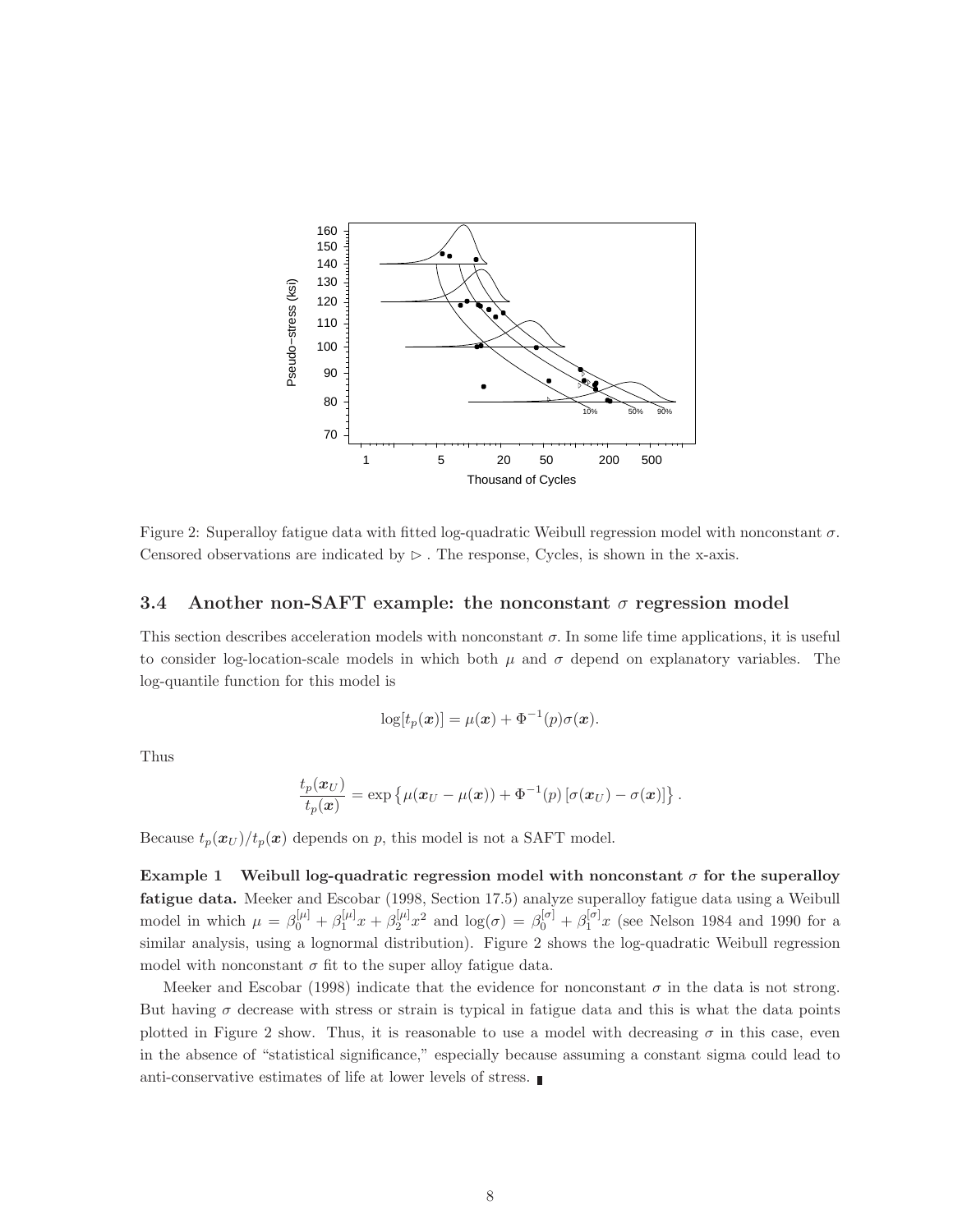Figure 2: Superalloy fatigue data with fitted log-quadratic Weibull regression model with nonconstant $\sigma$. Censored observations are indicated by $\triangleright$ . The response, Cycles, is shown in the x-axis.

### 3.4 Another non-SAFT example: the nonconstant $\sigma$ regression model

This section describes acceleration models with nonconstant $\sigma$. In some life time applications, it is useful to consider log-location-scale models in which both $\mu$ and $\sigma$ depend on explanatory variables. The log-quantile function for this model is

$$\log[t_p(\boldsymbol{x})] = \mu(\boldsymbol{x}) + \Phi^{-1}(p)\sigma(\boldsymbol{x}).$$

Thus

$$\frac{t_p(\boldsymbol{x}_U)}{t_p(\boldsymbol{x})} = \exp\left\{\mu(\boldsymbol{x}_U - \mu(\boldsymbol{x})) + \Phi^{-1}(p)\left[\sigma(\boldsymbol{x}_U) - \sigma(\boldsymbol{x})\right]\right\}.$$

Because $t_p(\boldsymbol{x}_U)/t_p(\boldsymbol{x})$ depends on $p$, this model is not a SAFT model.

**Example 1 Weibull log-quadratic regression model with nonconstant $\sigma$ for the superalloy fatigue data.** Meeker and Escobar (1998, Section 17.5) analyze superalloy fatigue data using a Weibull model in which $\mu = \beta_0^{[\mu]} + \beta_1^{[\mu]}x + \beta_2^{[\mu]}x^2$ and $\log(\sigma) = \beta_0^{[\sigma]} + \beta_1^{[\sigma]}x$ (see Nelson 1984 and 1990 for a similar analysis, using a lognormal distribution). Figure 2 shows the log-quadratic Weibull regression model with nonconstant $\sigma$ fit to the super alloy fatigue data.

Meeker and Escobar (1998) indicate that the evidence for nonconstant $\sigma$ in the data is not strong. But having $\sigma$ decrease with stress or strain is typical in fatigue data and this is what the data points plotted in Figure 2 show. Thus, it is reasonable to use a model with decreasing $\sigma$ in this case, even in the absence of "statistical significance," especially because assuming a constant sigma could lead to anti-conservative estimates of life at lower levels of stress. ∎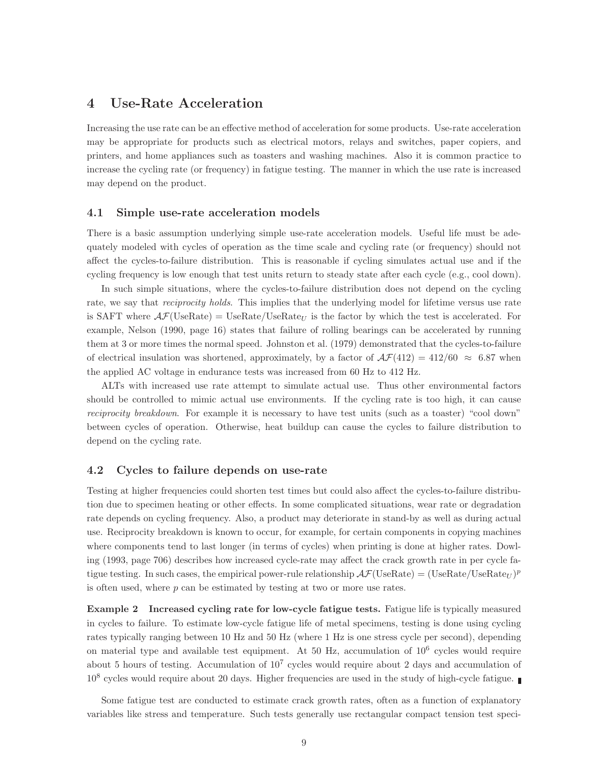# 4 Use-Rate Acceleration

Increasing the use rate can be an effective method of acceleration for some products. Use-rate acceleration may be appropriate for products such as electrical motors, relays and switches, paper copiers, and printers, and home appliances such as toasters and washing machines. Also it is common practice to increase the cycling rate (or frequency) in fatigue testing. The manner in which the use rate is increased may depend on the product.

## 4.1 Simple use-rate acceleration models

There is a basic assumption underlying simple use-rate acceleration models. Useful life must be adequately modeled with cycles of operation as the time scale and cycling rate (or frequency) should not affect the cycles-to-failure distribution. This is reasonable if cycling simulates actual use and if the cycling frequency is low enough that test units return to steady state after each cycle (e.g., cool down).

In such simple situations, where the cycles-to-failure distribution does not depend on the cycling rate, we say that *reciprocity holds*. This implies that the underlying model for lifetime versus use rate is SAFT where $\mathcal{AF}(\text{UseRate}) = \text{UseRate}/\text{UseRate}_U$ is the factor by which the test is accelerated. For example, Nelson (1990, page 16) states that failure of rolling bearings can be accelerated by running them at 3 or more times the normal speed. Johnston et al. (1979) demonstrated that the cycles-to-failure of electrical insulation was shortened, approximately, by a factor of $\mathcal{AF}(412) = 412/60 \approx 6.87$ when the applied AC voltage in endurance tests was increased from 60 Hz to 412 Hz.

ALTs with increased use rate attempt to simulate actual use. Thus other environmental factors should be controlled to mimic actual use environments. If the cycling rate is too high, it can cause *reciprocity breakdown*. For example it is necessary to have test units (such as a toaster) "cool down" between cycles of operation. Otherwise, heat buildup can cause the cycles to failure distribution to depend on the cycling rate.

## 4.2 Cycles to failure depends on use-rate

Testing at higher frequencies could shorten test times but could also affect the cycles-to-failure distribution due to specimen heating or other effects. In some complicated situations, wear rate or degradation rate depends on cycling frequency. Also, a product may deteriorate in stand-by as well as during actual use. Reciprocity breakdown is known to occur, for example, for certain components in copying machines where components tend to last longer (in terms of cycles) when printing is done at higher rates. Dowling (1993, page 706) describes how increased cycle-rate may affect the crack growth rate in per cycle fatigue testing. In such cases, the empirical power-rule relationship $\mathcal{AF}(\text{UseRate}) = (\text{UseRate}/\text{UseRate}_U)^p$ is often used, where $p$ can be estimated by testing at two or more use rates.

**Example 2 Increased cycling rate for low-cycle fatigue tests.** Fatigue life is typically measured in cycles to failure. To estimate low-cycle fatigue life of metal specimens, testing is done using cycling rates typically ranging between 10 Hz and 50 Hz (where 1 Hz is one stress cycle per second), depending on material type and available test equipment. At 50 Hz, accumulation of $10^6$ cycles would require about 5 hours of testing. Accumulation of $10^7$ cycles would require about 2 days and accumulation of $10^8$ cycles would require about 20 days. Higher frequencies are used in the study of high-cycle fatigue. ∎

Some fatigue test are conducted to estimate crack growth rates, often as a function of explanatory variables like stress and temperature. Such tests generally use rectangular compact tension test speci-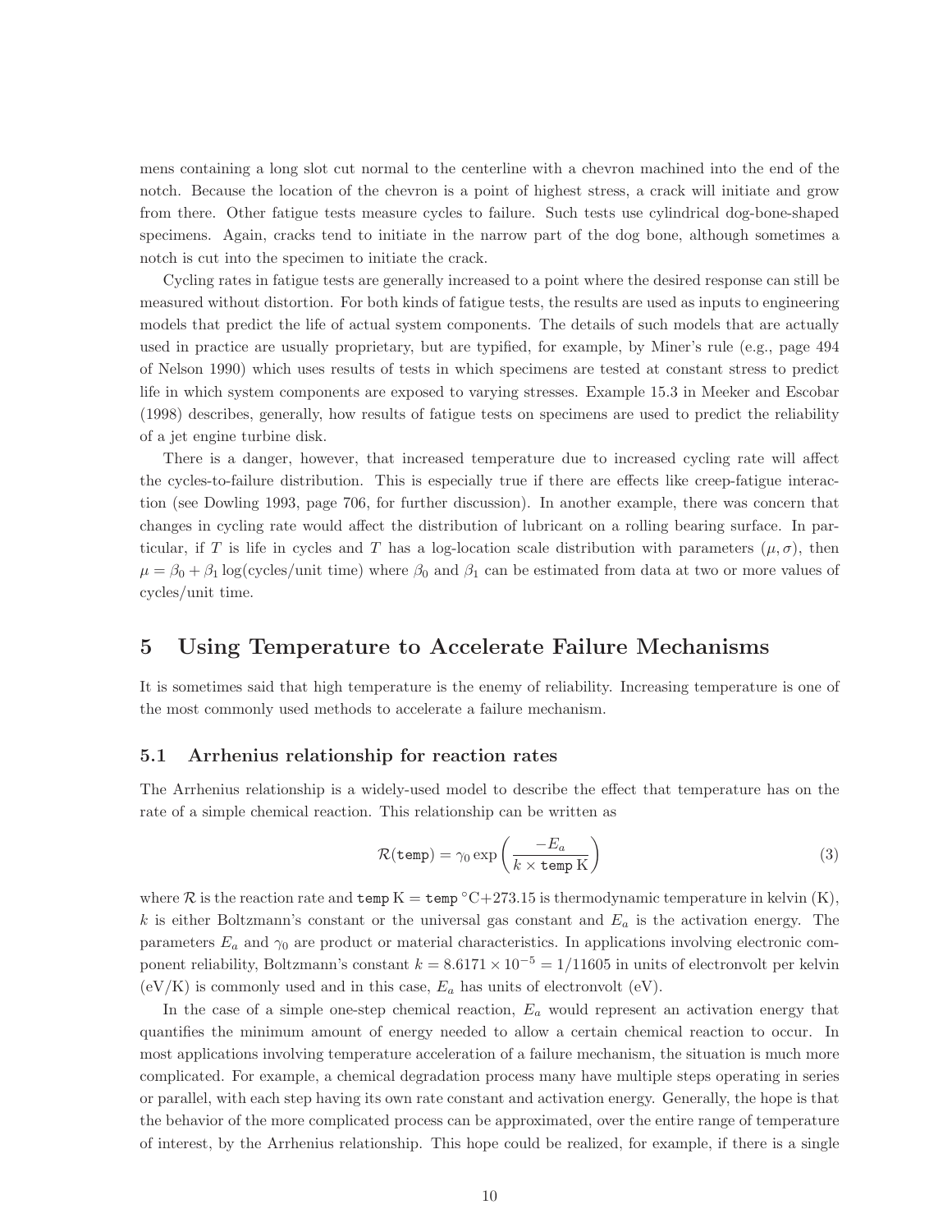mens containing a long slot cut normal to the centerline with a chevron machined into the end of the notch. Because the location of the chevron is a point of highest stress, a crack will initiate and grow from there. Other fatigue tests measure cycles to failure. Such tests use cylindrical dog-bone-shaped specimens. Again, cracks tend to initiate in the narrow part of the dog bone, although sometimes a notch is cut into the specimen to initiate the crack.

Cycling rates in fatigue tests are generally increased to a point where the desired response can still be measured without distortion. For both kinds of fatigue tests, the results are used as inputs to engineering models that predict the life of actual system components. The details of such models that are actually used in practice are usually proprietary, but are typified, for example, by Miner's rule (e.g., page 494 of Nelson 1990) which uses results of tests in which specimens are tested at constant stress to predict life in which system components are exposed to varying stresses. Example 15.3 in Meeker and Escobar (1998) describes, generally, how results of fatigue tests on specimens are used to predict the reliability of a jet engine turbine disk.

There is a danger, however, that increased temperature due to increased cycling rate will affect the cycles-to-failure distribution. This is especially true if there are effects like creep-fatigue interaction (see Dowling 1993, page 706, for further discussion). In another example, there was concern that changes in cycling rate would affect the distribution of lubricant on a rolling bearing surface. In particular, if $T$ is life in cycles and $T$ has a log-location scale distribution with parameters $(\mu, \sigma)$, then $\mu = \beta_0 + \beta_1 \log(\text{cycles/unit time})$ where $\beta_0$ and $\beta_1$ can be estimated from data at two or more values of cycles/unit time.

# 5 Using Temperature to Accelerate Failure Mechanisms

It is sometimes said that high temperature is the enemy of reliability. Increasing temperature is one of the most commonly used methods to accelerate a failure mechanism.

## 5.1 Arrhenius relationship for reaction rates

The Arrhenius relationship is a widely-used model to describe the effect that temperature has on the rate of a simple chemical reaction. This relationship can be written as

$$\mathcal{R}(\texttt{temp}) = \gamma_0 \exp\left(\frac{-E_a}{k \times \texttt{temp}\,\mathrm{K}}\right) \tag{3}$$

where $\mathcal{R}$ is the reaction rate and $\texttt{temp}\,\mathrm{K} = \texttt{temp}\,^\circ\mathrm{C} + 273.15$ is thermodynamic temperature in kelvin (K), $k$ is either Boltzmann's constant or the universal gas constant and $E_a$ is the activation energy. The parameters $E_a$ and $\gamma_0$ are product or material characteristics. In applications involving electronic component reliability, Boltzmann's constant $k = 8.6171 \times 10^{-5} = 1/11605$ in units of electronvolt per kelvin (eV/K) is commonly used and in this case, $E_a$ has units of electronvolt (eV).

In the case of a simple one-step chemical reaction, $E_a$ would represent an activation energy that quantifies the minimum amount of energy needed to allow a certain chemical reaction to occur. In most applications involving temperature acceleration of a failure mechanism, the situation is much more complicated. For example, a chemical degradation process many have multiple steps operating in series or parallel, with each step having its own rate constant and activation energy. Generally, the hope is that the behavior of the more complicated process can be approximated, over the entire range of temperature of interest, by the Arrhenius relationship. This hope could be realized, for example, if there is a single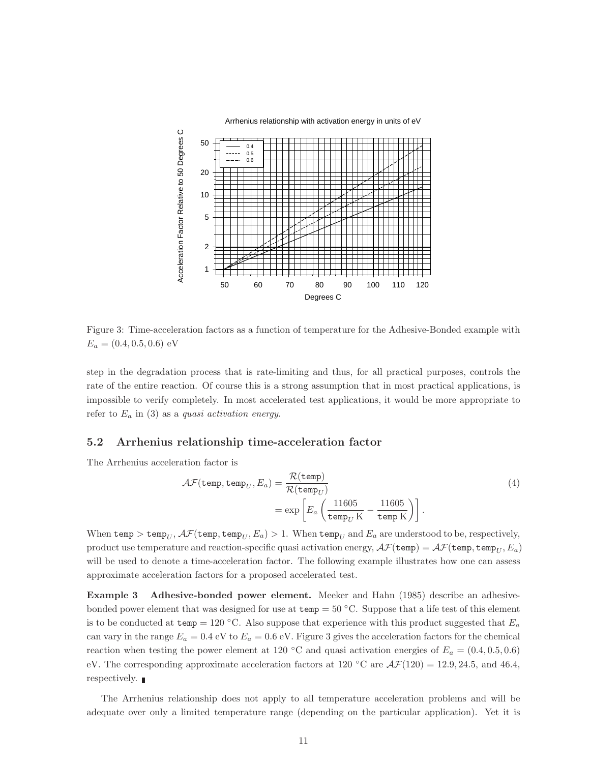Figure 3: Time-acceleration factors as a function of temperature for the Adhesive-Bonded example with $E_a = (0.4, 0.5, 0.6)$ eV

step in the degradation process that is rate-limiting and thus, for all practical purposes, controls the rate of the entire reaction. Of course this is a strong assumption that in most practical applications, is impossible to verify completely. In most accelerated test applications, it would be more appropriate to refer to $E_a$ in (3) as a *quasi activation energy*.

### 5.2 Arrhenius relationship time-acceleration factor

The Arrhenius acceleration factor is

$$
\begin{aligned}
\mathcal{AF}(\texttt{temp}, \texttt{temp}_U, E_a) &= \frac{\mathcal{R}(\texttt{temp})}{\mathcal{R}(\texttt{temp}_U)} \\
&= \exp\left[E_a\left(\frac{11605}{\texttt{temp}_U\,\mathrm{K}} - \frac{11605}{\texttt{temp}\,\mathrm{K}}\right)\right].
\end{aligned}
\tag{4}
$$

When $\texttt{temp} > \texttt{temp}_U$, $\mathcal{AF}(\texttt{temp}, \texttt{temp}_U, E_a) > 1$. When $\texttt{temp}_U$ and $E_a$ are understood to be, respectively, product use temperature and reaction-specific quasi activation energy, $\mathcal{AF}(\texttt{temp}) = \mathcal{AF}(\texttt{temp}, \texttt{temp}_U, E_a)$ will be used to denote a time-acceleration factor. The following example illustrates how one can assess approximate acceleration factors for a proposed accelerated test.

**Example 3 Adhesive-bonded power element.** Meeker and Hahn (1985) describe an adhesive-bonded power element that was designed for use at $\texttt{temp} = 50$ °C. Suppose that a life test of this element is to be conducted at $\texttt{temp} = 120$ °C. Also suppose that experience with this product suggested that $E_a$ can vary in the range $E_a = 0.4$ eV to $E_a = 0.6$ eV. Figure 3 gives the acceleration factors for the chemical reaction when testing the power element at 120 °C and quasi activation energies of $E_a = (0.4, 0.5, 0.6)$ eV. The corresponding approximate acceleration factors at 120 °C are $\mathcal{AF}(120) = 12.9, 24.5$, and $46.4$, respectively. ∎

The Arrhenius relationship does not apply to all temperature acceleration problems and will be adequate over only a limited temperature range (depending on the particular application). Yet it is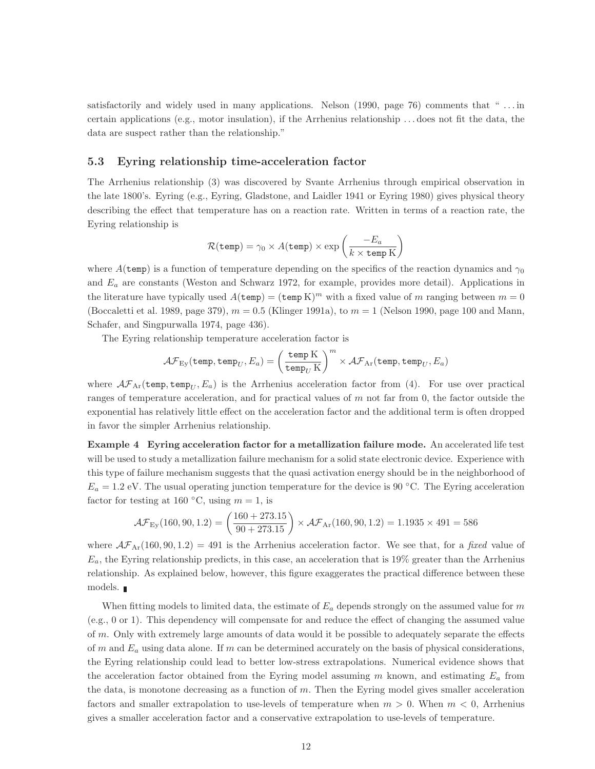satisfactorily and widely used in many applications. Nelson (1990, page 76) comments that " ... in certain applications (e.g., motor insulation), if the Arrhenius relationship ... does not fit the data, the data are suspect rather than the relationship."

### 5.3 Eyring relationship time-acceleration factor

The Arrhenius relationship (3) was discovered by Svante Arrhenius through empirical observation in the late 1800's. Eyring (e.g., Eyring, Gladstone, and Laidler 1941 or Eyring 1980) gives physical theory describing the effect that temperature has on a reaction rate. Written in terms of a reaction rate, the Eyring relationship is

$$\mathcal{R}(\texttt{temp}) = \gamma_0 \times A(\texttt{temp}) \times \exp\left(\frac{-E_a}{k \times \texttt{temp}\,\text{K}}\right)$$

where $A(\texttt{temp})$ is a function of temperature depending on the specifics of the reaction dynamics and $\gamma_0$ and $E_a$ are constants (Weston and Schwarz 1972, for example, provides more detail). Applications in the literature have typically used $A(\texttt{temp}) = (\texttt{temp}\,\text{K})^m$ with a fixed value of $m$ ranging between $m = 0$ (Boccaletti et al. 1989, page 379), $m = 0.5$ (Klinger 1991a), to $m = 1$ (Nelson 1990, page 100 and Mann, Schafer, and Singpurwalla 1974, page 436).

The Eyring relationship temperature acceleration factor is

$$\mathcal{AF}_{\text{Ey}}(\texttt{temp}, \texttt{temp}_U, E_a) = \left(\frac{\texttt{temp}\,\text{K}}{\texttt{temp}_U\,\text{K}}\right)^m \times \mathcal{AF}_{\text{Ar}}(\texttt{temp}, \texttt{temp}_U, E_a)$$

where $\mathcal{AF}_{\text{Ar}}(\texttt{temp}, \texttt{temp}_U, E_a)$ is the Arrhenius acceleration factor from (4). For use over practical ranges of temperature acceleration, and for practical values of $m$ not far from 0, the factor outside the exponential has relatively little effect on the acceleration factor and the additional term is often dropped in favor the simpler Arrhenius relationship.

**Example 4 Eyring acceleration factor for a metallization failure mode.** An accelerated life test will be used to study a metallization failure mechanism for a solid state electronic device. Experience with this type of failure mechanism suggests that the quasi activation energy should be in the neighborhood of $E_a = 1.2$ eV. The usual operating junction temperature for the device is 90 °C. The Eyring acceleration factor for testing at 160 °C, using $m = 1$, is

$$\mathcal{AF}_{\text{Ey}}(160, 90, 1.2) = \left(\frac{160 + 273.15}{90 + 273.15}\right) \times \mathcal{AF}_{\text{Ar}}(160, 90, 1.2) = 1.1935 \times 491 = 586$$

where $\mathcal{AF}_{\text{Ar}}(160, 90, 1.2) = 491$ is the Arrhenius acceleration factor. We see that, for a *fixed* value of $E_a$, the Eyring relationship predicts, in this case, an acceleration that is 19% greater than the Arrhenius relationship. As explained below, however, this figure exaggerates the practical difference between these models. ∎

When fitting models to limited data, the estimate of $E_a$ depends strongly on the assumed value for $m$ (e.g., 0 or 1). This dependency will compensate for and reduce the effect of changing the assumed value of $m$. Only with extremely large amounts of data would it be possible to adequately separate the effects of $m$ and $E_a$ using data alone. If $m$ can be determined accurately on the basis of physical considerations, the Eyring relationship could lead to better low-stress extrapolations. Numerical evidence shows that the acceleration factor obtained from the Eyring model assuming $m$ known, and estimating $E_a$ from the data, is monotone decreasing as a function of $m$. Then the Eyring model gives smaller acceleration factors and smaller extrapolation to use-levels of temperature when $m > 0$. When $m < 0$, Arrhenius gives a smaller acceleration factor and a conservative extrapolation to use-levels of temperature.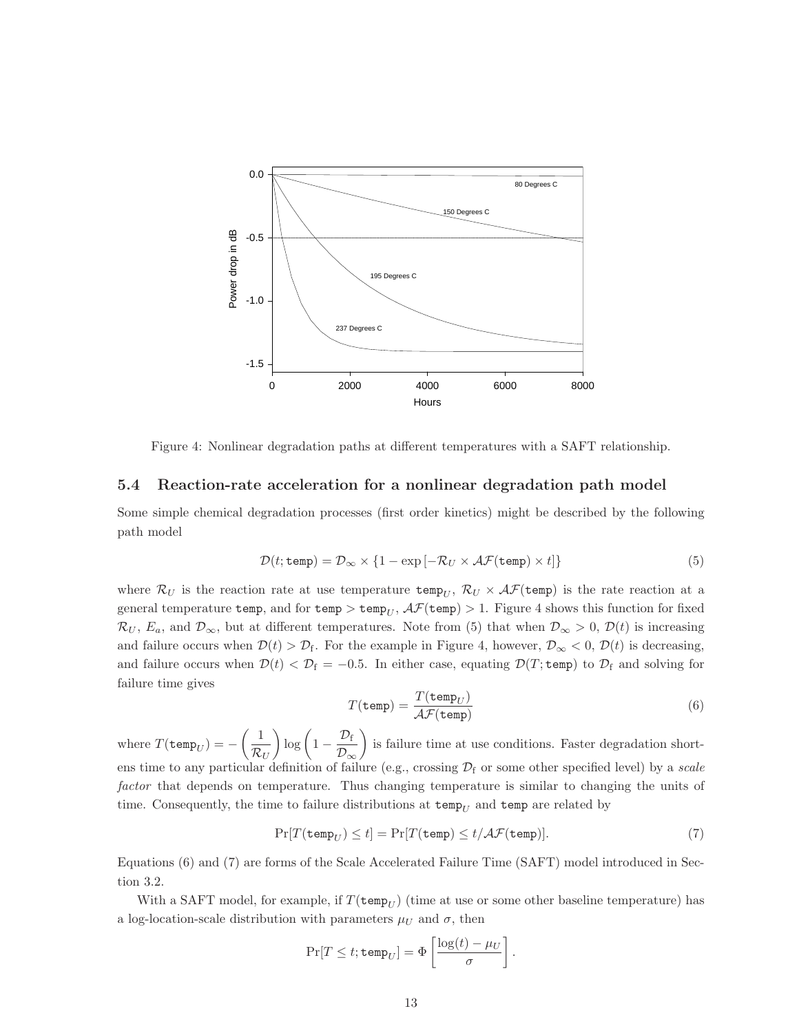Figure 4: Nonlinear degradation paths at different temperatures with a SAFT relationship.

### 5.4 Reaction-rate acceleration for a nonlinear degradation path model

Some simple chemical degradation processes (first order kinetics) might be described by the following path model

$$\mathcal{D}(t; \texttt{temp}) = \mathcal{D}_\infty \times \{1 - \exp[-\mathcal{R}_U \times \mathcal{AF}(\texttt{temp}) \times t]\} \tag{5}$$

where $\mathcal{R}_U$ is the reaction rate at use temperature $\texttt{temp}_U$, $\mathcal{R}_U \times \mathcal{AF}(\texttt{temp})$ is the rate reaction at a general temperature $\texttt{temp}$, and for $\texttt{temp} > \texttt{temp}_U$, $\mathcal{AF}(\texttt{temp}) > 1$. Figure 4 shows this function for fixed $\mathcal{R}_U$, $E_a$, and $\mathcal{D}_\infty$, but at different temperatures. Note from (5) that when $\mathcal{D}_\infty > 0$, $\mathcal{D}(t)$ is increasing and failure occurs when $\mathcal{D}(t) > \mathcal{D}_\text{f}$. For the example in Figure 4, however, $\mathcal{D}_\infty < 0$, $\mathcal{D}(t)$ is decreasing, and failure occurs when $\mathcal{D}(t) < \mathcal{D}_\text{f} = -0.5$. In either case, equating $\mathcal{D}(T; \texttt{temp})$ to $\mathcal{D}_\text{f}$ and solving for failure time gives

$$T(\texttt{temp}) = \frac{T(\texttt{temp}_U)}{\mathcal{AF}(\texttt{temp})} \tag{6}$$

where $T(\texttt{temp}_U) = -\left(\dfrac{1}{\mathcal{R}_U}\right) \log\left(1 - \dfrac{\mathcal{D}_\text{f}}{\mathcal{D}_\infty}\right)$ is failure time at use conditions. Faster degradation shortens time to any particular definition of failure (e.g., crossing $\mathcal{D}_\text{f}$ or some other specified level) by a *scale factor* that depends on temperature. Thus changing temperature is similar to changing the units of time. Consequently, the time to failure distributions at $\texttt{temp}_U$ and $\texttt{temp}$ are related by

$$\Pr[T(\texttt{temp}_U) \le t] = \Pr[T(\texttt{temp}) \le t/\mathcal{AF}(\texttt{temp})]. \tag{7}$$

Equations (6) and (7) are forms of the Scale Accelerated Failure Time (SAFT) model introduced in Section 3.2.

With a SAFT model, for example, if $T(\texttt{temp}_U)$ (time at use or some other baseline temperature) has a log-location-scale distribution with parameters $\mu_U$ and $\sigma$, then

$$\Pr[T \le t; \texttt{temp}_U] = \Phi\left[\frac{\log(t) - \mu_U}{\sigma}\right].$$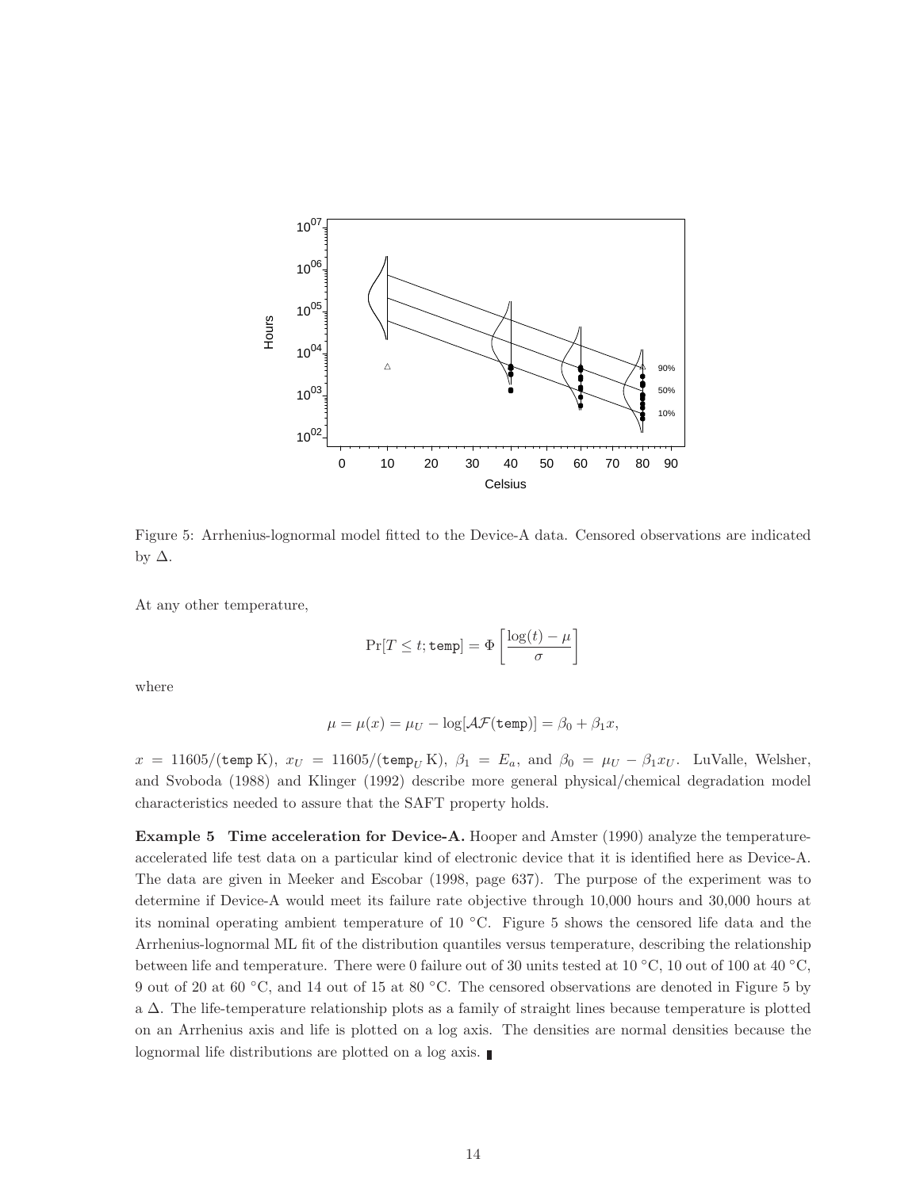Figure 5: Arrhenius-lognormal model fitted to the Device-A data. Censored observations are indicated by $\Delta$.

At any other temperature,

$$\Pr[T \le t; \texttt{temp}] = \Phi\left[\frac{\log(t) - \mu}{\sigma}\right]$$

where

$$\mu = \mu(x) = \mu_U - \log[\mathcal{AF}(\texttt{temp})] = \beta_0 + \beta_1 x,$$

$x = 11605/(\texttt{temp}\,\mathrm{K})$, $x_U = 11605/(\texttt{temp}_U\,\mathrm{K})$, $\beta_1 = E_a$, and $\beta_0 = \mu_U - \beta_1 x_U$. LuValle, Welsher, and Svoboda (1988) and Klinger (1992) describe more general physical/chemical degradation model characteristics needed to assure that the SAFT property holds.

**Example 5 Time acceleration for Device-A.** Hooper and Amster (1990) analyze the temperature-accelerated life test data on a particular kind of electronic device that it is identified here as Device-A. The data are given in Meeker and Escobar (1998, page 637). The purpose of the experiment was to determine if Device-A would meet its failure rate objective through 10,000 hours and 30,000 hours at its nominal operating ambient temperature of 10 °C. Figure 5 shows the censored life data and the Arrhenius-lognormal ML fit of the distribution quantiles versus temperature, describing the relationship between life and temperature. There were 0 failure out of 30 units tested at 10 °C, 10 out of 100 at 40 °C, 9 out of 20 at 60 °C, and 14 out of 15 at 80 °C. The censored observations are denoted in Figure 5 by a $\Delta$. The life-temperature relationship plots as a family of straight lines because temperature is plotted on an Arrhenius axis and life is plotted on a log axis. The densities are normal densities because the lognormal life distributions are plotted on a log axis. ∎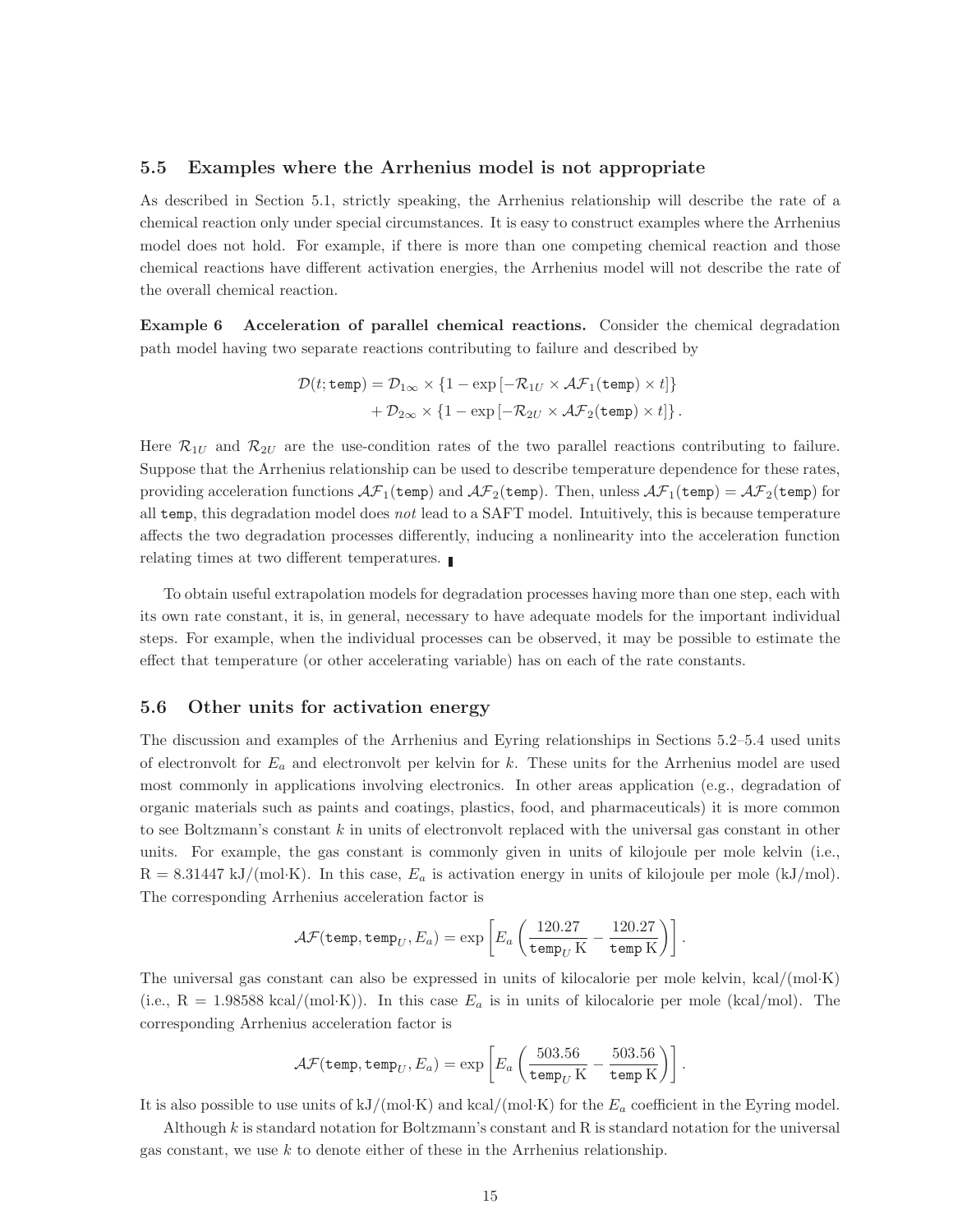### 5.5 Examples where the Arrhenius model is not appropriate

As described in Section 5.1, strictly speaking, the Arrhenius relationship will describe the rate of a chemical reaction only under special circumstances. It is easy to construct examples where the Arrhenius model does not hold. For example, if there is more than one competing chemical reaction and those chemical reactions have different activation energies, the Arrhenius model will not describe the rate of the overall chemical reaction.

**Example 6 Acceleration of parallel chemical reactions.** Consider the chemical degradation path model having two separate reactions contributing to failure and described by

$$\begin{aligned}\mathcal{D}(t; \texttt{temp}) = \mathcal{D}_{1\infty} &\times \{1 - \exp\left[-\mathcal{R}_{1U} \times \mathcal{AF}_1(\texttt{temp}) \times t\right]\} \\ &+ \mathcal{D}_{2\infty} \times \{1 - \exp\left[-\mathcal{R}_{2U} \times \mathcal{AF}_2(\texttt{temp}) \times t\right]\}.\end{aligned}$$

Here $\mathcal{R}_{1U}$ and $\mathcal{R}_{2U}$ are the use-condition rates of the two parallel reactions contributing to failure. Suppose that the Arrhenius relationship can be used to describe temperature dependence for these rates, providing acceleration functions $\mathcal{AF}_1(\texttt{temp})$ and $\mathcal{AF}_2(\texttt{temp})$. Then, unless $\mathcal{AF}_1(\texttt{temp}) = \mathcal{AF}_2(\texttt{temp})$ for all temp, this degradation model does *not* lead to a SAFT model. Intuitively, this is because temperature affects the two degradation processes differently, inducing a nonlinearity into the acceleration function relating times at two different temperatures. ∎

To obtain useful extrapolation models for degradation processes having more than one step, each with its own rate constant, it is, in general, necessary to have adequate models for the important individual steps. For example, when the individual processes can be observed, it may be possible to estimate the effect that temperature (or other accelerating variable) has on each of the rate constants.

### 5.6 Other units for activation energy

The discussion and examples of the Arrhenius and Eyring relationships in Sections 5.2–5.4 used units of electronvolt for $E_a$ and electronvolt per kelvin for $k$. These units for the Arrhenius model are used most commonly in applications involving electronics. In other areas application (e.g., degradation of organic materials such as paints and coatings, plastics, food, and pharmaceuticals) it is more common to see Boltzmann's constant $k$ in units of electronvolt replaced with the universal gas constant in other units. For example, the gas constant is commonly given in units of kilojoule per mole kelvin (i.e., R = 8.31447 kJ/(mol·K). In this case, $E_a$ is activation energy in units of kilojoule per mole (kJ/mol). The corresponding Arrhenius acceleration factor is

$$\mathcal{AF}(\texttt{temp}, \texttt{temp}_U, E_a) = \exp\left[E_a\left(\frac{120.27}{\texttt{temp}_U\,\text{K}} - \frac{120.27}{\texttt{temp}\,\text{K}}\right)\right].$$

The universal gas constant can also be expressed in units of kilocalorie per mole kelvin, kcal/(mol·K) (i.e., R = 1.98588 kcal/(mol·K)). In this case $E_a$ is in units of kilocalorie per mole (kcal/mol). The corresponding Arrhenius acceleration factor is

$$\mathcal{AF}(\texttt{temp}, \texttt{temp}_U, E_a) = \exp\left[E_a\left(\frac{503.56}{\texttt{temp}_U\,\text{K}} - \frac{503.56}{\texttt{temp}\,\text{K}}\right)\right].$$

It is also possible to use units of kJ/(mol·K) and kcal/(mol·K) for the $E_a$ coefficient in the Eyring model.

Although $k$ is standard notation for Boltzmann's constant and R is standard notation for the universal gas constant, we use $k$ to denote either of these in the Arrhenius relationship.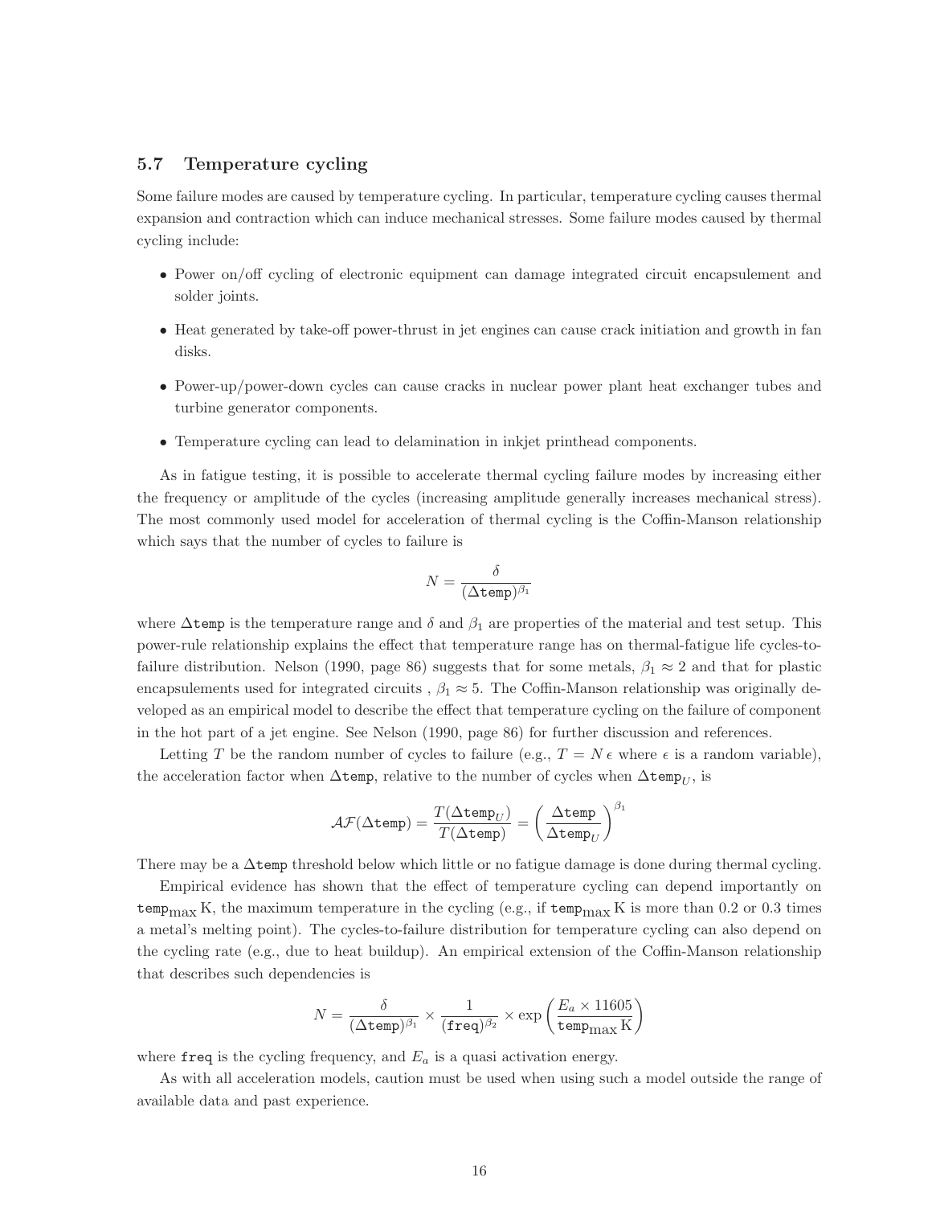### 5.7 Temperature cycling

Some failure modes are caused by temperature cycling. In particular, temperature cycling causes thermal expansion and contraction which can induce mechanical stresses. Some failure modes caused by thermal cycling include:

- Power on/off cycling of electronic equipment can damage integrated circuit encapsulement and solder joints.
- Heat generated by take-off power-thrust in jet engines can cause crack initiation and growth in fan disks.
- Power-up/power-down cycles can cause cracks in nuclear power plant heat exchanger tubes and turbine generator components.
- Temperature cycling can lead to delamination in inkjet printhead components.

As in fatigue testing, it is possible to accelerate thermal cycling failure modes by increasing either the frequency or amplitude of the cycles (increasing amplitude generally increases mechanical stress). The most commonly used model for acceleration of thermal cycling is the Coffin-Manson relationship which says that the number of cycles to failure is

$$N = \frac{\delta}{(\Delta\texttt{temp})^{\beta_1}}$$

where $\Delta\texttt{temp}$ is the temperature range and $\delta$ and $\beta_1$ are properties of the material and test setup. This power-rule relationship explains the effect that temperature range has on thermal-fatigue life cycles-to-failure distribution. Nelson (1990, page 86) suggests that for some metals, $\beta_1 \approx 2$ and that for plastic encapsulements used for integrated circuits , $\beta_1 \approx 5$. The Coffin-Manson relationship was originally developed as an empirical model to describe the effect that temperature cycling on the failure of component in the hot part of a jet engine. See Nelson (1990, page 86) for further discussion and references.

Letting $T$ be the random number of cycles to failure (e.g., $T = N\,\epsilon$ where $\epsilon$ is a random variable), the acceleration factor when $\Delta\texttt{temp}$, relative to the number of cycles when $\Delta\texttt{temp}_U$, is

$$\mathcal{AF}(\Delta\texttt{temp}) = \frac{T(\Delta\texttt{temp}_U)}{T(\Delta\texttt{temp})} = \left(\frac{\Delta\texttt{temp}}{\Delta\texttt{temp}_U}\right)^{\beta_1}$$

There may be a $\Delta\texttt{temp}$ threshold below which little or no fatigue damage is done during thermal cycling.

Empirical evidence has shown that the effect of temperature cycling can depend importantly on $\texttt{temp}_{\max}\,\mathrm{K}$, the maximum temperature in the cycling (e.g., if $\texttt{temp}_{\max}\,\mathrm{K}$ is more than 0.2 or 0.3 times a metal's melting point). The cycles-to-failure distribution for temperature cycling can also depend on the cycling rate (e.g., due to heat buildup). An empirical extension of the Coffin-Manson relationship that describes such dependencies is

$$N = \frac{\delta}{(\Delta\texttt{temp})^{\beta_1}} \times \frac{1}{(\texttt{freq})^{\beta_2}} \times \exp\left(\frac{E_a \times 11605}{\texttt{temp}_{\max}\,\mathrm{K}}\right)$$

where $\texttt{freq}$ is the cycling frequency, and $E_a$ is a quasi activation energy.

As with all acceleration models, caution must be used when using such a model outside the range of available data and past experience.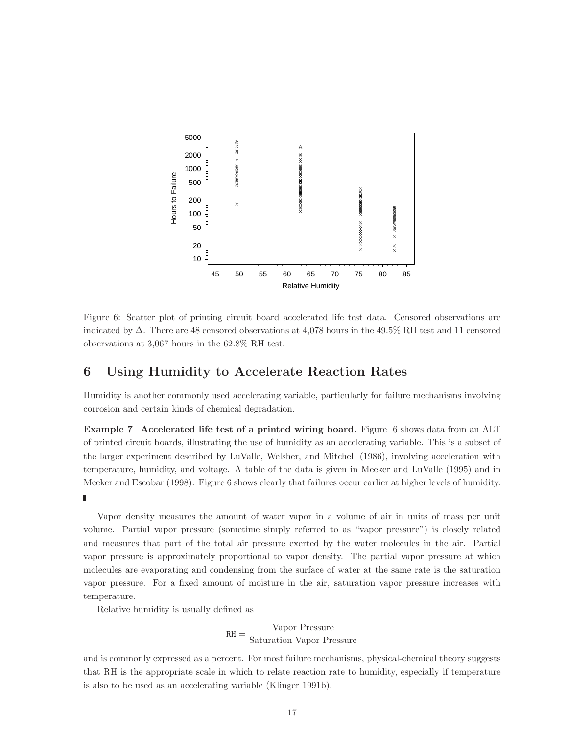Figure 6: Scatter plot of printing circuit board accelerated life test data. Censored observations are indicated by $\Delta$. There are 48 censored observations at 4,078 hours in the 49.5% RH test and 11 censored observations at 3,067 hours in the 62.8% RH test.

## 6 Using Humidity to Accelerate Reaction Rates

Humidity is another commonly used accelerating variable, particularly for failure mechanisms involving corrosion and certain kinds of chemical degradation.

**Example 7 Accelerated life test of a printed wiring board.** Figure 6 shows data from an ALT of printed circuit boards, illustrating the use of humidity as an accelerating variable. This is a subset of the larger experiment described by LuValle, Welsher, and Mitchell (1986), involving acceleration with temperature, humidity, and voltage. A table of the data is given in Meeker and LuValle (1995) and in Meeker and Escobar (1998). Figure 6 shows clearly that failures occur earlier at higher levels of humidity. ∎

Vapor density measures the amount of water vapor in a volume of air in units of mass per unit volume. Partial vapor pressure (sometime simply referred to as "vapor pressure") is closely related and measures that part of the total air pressure exerted by the water molecules in the air. Partial vapor pressure is approximately proportional to vapor density. The partial vapor pressure at which molecules are evaporating and condensing from the surface of water at the same rate is the saturation vapor pressure. For a fixed amount of moisture in the air, saturation vapor pressure increases with temperature.

Relative humidity is usually defined as

$$\texttt{RH} = \frac{\text{Vapor Pressure}}{\text{Saturation Vapor Pressure}}$$

and is commonly expressed as a percent. For most failure mechanisms, physical-chemical theory suggests that RH is the appropriate scale in which to relate reaction rate to humidity, especially if temperature is also to be used as an accelerating variable (Klinger 1991b).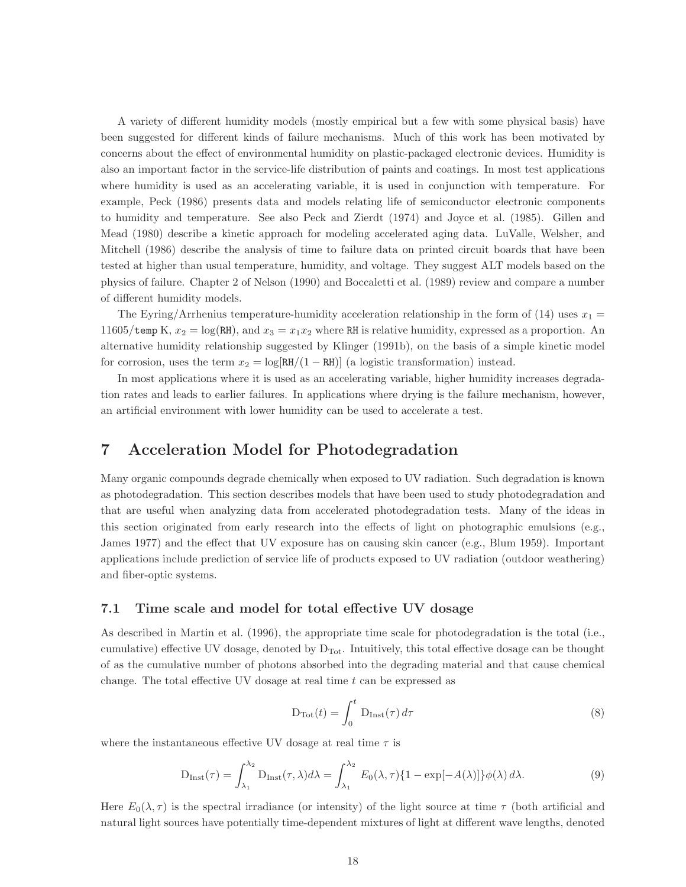A variety of different humidity models (mostly empirical but a few with some physical basis) have been suggested for different kinds of failure mechanisms. Much of this work has been motivated by concerns about the effect of environmental humidity on plastic-packaged electronic devices. Humidity is also an important factor in the service-life distribution of paints and coatings. In most test applications where humidity is used as an accelerating variable, it is used in conjunction with temperature. For example, Peck (1986) presents data and models relating life of semiconductor electronic components to humidity and temperature. See also Peck and Zierdt (1974) and Joyce et al. (1985). Gillen and Mead (1980) describe a kinetic approach for modeling accelerated aging data. LuValle, Welsher, and Mitchell (1986) describe the analysis of time to failure data on printed circuit boards that have been tested at higher than usual temperature, humidity, and voltage. They suggest ALT models based on the physics of failure. Chapter 2 of Nelson (1990) and Boccaletti et al. (1989) review and compare a number of different humidity models.

The Eyring/Arrhenius temperature-humidity acceleration relationship in the form of (14) uses $x_1 = 11605/\texttt{temp}\,\mathrm{K}$, $x_2 = \log(\texttt{RH})$, and $x_3 = x_1 x_2$ where RH is relative humidity, expressed as a proportion. An alternative humidity relationship suggested by Klinger (1991b), on the basis of a simple kinetic model for corrosion, uses the term $x_2 = \log[\texttt{RH}/(1 - \texttt{RH})]$ (a logistic transformation) instead.

In most applications where it is used as an accelerating variable, higher humidity increases degradation rates and leads to earlier failures. In applications where drying is the failure mechanism, however, an artificial environment with lower humidity can be used to accelerate a test.

# 7 Acceleration Model for Photodegradation

Many organic compounds degrade chemically when exposed to UV radiation. Such degradation is known as photodegradation. This section describes models that have been used to study photodegradation and that are useful when analyzing data from accelerated photodegradation tests. Many of the ideas in this section originated from early research into the effects of light on photographic emulsions (e.g., James 1977) and the effect that UV exposure has on causing skin cancer (e.g., Blum 1959). Important applications include prediction of service life of products exposed to UV radiation (outdoor weathering) and fiber-optic systems.

## 7.1 Time scale and model for total effective UV dosage

As described in Martin et al. (1996), the appropriate time scale for photodegradation is the total (i.e., cumulative) effective UV dosage, denoted by $\mathrm{D_{Tot}}$. Intuitively, this total effective dosage can be thought of as the cumulative number of photons absorbed into the degrading material and that cause chemical change. The total effective UV dosage at real time $t$ can be expressed as

$$\mathrm{D_{Tot}}(t) = \int_0^t \mathrm{D_{Inst}}(\tau)\, d\tau \tag{8}$$

where the instantaneous effective UV dosage at real time $\tau$ is

$$\mathrm{D_{Inst}}(\tau) = \int_{\lambda_1}^{\lambda_2} \mathrm{D_{Inst}}(\tau, \lambda) d\lambda = \int_{\lambda_1}^{\lambda_2} E_0(\lambda, \tau)\{1 - \exp[-A(\lambda)]\}\phi(\lambda)\, d\lambda. \tag{9}$$

Here $E_0(\lambda, \tau)$ is the spectral irradiance (or intensity) of the light source at time $\tau$ (both artificial and natural light sources have potentially time-dependent mixtures of light at different wave lengths, denoted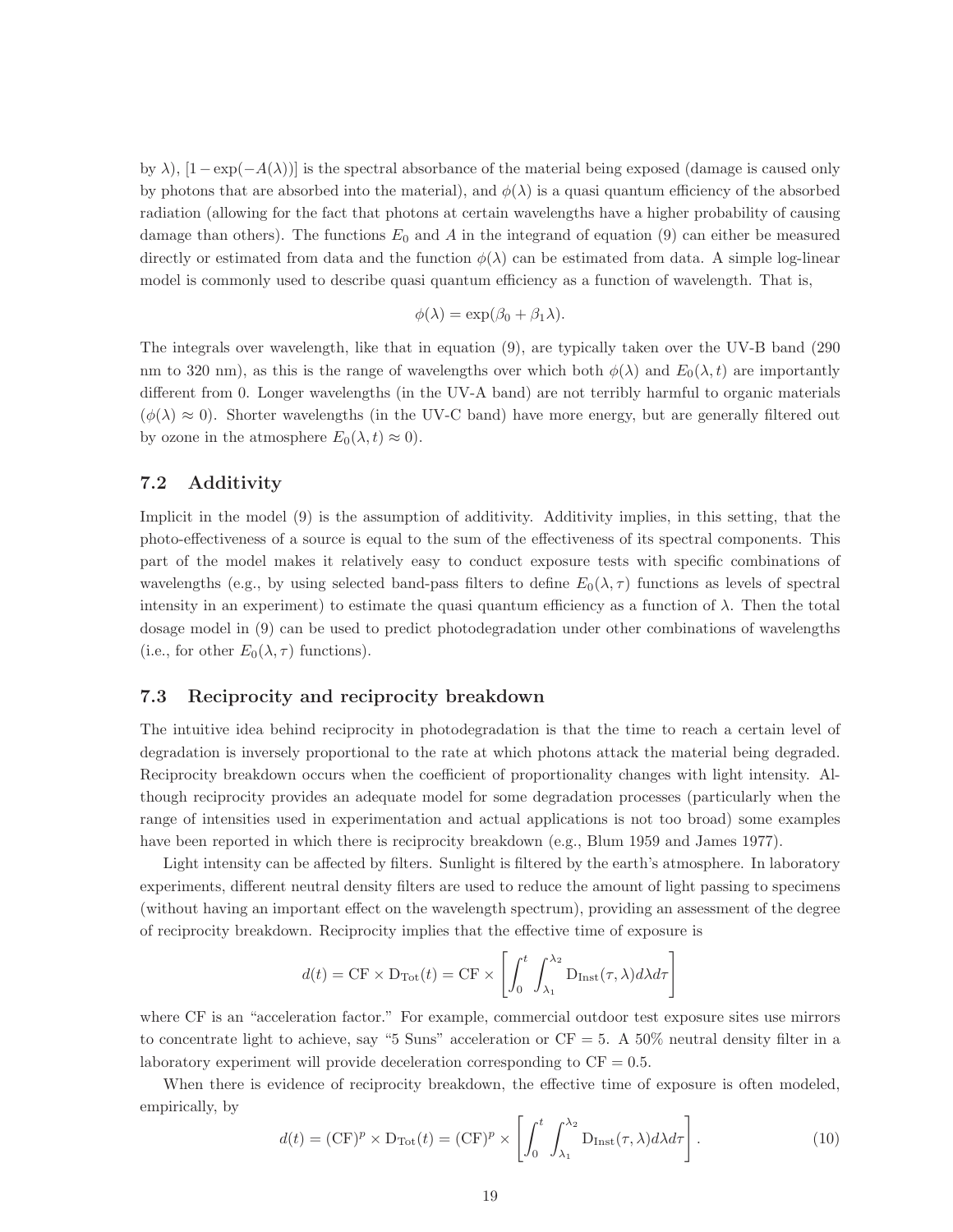by $\lambda$), $[1-\exp(-A(\lambda))]$ is the spectral absorbance of the material being exposed (damage is caused only by photons that are absorbed into the material), and $\phi(\lambda)$ is a quasi quantum efficiency of the absorbed radiation (allowing for the fact that photons at certain wavelengths have a higher probability of causing damage than others). The functions $E_0$ and $A$ in the integrand of equation (9) can either be measured directly or estimated from data and the function $\phi(\lambda)$ can be estimated from data. A simple log-linear model is commonly used to describe quasi quantum efficiency as a function of wavelength. That is,

$$\phi(\lambda) = \exp(\beta_0 + \beta_1 \lambda).$$

The integrals over wavelength, like that in equation (9), are typically taken over the UV-B band (290 nm to 320 nm), as this is the range of wavelengths over which both $\phi(\lambda)$ and $E_0(\lambda, t)$ are importantly different from 0. Longer wavelengths (in the UV-A band) are not terribly harmful to organic materials ($\phi(\lambda) \approx 0$). Shorter wavelengths (in the UV-C band) have more energy, but are generally filtered out by ozone in the atmosphere $E_0(\lambda, t) \approx 0$).

### 7.2 Additivity

Implicit in the model (9) is the assumption of additivity. Additivity implies, in this setting, that the photo-effectiveness of a source is equal to the sum of the effectiveness of its spectral components. This part of the model makes it relatively easy to conduct exposure tests with specific combinations of wavelengths (e.g., by using selected band-pass filters to define $E_0(\lambda, \tau)$ functions as levels of spectral intensity in an experiment) to estimate the quasi quantum efficiency as a function of $\lambda$. Then the total dosage model in (9) can be used to predict photodegradation under other combinations of wavelengths (i.e., for other $E_0(\lambda, \tau)$ functions).

### 7.3 Reciprocity and reciprocity breakdown

The intuitive idea behind reciprocity in photodegradation is that the time to reach a certain level of degradation is inversely proportional to the rate at which photons attack the material being degraded. Reciprocity breakdown occurs when the coefficient of proportionality changes with light intensity. Although reciprocity provides an adequate model for some degradation processes (particularly when the range of intensities used in experimentation and actual applications is not too broad) some examples have been reported in which there is reciprocity breakdown (e.g., Blum 1959 and James 1977).

Light intensity can be affected by filters. Sunlight is filtered by the earth's atmosphere. In laboratory experiments, different neutral density filters are used to reduce the amount of light passing to specimens (without having an important effect on the wavelength spectrum), providing an assessment of the degree of reciprocity breakdown. Reciprocity implies that the effective time of exposure is

$$d(t) = \text{CF} \times \text{D}_{\text{Tot}}(t) = \text{CF} \times \left[ \int_0^t \int_{\lambda_1}^{\lambda_2} \text{D}_{\text{Inst}}(\tau, \lambda) d\lambda d\tau \right]$$

where CF is an "acceleration factor." For example, commercial outdoor test exposure sites use mirrors to concentrate light to achieve, say "5 Suns" acceleration or CF = 5. A 50% neutral density filter in a laboratory experiment will provide deceleration corresponding to CF = 0.5.

When there is evidence of reciprocity breakdown, the effective time of exposure is often modeled, empirically, by

$$d(t) = (\text{CF})^p \times \text{D}_{\text{Tot}}(t) = (\text{CF})^p \times \left[ \int_0^t \int_{\lambda_1}^{\lambda_2} \text{D}_{\text{Inst}}(\tau, \lambda) d\lambda d\tau \right]. \tag{10}$$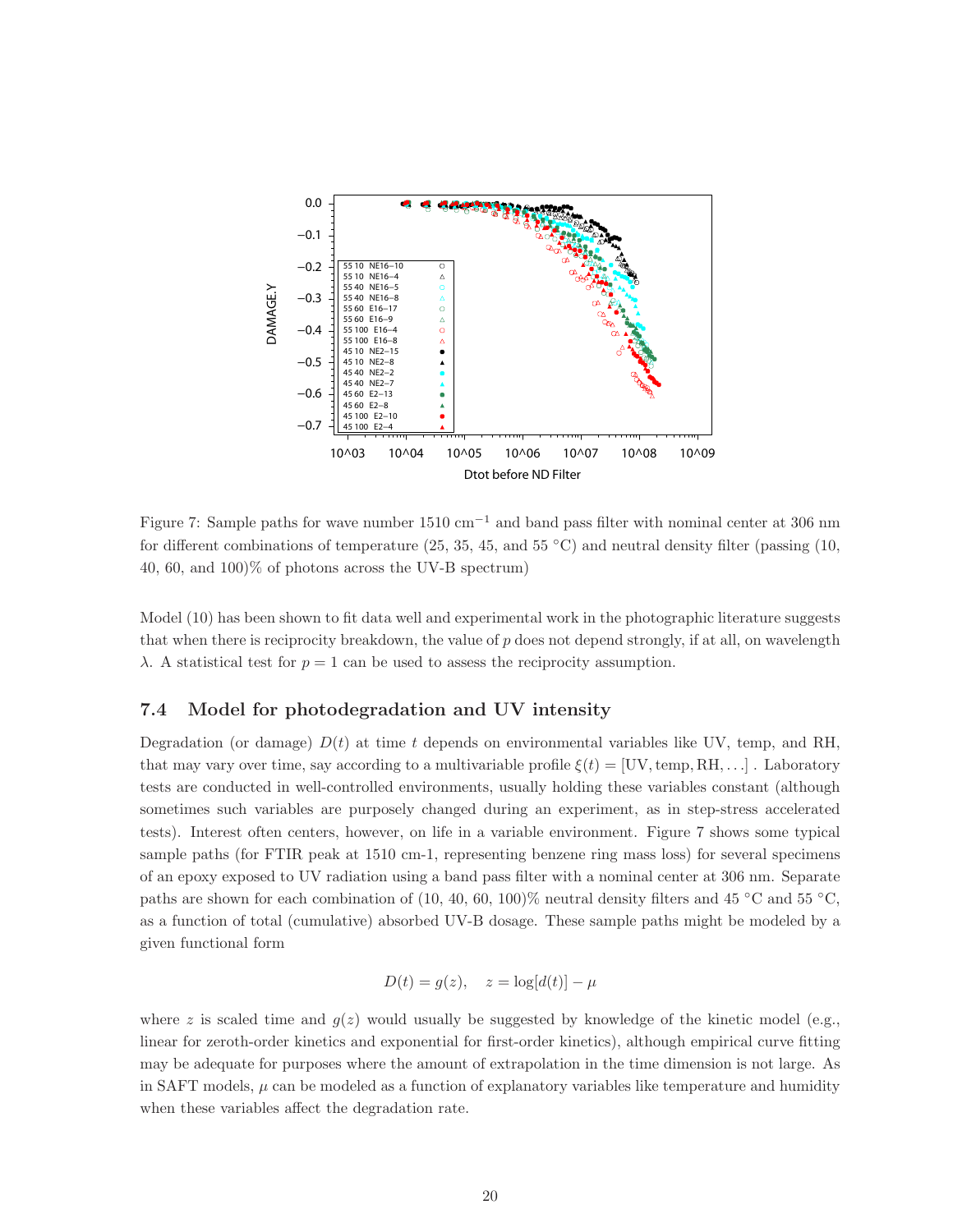Figure 7: Sample paths for wave number 1510 $\text{cm}^{-1}$ and band pass filter with nominal center at 306 nm for different combinations of temperature (25, 35, 45, and 55 °C) and neutral density filter (passing (10, 40, 60, and 100)% of photons across the UV-B spectrum)

Model (10) has been shown to fit data well and experimental work in the photographic literature suggests that when there is reciprocity breakdown, the value of $p$ does not depend strongly, if at all, on wavelength $\lambda$. A statistical test for $p = 1$ can be used to assess the reciprocity assumption.

### 7.4 Model for photodegradation and UV intensity

Degradation (or damage) $D(t)$ at time $t$ depends on environmental variables like UV, temp, and RH, that may vary over time, say according to a multivariable profile $\xi(t) = [\text{UV}, \text{temp}, \text{RH}, \ldots]$ . Laboratory tests are conducted in well-controlled environments, usually holding these variables constant (although sometimes such variables are purposely changed during an experiment, as in step-stress accelerated tests). Interest often centers, however, on life in a variable environment. Figure 7 shows some typical sample paths (for FTIR peak at 1510 cm-1, representing benzene ring mass loss) for several specimens of an epoxy exposed to UV radiation using a band pass filter with a nominal center at 306 nm. Separate paths are shown for each combination of (10, 40, 60, 100)% neutral density filters and 45 °C and 55 °C, as a function of total (cumulative) absorbed UV-B dosage. These sample paths might be modeled by a given functional form

$$D(t) = g(z), \quad z = \log[d(t)] - \mu$$

where $z$ is scaled time and $g(z)$ would usually be suggested by knowledge of the kinetic model (e.g., linear for zeroth-order kinetics and exponential for first-order kinetics), although empirical curve fitting may be adequate for purposes where the amount of extrapolation in the time dimension is not large. As in SAFT models, $\mu$ can be modeled as a function of explanatory variables like temperature and humidity when these variables affect the degradation rate.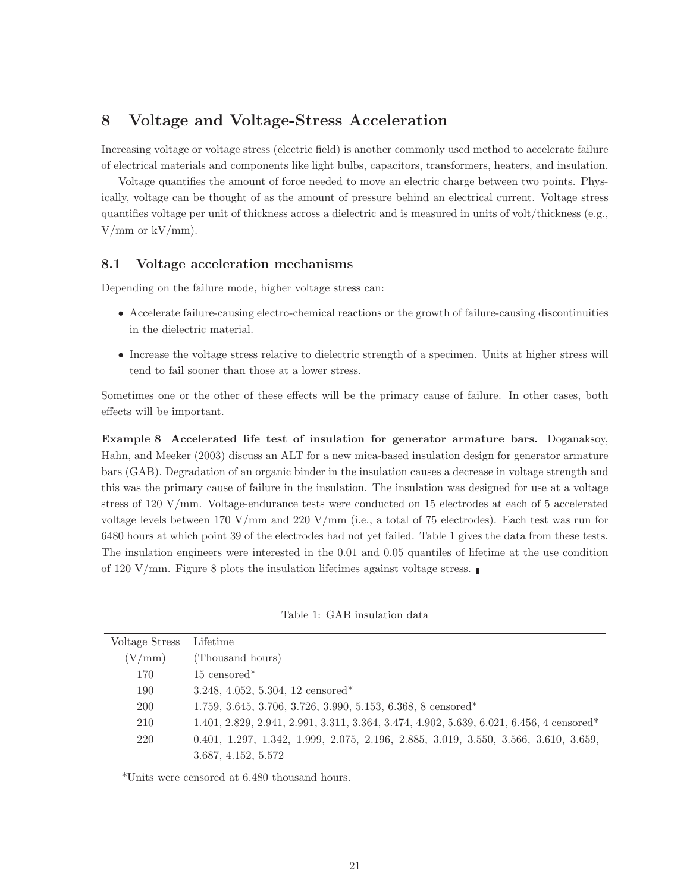# 8 Voltage and Voltage-Stress Acceleration

Increasing voltage or voltage stress (electric field) is another commonly used method to accelerate failure of electrical materials and components like light bulbs, capacitors, transformers, heaters, and insulation.

Voltage quantifies the amount of force needed to move an electric charge between two points. Physically, voltage can be thought of as the amount of pressure behind an electrical current. Voltage stress quantifies voltage per unit of thickness across a dielectric and is measured in units of volt/thickness (e.g., V/mm or kV/mm).

## 8.1 Voltage acceleration mechanisms

Depending on the failure mode, higher voltage stress can:

- Accelerate failure-causing electro-chemical reactions or the growth of failure-causing discontinuities in the dielectric material.
- Increase the voltage stress relative to dielectric strength of a specimen. Units at higher stress will tend to fail sooner than those at a lower stress.

Sometimes one or the other of these effects will be the primary cause of failure. In other cases, both effects will be important.

**Example 8 Accelerated life test of insulation for generator armature bars.** Doganaksoy, Hahn, and Meeker (2003) discuss an ALT for a new mica-based insulation design for generator armature bars (GAB). Degradation of an organic binder in the insulation causes a decrease in voltage strength and this was the primary cause of failure in the insulation. The insulation was designed for use at a voltage stress of 120 V/mm. Voltage-endurance tests were conducted on 15 electrodes at each of 5 accelerated voltage levels between 170 V/mm and 220 V/mm (i.e., a total of 75 electrodes). Each test was run for 6480 hours at which point 39 of the electrodes had not yet failed. Table 1 gives the data from these tests. The insulation engineers were interested in the 0.01 and 0.05 quantiles of lifetime at the use condition of 120 V/mm. Figure 8 plots the insulation lifetimes against voltage stress. ∎

Table 1: GAB insulation data

| Voltage Stress (V/mm) | Lifetime (Thousand hours) |
|---|---|
| 170 | 15 censored* |
| 190 | 3.248, 4.052, 5.304, 12 censored* |
| 200 | 1.759, 3.645, 3.706, 3.726, 3.990, 5.153, 6.368, 8 censored* |
| 210 | 1.401, 2.829, 2.941, 2.991, 3.311, 3.364, 3.474, 4.902, 5.639, 6.021, 6.456, 4 censored* |
| 220 | 0.401, 1.297, 1.342, 1.999, 2.075, 2.196, 2.885, 3.019, 3.550, 3.566, 3.610, 3.659, 3.687, 4.152, 5.572 |

*Units were censored at 6.480 thousand hours.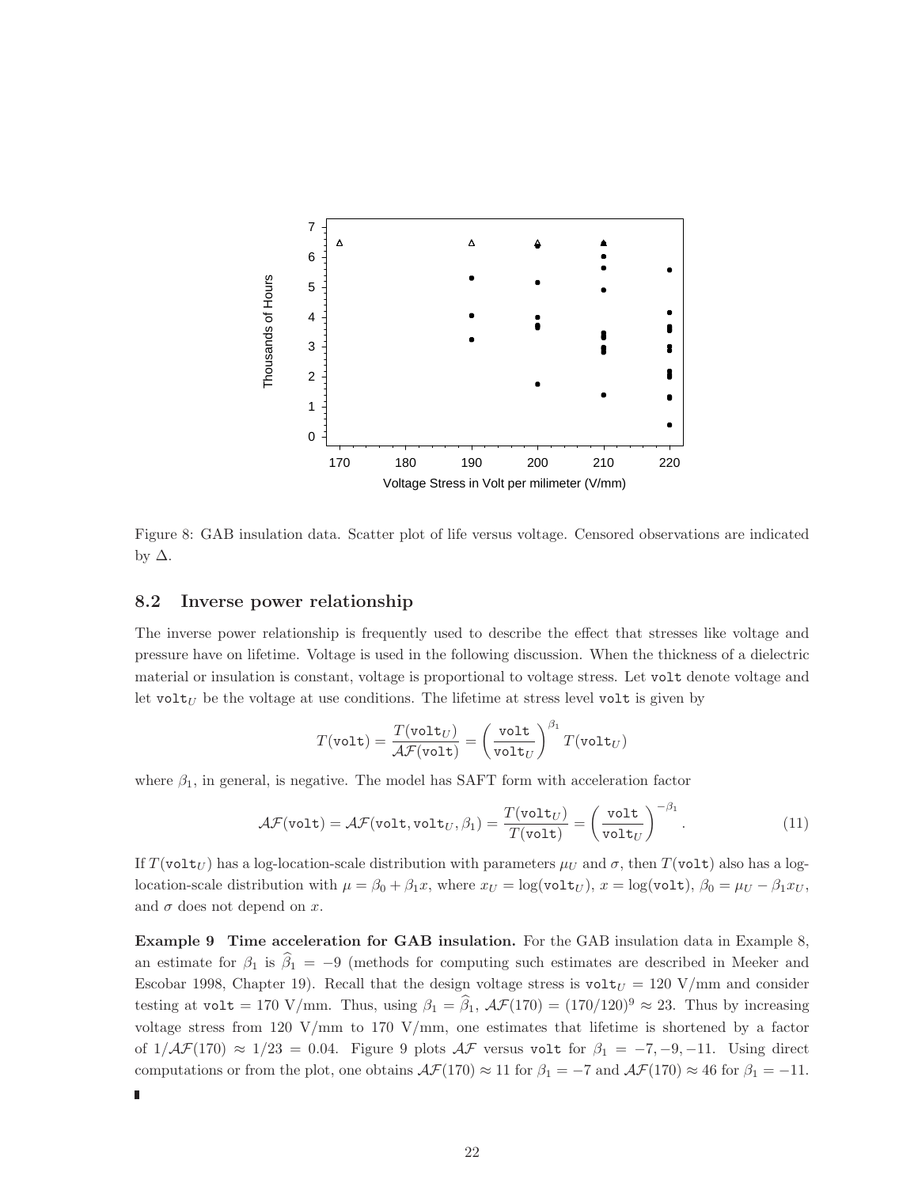Figure 8: GAB insulation data. Scatter plot of life versus voltage. Censored observations are indicated by $\Delta$.

### 8.2 Inverse power relationship

The inverse power relationship is frequently used to describe the effect that stresses like voltage and pressure have on lifetime. Voltage is used in the following discussion. When the thickness of a dielectric material or insulation is constant, voltage is proportional to voltage stress. Let $\texttt{volt}$ denote voltage and let $\texttt{volt}_U$ be the voltage at use conditions. The lifetime at stress level $\texttt{volt}$ is given by

$$T(\texttt{volt}) = \frac{T(\texttt{volt}_U)}{\mathcal{AF}(\texttt{volt})} = \left(\frac{\texttt{volt}}{\texttt{volt}_U}\right)^{\beta_1} T(\texttt{volt}_U)$$

where $\beta_1$, in general, is negative. The model has SAFT form with acceleration factor

$$\mathcal{AF}(\texttt{volt}) = \mathcal{AF}(\texttt{volt}, \texttt{volt}_U, \beta_1) = \frac{T(\texttt{volt}_U)}{T(\texttt{volt})} = \left(\frac{\texttt{volt}}{\texttt{volt}_U}\right)^{-\beta_1}. \tag{11}$$

If $T(\texttt{volt}_U)$ has a log-location-scale distribution with parameters $\mu_U$ and $\sigma$, then $T(\texttt{volt})$ also has a log-location-scale distribution with $\mu = \beta_0 + \beta_1 x$, where $x_U = \log(\texttt{volt}_U)$, $x = \log(\texttt{volt})$, $\beta_0 = \mu_U - \beta_1 x_U$, and $\sigma$ does not depend on $x$.

**Example 9 Time acceleration for GAB insulation.** For the GAB insulation data in Example 8, an estimate for $\beta_1$ is $\widehat{\beta}_1 = -9$ (methods for computing such estimates are described in Meeker and Escobar 1998, Chapter 19). Recall that the design voltage stress is $\texttt{volt}_U = 120$ V/mm and consider testing at $\texttt{volt} = 170$ V/mm. Thus, using $\beta_1 = \widehat{\beta}_1$, $\mathcal{AF}(170) = (170/120)^9 \approx 23$. Thus by increasing voltage stress from 120 V/mm to 170 V/mm, one estimates that lifetime is shortened by a factor of $1/\mathcal{AF}(170) \approx 1/23 = 0.04$. Figure 9 plots $\mathcal{AF}$ versus $\texttt{volt}$ for $\beta_1 = -7, -9, -11$. Using direct computations or from the plot, one obtains $\mathcal{AF}(170) \approx 11$ for $\beta_1 = -7$ and $\mathcal{AF}(170) \approx 46$ for $\beta_1 = -11$. ∎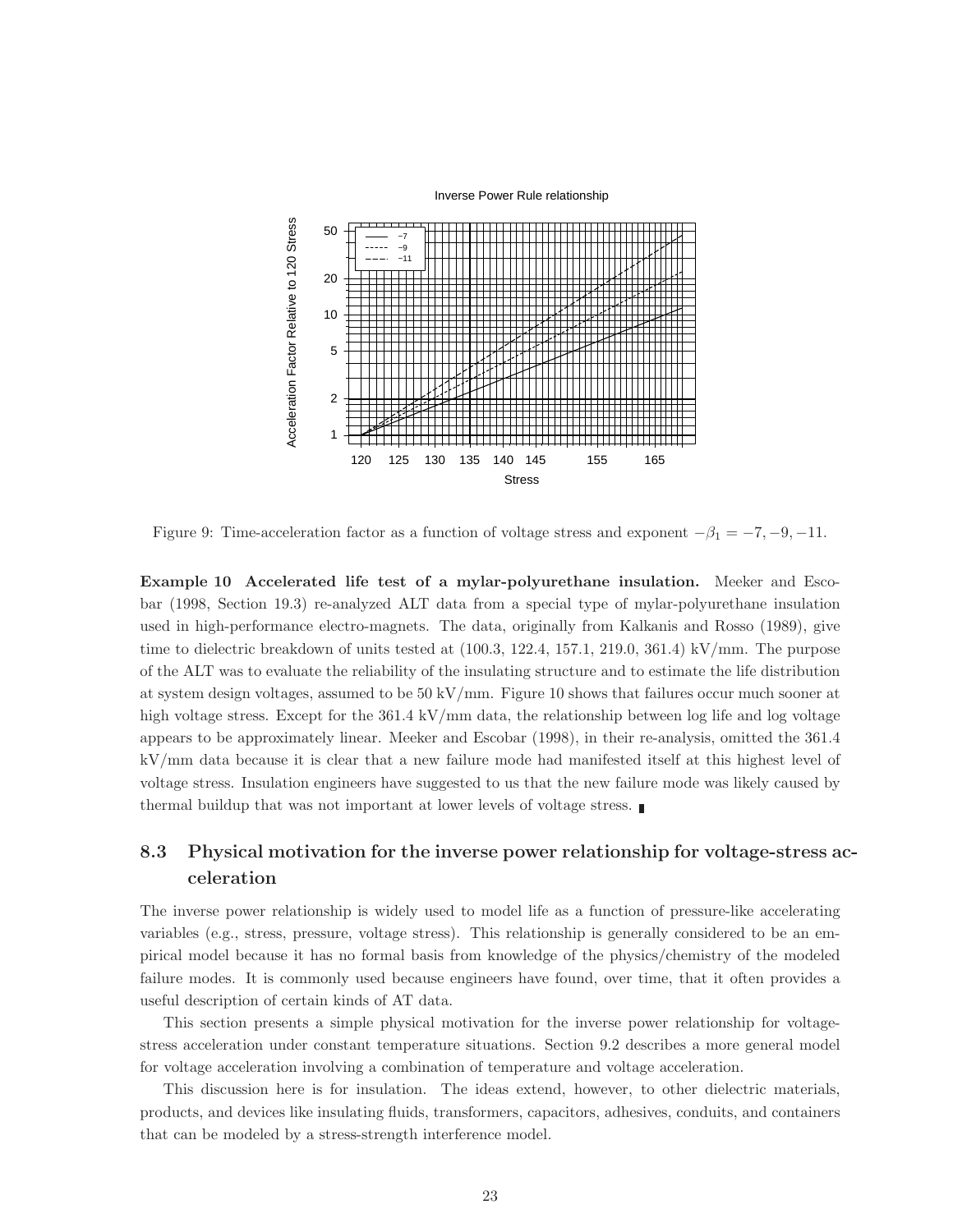Figure 9: Time-acceleration factor as a function of voltage stress and exponent $-\beta_1 = -7, -9, -11$.

**Example 10 Accelerated life test of a mylar-polyurethane insulation.** Meeker and Escobar (1998, Section 19.3) re-analyzed ALT data from a special type of mylar-polyurethane insulation used in high-performance electro-magnets. The data, originally from Kalkanis and Rosso (1989), give time to dielectric breakdown of units tested at (100.3, 122.4, 157.1, 219.0, 361.4) kV/mm. The purpose of the ALT was to evaluate the reliability of the insulating structure and to estimate the life distribution at system design voltages, assumed to be 50 kV/mm. Figure 10 shows that failures occur much sooner at high voltage stress. Except for the 361.4 kV/mm data, the relationship between log life and log voltage appears to be approximately linear. Meeker and Escobar (1998), in their re-analysis, omitted the 361.4 kV/mm data because it is clear that a new failure mode had manifested itself at this highest level of voltage stress. Insulation engineers have suggested to us that the new failure mode was likely caused by thermal buildup that was not important at lower levels of voltage stress. ∎

## 8.3 Physical motivation for the inverse power relationship for voltage-stress acceleration

The inverse power relationship is widely used to model life as a function of pressure-like accelerating variables (e.g., stress, pressure, voltage stress). This relationship is generally considered to be an empirical model because it has no formal basis from knowledge of the physics/chemistry of the modeled failure modes. It is commonly used because engineers have found, over time, that it often provides a useful description of certain kinds of AT data.

This section presents a simple physical motivation for the inverse power relationship for voltage-stress acceleration under constant temperature situations. Section 9.2 describes a more general model for voltage acceleration involving a combination of temperature and voltage acceleration.

This discussion here is for insulation. The ideas extend, however, to other dielectric materials, products, and devices like insulating fluids, transformers, capacitors, adhesives, conduits, and containers that can be modeled by a stress-strength interference model.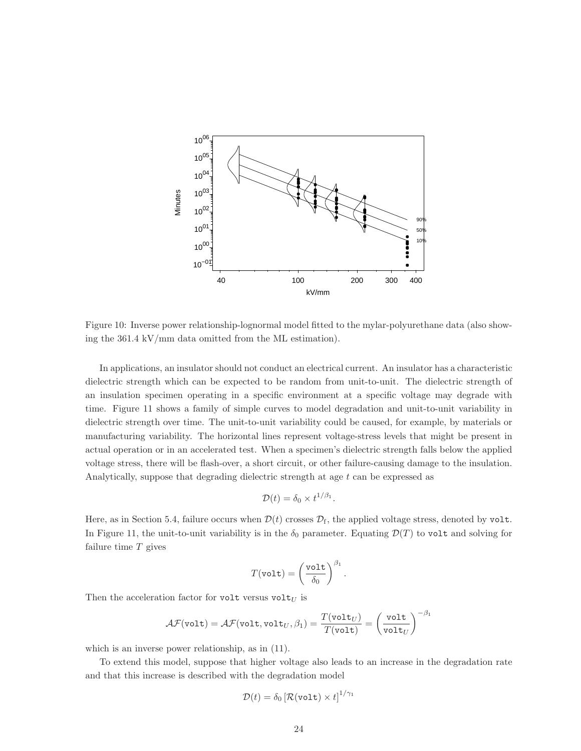Figure 10: Inverse power relationship-lognormal model fitted to the mylar-polyurethane data (also showing the 361.4 kV/mm data omitted from the ML estimation).

In applications, an insulator should not conduct an electrical current. An insulator has a characteristic dielectric strength which can be expected to be random from unit-to-unit. The dielectric strength of an insulation specimen operating in a specific environment at a specific voltage may degrade with time. Figure 11 shows a family of simple curves to model degradation and unit-to-unit variability in dielectric strength over time. The unit-to-unit variability could be caused, for example, by materials or manufacturing variability. The horizontal lines represent voltage-stress levels that might be present in actual operation or in an accelerated test. When a specimen's dielectric strength falls below the applied voltage stress, there will be flash-over, a short circuit, or other failure-causing damage to the insulation. Analytically, suppose that degrading dielectric strength at age $t$ can be expressed as

$$\mathcal{D}(t) = \delta_0 \times t^{1/\beta_1}.$$

Here, as in Section 5.4, failure occurs when $\mathcal{D}(t)$ crosses $\mathcal{D}_\mathrm{f}$, the applied voltage stress, denoted by $\texttt{volt}$. In Figure 11, the unit-to-unit variability is in the $\delta_0$ parameter. Equating $\mathcal{D}(T)$ to $\texttt{volt}$ and solving for failure time $T$ gives

$$T(\texttt{volt}) = \left(\frac{\texttt{volt}}{\delta_0}\right)^{\beta_1}.$$

Then the acceleration factor for $\texttt{volt}$ versus $\texttt{volt}_U$ is

$$\mathcal{AF}(\texttt{volt}) = \mathcal{AF}(\texttt{volt}, \texttt{volt}_U, \beta_1) = \frac{T(\texttt{volt}_U)}{T(\texttt{volt})} = \left(\frac{\texttt{volt}}{\texttt{volt}_U}\right)^{-\beta_1}$$

which is an inverse power relationship, as in (11).

To extend this model, suppose that higher voltage also leads to an increase in the degradation rate and that this increase is described with the degradation model

$$\mathcal{D}(t) = \delta_0 \left[\mathcal{R}(\texttt{volt}) \times t\right]^{1/\gamma_1}$$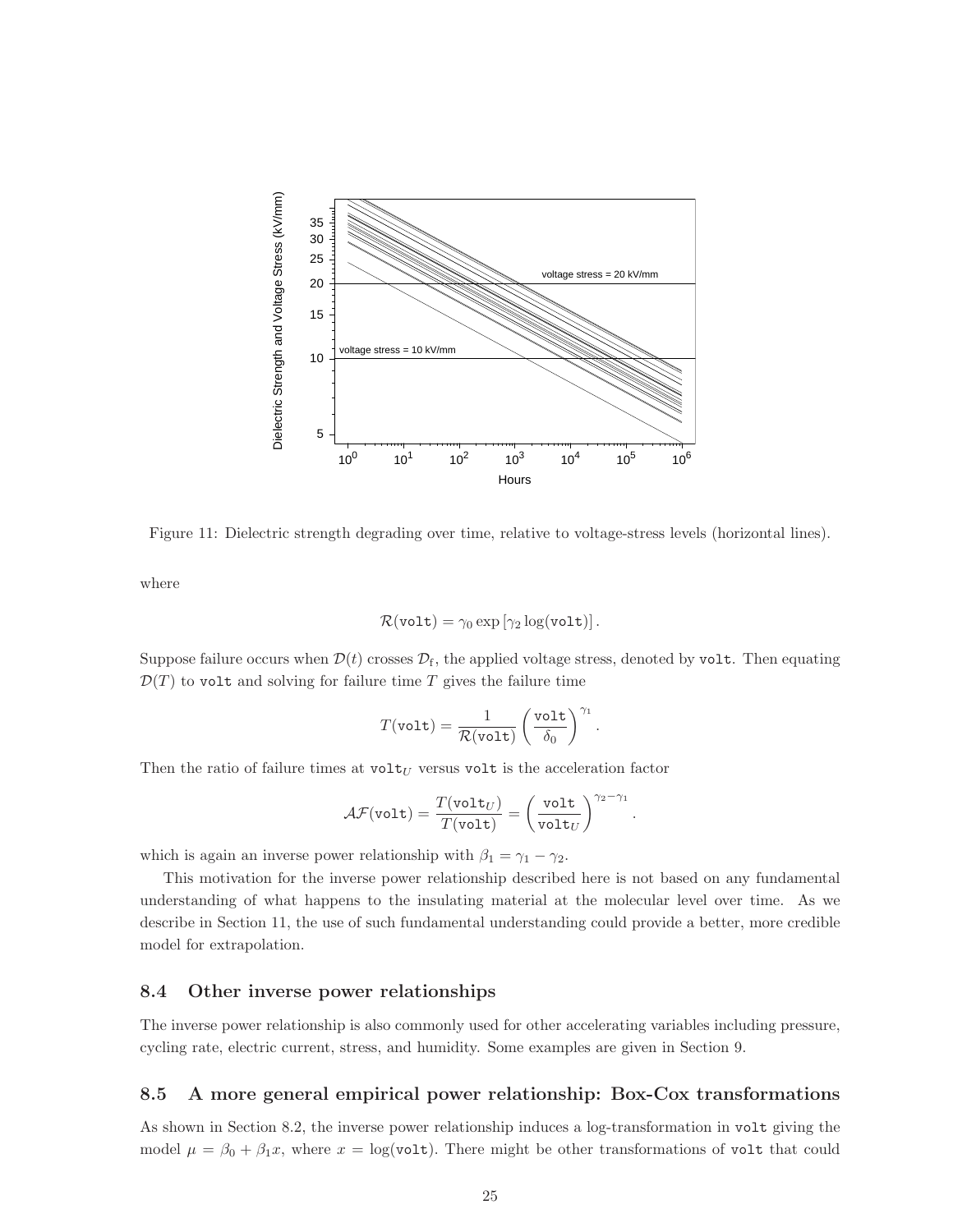Figure 11: Dielectric strength degrading over time, relative to voltage-stress levels (horizontal lines).

where

$$\mathcal{R}(\texttt{volt}) = \gamma_0 \exp\left[\gamma_2 \log(\texttt{volt})\right].$$

Suppose failure occurs when $\mathcal{D}(t)$ crosses $\mathcal{D}_\text{f}$, the applied voltage stress, denoted by `volt`. Then equating $\mathcal{D}(T)$ to `volt` and solving for failure time $T$ gives the failure time

$$T(\texttt{volt}) = \frac{1}{\mathcal{R}(\texttt{volt})}\left(\frac{\texttt{volt}}{\delta_0}\right)^{\gamma_1}.$$

Then the ratio of failure times at $\texttt{volt}_U$ versus `volt` is the acceleration factor

$$\mathcal{AF}(\texttt{volt}) = \frac{T(\texttt{volt}_U)}{T(\texttt{volt})} = \left(\frac{\texttt{volt}}{\texttt{volt}_U}\right)^{\gamma_2 - \gamma_1}.$$

which is again an inverse power relationship with $\beta_1 = \gamma_1 - \gamma_2$.

This motivation for the inverse power relationship described here is not based on any fundamental understanding of what happens to the insulating material at the molecular level over time. As we describe in Section 11, the use of such fundamental understanding could provide a better, more credible model for extrapolation.

### 8.4 Other inverse power relationships

The inverse power relationship is also commonly used for other accelerating variables including pressure, cycling rate, electric current, stress, and humidity. Some examples are given in Section 9.

### 8.5 A more general empirical power relationship: Box-Cox transformations

As shown in Section 8.2, the inverse power relationship induces a log-transformation in `volt` giving the model $\mu = \beta_0 + \beta_1 x$, where $x = \log(\texttt{volt})$. There might be other transformations of `volt` that could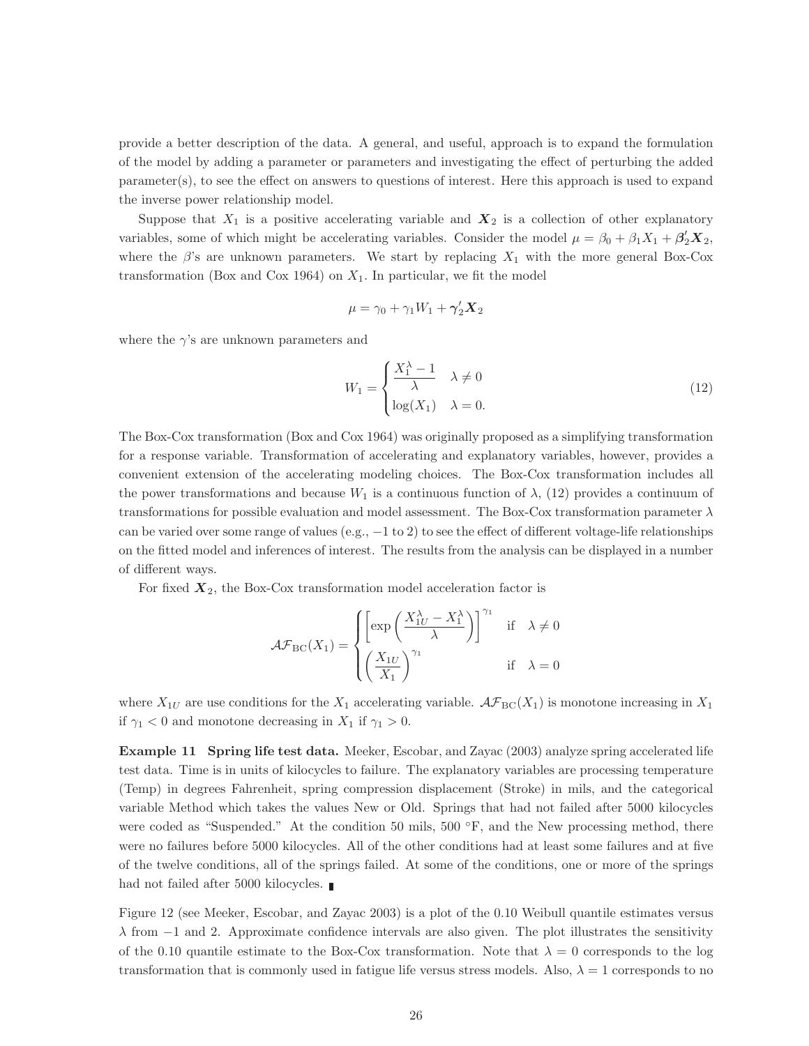provide a better description of the data. A general, and useful, approach is to expand the formulation of the model by adding a parameter or parameters and investigating the effect of perturbing the added parameter(s), to see the effect on answers to questions of interest. Here this approach is used to expand the inverse power relationship model.

Suppose that $X_1$ is a positive accelerating variable and $\boldsymbol{X}_2$ is a collection of other explanatory variables, some of which might be accelerating variables. Consider the model $\mu = \beta_0 + \beta_1 X_1 + \boldsymbol{\beta}_2' \boldsymbol{X}_2$, where the $\beta$'s are unknown parameters. We start by replacing $X_1$ with the more general Box-Cox transformation (Box and Cox 1964) on $X_1$. In particular, we fit the model

$$\mu = \gamma_0 + \gamma_1 W_1 + \boldsymbol{\gamma}_2' \boldsymbol{X}_2$$

where the $\gamma$'s are unknown parameters and

$$W_1 = \begin{cases} \dfrac{X_1^{\lambda} - 1}{\lambda} & \lambda \neq 0 \\ \log(X_1) & \lambda = 0. \end{cases} \tag{12}$$

The Box-Cox transformation (Box and Cox 1964) was originally proposed as a simplifying transformation for a response variable. Transformation of accelerating and explanatory variables, however, provides a convenient extension of the accelerating modeling choices. The Box-Cox transformation includes all the power transformations and because $W_1$ is a continuous function of $\lambda$, (12) provides a continuum of transformations for possible evaluation and model assessment. The Box-Cox transformation parameter $\lambda$ can be varied over some range of values (e.g., $-1$ to 2) to see the effect of different voltage-life relationships on the fitted model and inferences of interest. The results from the analysis can be displayed in a number of different ways.

For fixed $\boldsymbol{X}_2$, the Box-Cox transformation model acceleration factor is

$$\mathcal{AF}_{\text{BC}}(X_1) = \begin{cases} \left[\exp\left(\dfrac{X_{1U}^{\lambda} - X_1^{\lambda}}{\lambda}\right)\right]^{\gamma_1} & \text{if} \quad \lambda \neq 0 \\ \left(\dfrac{X_{1U}}{X_1}\right)^{\gamma_1} & \text{if} \quad \lambda = 0 \end{cases}$$

where $X_{1U}$ are use conditions for the $X_1$ accelerating variable. $\mathcal{AF}_{\text{BC}}(X_1)$ is monotone increasing in $X_1$ if $\gamma_1 < 0$ and monotone decreasing in $X_1$ if $\gamma_1 > 0$.

**Example 11 Spring life test data.** Meeker, Escobar, and Zayac (2003) analyze spring accelerated life test data. Time is in units of kilocycles to failure. The explanatory variables are processing temperature (Temp) in degrees Fahrenheit, spring compression displacement (Stroke) in mils, and the categorical variable Method which takes the values New or Old. Springs that had not failed after 5000 kilocycles were coded as "Suspended." At the condition 50 mils, 500 °F, and the New processing method, there were no failures before 5000 kilocycles. All of the other conditions had at least some failures and at five of the twelve conditions, all of the springs failed. At some of the conditions, one or more of the springs had not failed after 5000 kilocycles. ∎

Figure 12 (see Meeker, Escobar, and Zayac 2003) is a plot of the 0.10 Weibull quantile estimates versus $\lambda$ from $-1$ and 2. Approximate confidence intervals are also given. The plot illustrates the sensitivity of the 0.10 quantile estimate to the Box-Cox transformation. Note that $\lambda = 0$ corresponds to the log transformation that is commonly used in fatigue life versus stress models. Also, $\lambda = 1$ corresponds to no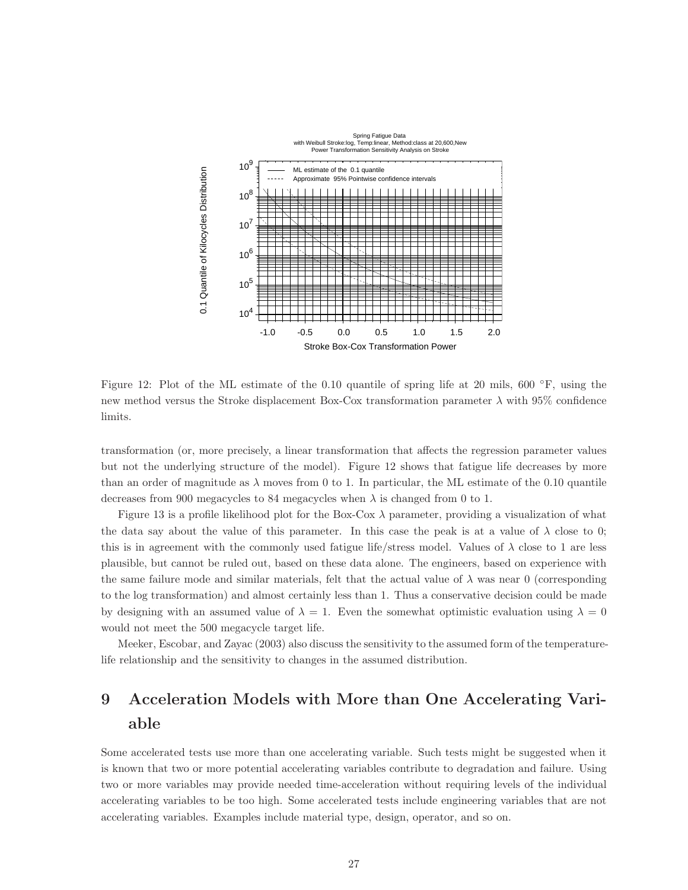Figure 12: Plot of the ML estimate of the 0.10 quantile of spring life at 20 mils, 600 °F, using the new method versus the Stroke displacement Box-Cox transformation parameter $\lambda$ with 95% confidence limits.

transformation (or, more precisely, a linear transformation that affects the regression parameter values but not the underlying structure of the model). Figure 12 shows that fatigue life decreases by more than an order of magnitude as $\lambda$ moves from 0 to 1. In particular, the ML estimate of the 0.10 quantile decreases from 900 megacycles to 84 megacycles when $\lambda$ is changed from 0 to 1.

Figure 13 is a profile likelihood plot for the Box-Cox $\lambda$ parameter, providing a visualization of what the data say about the value of this parameter. In this case the peak is at a value of $\lambda$ close to 0; this is in agreement with the commonly used fatigue life/stress model. Values of $\lambda$ close to 1 are less plausible, but cannot be ruled out, based on these data alone. The engineers, based on experience with the same failure mode and similar materials, felt that the actual value of $\lambda$ was near 0 (corresponding to the log transformation) and almost certainly less than 1. Thus a conservative decision could be made by designing with an assumed value of $\lambda = 1$. Even the somewhat optimistic evaluation using $\lambda = 0$ would not meet the 500 megacycle target life.

Meeker, Escobar, and Zayac (2003) also discuss the sensitivity to the assumed form of the temperature-life relationship and the sensitivity to changes in the assumed distribution.

# 9 Acceleration Models with More than One Accelerating Variable

Some accelerated tests use more than one accelerating variable. Such tests might be suggested when it is known that two or more potential accelerating variables contribute to degradation and failure. Using two or more variables may provide needed time-acceleration without requiring levels of the individual accelerating variables to be too high. Some accelerated tests include engineering variables that are not accelerating variables. Examples include material type, design, operator, and so on.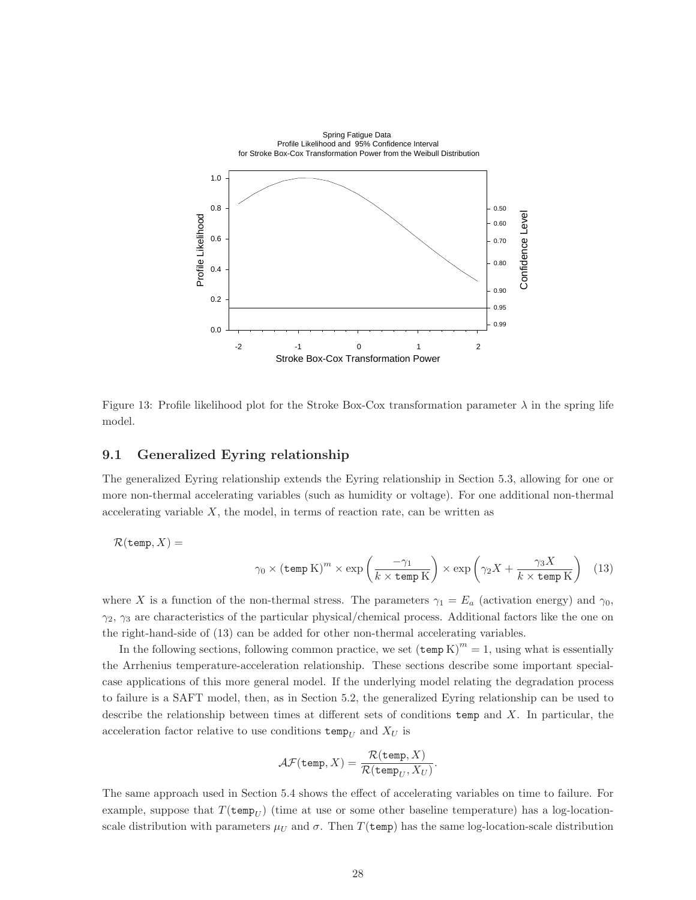Figure 13: Profile likelihood plot for the Stroke Box-Cox transformation parameter $\lambda$ in the spring life model.

### 9.1 Generalized Eyring relationship

The generalized Eyring relationship extends the Eyring relationship in Section 5.3, allowing for one or more non-thermal accelerating variables (such as humidity or voltage). For one additional non-thermal accelerating variable $X$, the model, in terms of reaction rate, can be written as

$$\mathcal{R}(\texttt{temp}, X) = \gamma_0 \times (\texttt{temp}\,\text{K})^m \times \exp\left(\frac{-\gamma_1}{k \times \texttt{temp}\,\text{K}}\right) \times \exp\left(\gamma_2 X + \frac{\gamma_3 X}{k \times \texttt{temp}\,\text{K}}\right) \quad (13)$$

where $X$ is a function of the non-thermal stress. The parameters $\gamma_1 = E_a$ (activation energy) and $\gamma_0$, $\gamma_2$, $\gamma_3$ are characteristics of the particular physical/chemical process. Additional factors like the one on the right-hand-side of (13) can be added for other non-thermal accelerating variables.

In the following sections, following common practice, we set $(\texttt{temp}\,\text{K})^m = 1$, using what is essentially the Arrhenius temperature-acceleration relationship. These sections describe some important special-case applications of this more general model. If the underlying model relating the degradation process to failure is a SAFT model, then, as in Section 5.2, the generalized Eyring relationship can be used to describe the relationship between times at different sets of conditions `temp` and $X$. In particular, the acceleration factor relative to use conditions $\texttt{temp}_U$ and $X_U$ is

$$\mathcal{AF}(\texttt{temp}, X) = \frac{\mathcal{R}(\texttt{temp}, X)}{\mathcal{R}(\texttt{temp}_U, X_U)}.$$

The same approach used in Section 5.4 shows the effect of accelerating variables on time to failure. For example, suppose that $T(\texttt{temp}_U)$ (time at use or some other baseline temperature) has a log-location-scale distribution with parameters $\mu_U$ and $\sigma$. Then $T(\texttt{temp})$ has the same log-location-scale distribution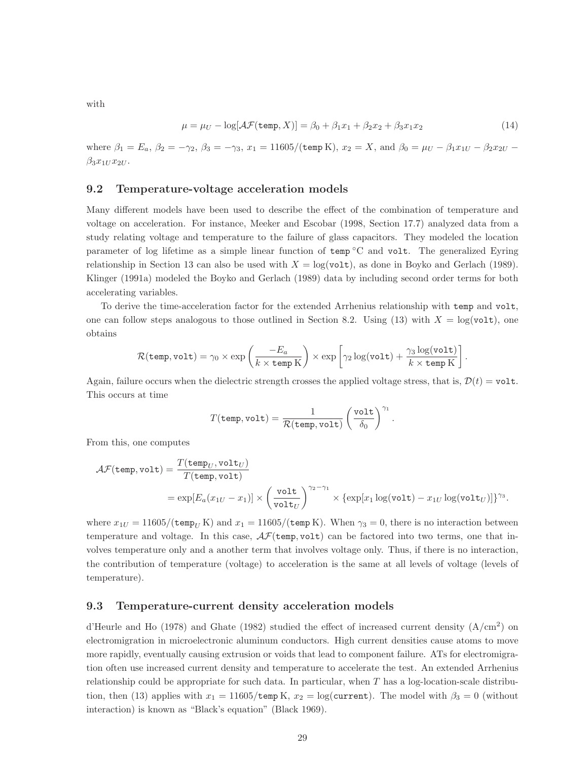with

$$\mu = \mu_U - \log[\mathcal{AF}(\texttt{temp}, X)] = \beta_0 + \beta_1 x_1 + \beta_2 x_2 + \beta_3 x_1 x_2 \tag{14}$$

where $\beta_1 = E_a$, $\beta_2 = -\gamma_2$, $\beta_3 = -\gamma_3$, $x_1 = 11605/(\texttt{temp}\,\text{K})$, $x_2 = X$, and $\beta_0 = \mu_U - \beta_1 x_{1U} - \beta_2 x_{2U} - \beta_3 x_{1U} x_{2U}$.

## 9.2 Temperature-voltage acceleration models

Many different models have been used to describe the effect of the combination of temperature and voltage on acceleration. For instance, Meeker and Escobar (1998, Section 17.7) analyzed data from a study relating voltage and temperature to the failure of glass capacitors. They modeled the location parameter of log lifetime as a simple linear function of temp °C and volt. The generalized Eyring relationship in Section 13 can also be used with $X = \log(\texttt{volt})$, as done in Boyko and Gerlach (1989). Klinger (1991a) modeled the Boyko and Gerlach (1989) data by including second order terms for both accelerating variables.

To derive the time-acceleration factor for the extended Arrhenius relationship with temp and volt, one can follow steps analogous to those outlined in Section 8.2. Using (13) with $X = \log(\texttt{volt})$, one obtains

$$\mathcal{R}(\texttt{temp}, \texttt{volt}) = \gamma_0 \times \exp\left(\frac{-E_a}{k \times \texttt{temp}\,\text{K}}\right) \times \exp\left[\gamma_2 \log(\texttt{volt}) + \frac{\gamma_3 \log(\texttt{volt})}{k \times \texttt{temp}\,\text{K}}\right].$$

Again, failure occurs when the dielectric strength crosses the applied voltage stress, that is, $\mathcal{D}(t) = \texttt{volt}$. This occurs at time

$$T(\texttt{temp}, \texttt{volt}) = \frac{1}{\mathcal{R}(\texttt{temp}, \texttt{volt})}\left(\frac{\texttt{volt}}{\delta_0}\right)^{\gamma_1}.$$

From this, one computes

$$\begin{aligned}\mathcal{AF}(\texttt{temp}, \texttt{volt}) &= \frac{T(\texttt{temp}_U, \texttt{volt}_U)}{T(\texttt{temp}, \texttt{volt})} \\ &= \exp[E_a(x_{1U} - x_1)] \times \left(\frac{\texttt{volt}}{\texttt{volt}_U}\right)^{\gamma_2 - \gamma_1} \times \{\exp[x_1 \log(\texttt{volt}) - x_{1U}\log(\texttt{volt}_U)]\}^{\gamma_3}.\end{aligned}$$

where $x_{1U} = 11605/(\texttt{temp}_U\,\text{K})$ and $x_1 = 11605/(\texttt{temp}\,\text{K})$. When $\gamma_3 = 0$, there is no interaction between temperature and voltage. In this case, $\mathcal{AF}(\texttt{temp}, \texttt{volt})$ can be factored into two terms, one that involves temperature only and a another term that involves voltage only. Thus, if there is no interaction, the contribution of temperature (voltage) to acceleration is the same at all levels of voltage (levels of temperature).

## 9.3 Temperature-current density acceleration models

d'Heurle and Ho (1978) and Ghate (1982) studied the effect of increased current density (A/cm$^2$) on electromigration in microelectronic aluminum conductors. High current densities cause atoms to move more rapidly, eventually causing extrusion or voids that lead to component failure. ATs for electromigration often use increased current density and temperature to accelerate the test. An extended Arrhenius relationship could be appropriate for such data. In particular, when $T$ has a log-location-scale distribution, then (13) applies with $x_1 = 11605/\texttt{temp}\,\text{K}$, $x_2 = \log(\texttt{current})$. The model with $\beta_3 = 0$ (without interaction) is known as "Black's equation" (Black 1969).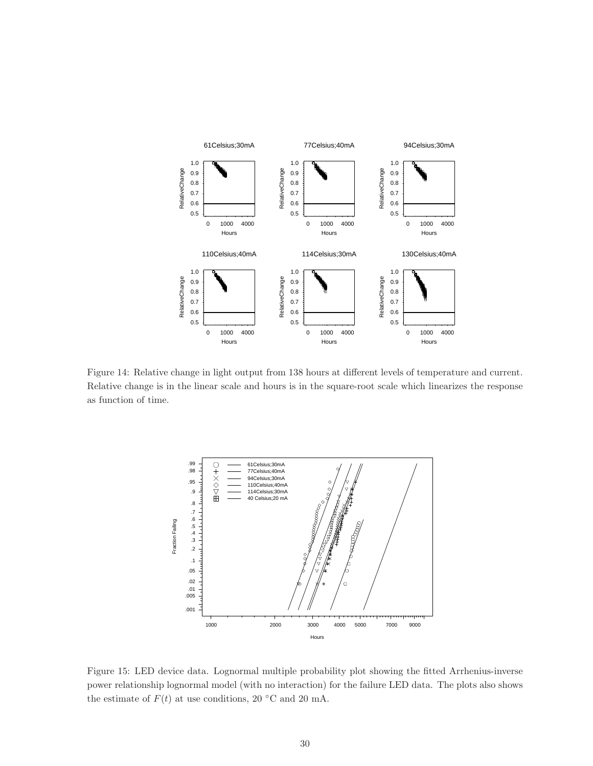Figure 14: Relative change in light output from 138 hours at different levels of temperature and current. Relative change is in the linear scale and hours is in the square-root scale which linearizes the response as function of time.

Figure 15: LED device data. Lognormal multiple probability plot showing the fitted Arrhenius-inverse power relationship lognormal model (with no interaction) for the failure LED data. The plots also shows the estimate of $F(t)$ at use conditions, 20 °C and 20 mA.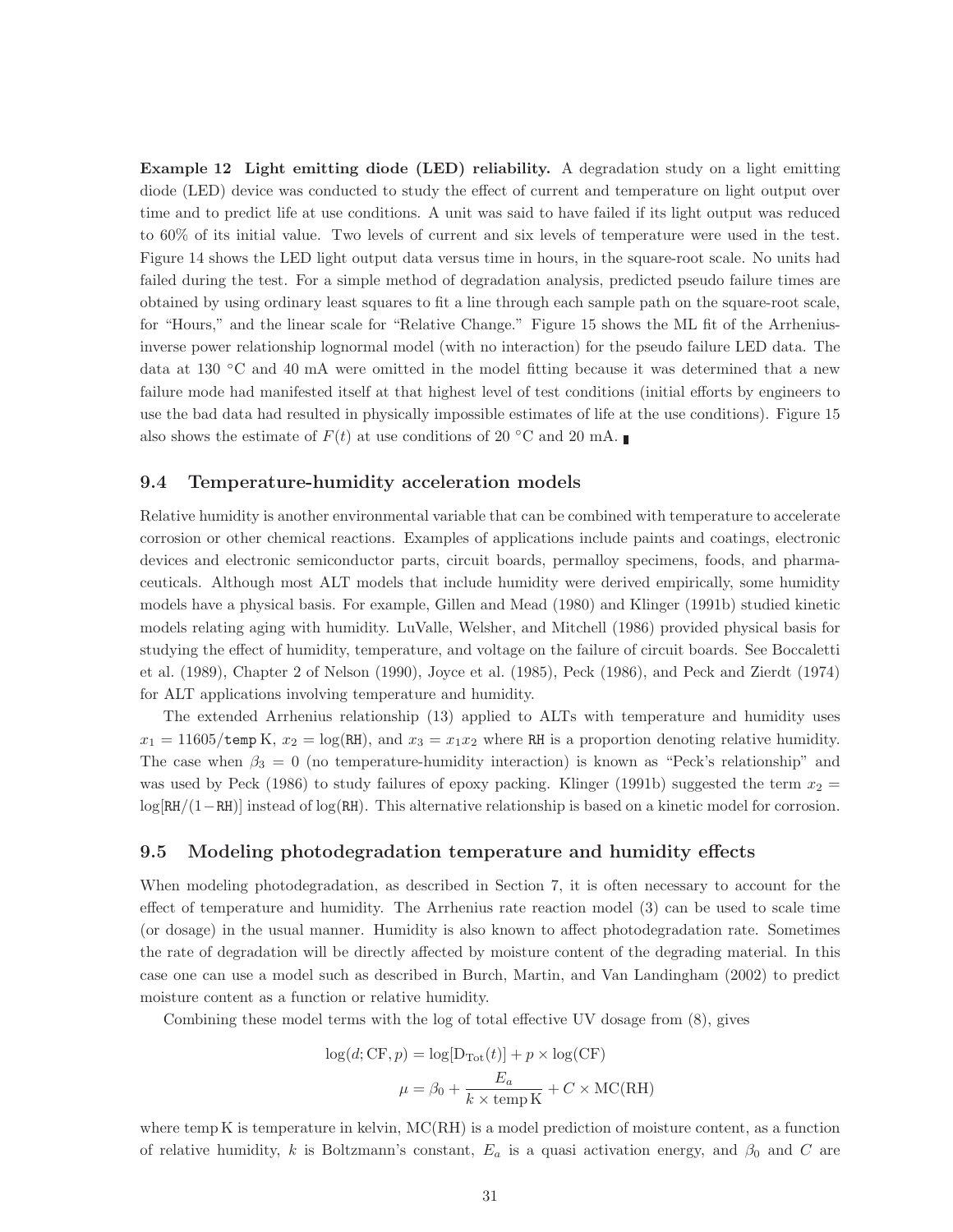**Example 12 Light emitting diode (LED) reliability.** A degradation study on a light emitting diode (LED) device was conducted to study the effect of current and temperature on light output over time and to predict life at use conditions. A unit was said to have failed if its light output was reduced to 60% of its initial value. Two levels of current and six levels of temperature were used in the test. Figure 14 shows the LED light output data versus time in hours, in the square-root scale. No units had failed during the test. For a simple method of degradation analysis, predicted pseudo failure times are obtained by using ordinary least squares to fit a line through each sample path on the square-root scale, for "Hours," and the linear scale for "Relative Change." Figure 15 shows the ML fit of the Arrhenius-inverse power relationship lognormal model (with no interaction) for the pseudo failure LED data. The data at 130 °C and 40 mA were omitted in the model fitting because it was determined that a new failure mode had manifested itself at that highest level of test conditions (initial efforts by engineers to use the bad data had resulted in physically impossible estimates of life at the use conditions). Figure 15 also shows the estimate of $F(t)$ at use conditions of 20 °C and 20 mA. ∎

### 9.4 Temperature-humidity acceleration models

Relative humidity is another environmental variable that can be combined with temperature to accelerate corrosion or other chemical reactions. Examples of applications include paints and coatings, electronic devices and electronic semiconductor parts, circuit boards, permalloy specimens, foods, and pharmaceuticals. Although most ALT models that include humidity were derived empirically, some humidity models have a physical basis. For example, Gillen and Mead (1980) and Klinger (1991b) studied kinetic models relating aging with humidity. LuValle, Welsher, and Mitchell (1986) provided physical basis for studying the effect of humidity, temperature, and voltage on the failure of circuit boards. See Boccaletti et al. (1989), Chapter 2 of Nelson (1990), Joyce et al. (1985), Peck (1986), and Peck and Zierdt (1974) for ALT applications involving temperature and humidity.

The extended Arrhenius relationship (13) applied to ALTs with temperature and humidity uses $x_1 = 11605/\texttt{temp}\,\mathrm{K}$, $x_2 = \log(\texttt{RH})$, and $x_3 = x_1 x_2$ where RH is a proportion denoting relative humidity. The case when $\beta_3 = 0$ (no temperature-humidity interaction) is known as "Peck's relationship" and was used by Peck (1986) to study failures of epoxy packing. Klinger (1991b) suggested the term $x_2 = \log[\texttt{RH}/(1-\texttt{RH})]$ instead of $\log(\texttt{RH})$. This alternative relationship is based on a kinetic model for corrosion.

### 9.5 Modeling photodegradation temperature and humidity effects

When modeling photodegradation, as described in Section 7, it is often necessary to account for the effect of temperature and humidity. The Arrhenius rate reaction model (3) can be used to scale time (or dosage) in the usual manner. Humidity is also known to affect photodegradation rate. Sometimes the rate of degradation will be directly affected by moisture content of the degrading material. In this case one can use a model such as described in Burch, Martin, and Van Landingham (2002) to predict moisture content as a function or relative humidity.

Combining these model terms with the log of total effective UV dosage from (8), gives

$$\log(d; \mathrm{CF}, p) = \log[\mathrm{D_{Tot}}(t)] + p \times \log(\mathrm{CF})$$

$$\mu = \beta_0 + \frac{E_a}{k \times \mathrm{temp\,K}} + C \times \mathrm{MC(RH)}$$

where temp K is temperature in kelvin, MC(RH) is a model prediction of moisture content, as a function of relative humidity, $k$ is Boltzmann's constant, $E_a$ is a quasi activation energy, and $\beta_0$ and $C$ are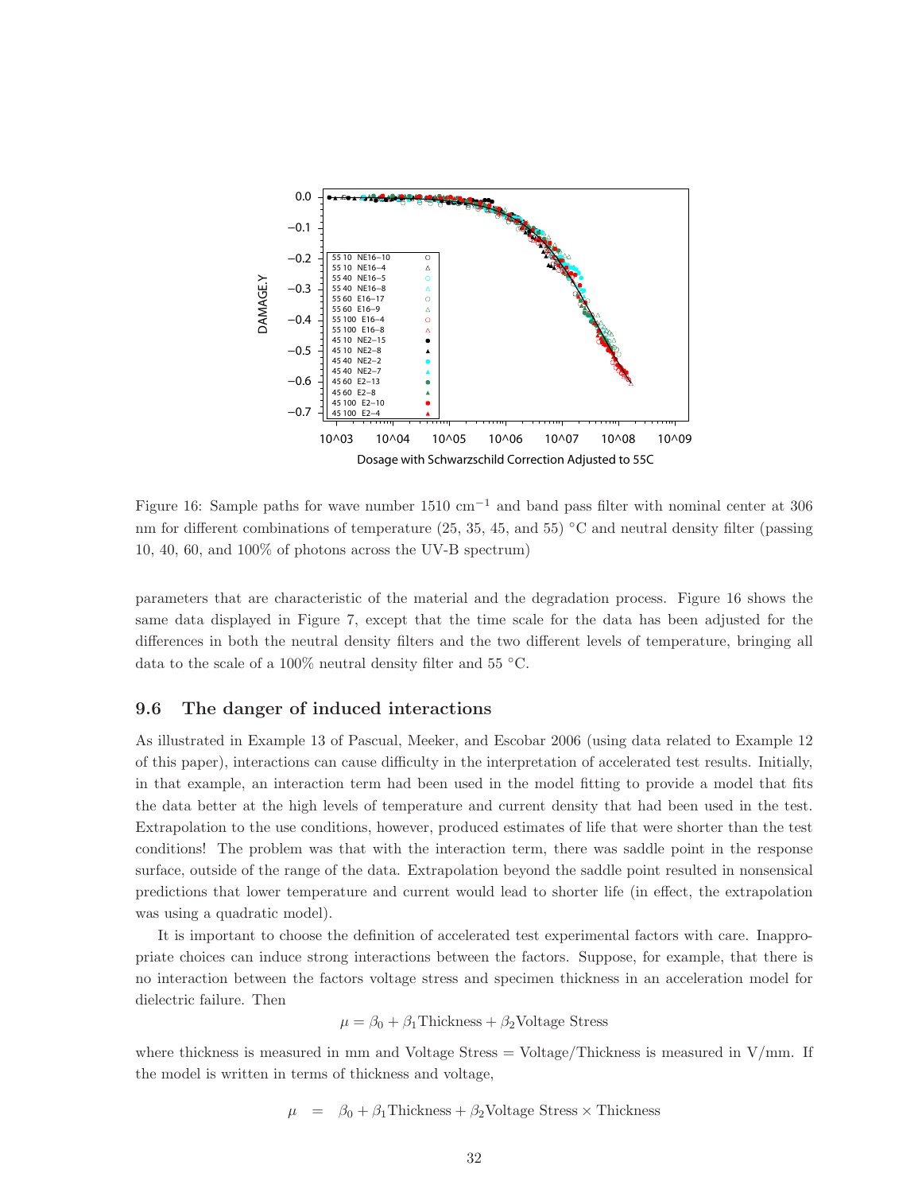Figure 16: Sample paths for wave number 1510 $\mathrm{cm}^{-1}$ and band pass filter with nominal center at 306 nm for different combinations of temperature (25, 35, 45, and 55) °C and neutral density filter (passing 10, 40, 60, and 100% of photons across the UV-B spectrum)

parameters that are characteristic of the material and the degradation process. Figure 16 shows the same data displayed in Figure 7, except that the time scale for the data has been adjusted for the differences in both the neutral density filters and the two different levels of temperature, bringing all data to the scale of a 100% neutral density filter and 55 °C.

### 9.6 The danger of induced interactions

As illustrated in Example 13 of Pascual, Meeker, and Escobar 2006 (using data related to Example 12 of this paper), interactions can cause difficulty in the interpretation of accelerated test results. Initially, in that example, an interaction term had been used in the model fitting to provide a model that fits the data better at the high levels of temperature and current density that had been used in the test. Extrapolation to the use conditions, however, produced estimates of life that were shorter than the test conditions! The problem was that with the interaction term, there was saddle point in the response surface, outside of the range of the data. Extrapolation beyond the saddle point resulted in nonsensical predictions that lower temperature and current would lead to shorter life (in effect, the extrapolation was using a quadratic model).

It is important to choose the definition of accelerated test experimental factors with care. Inappropriate choices can induce strong interactions between the factors. Suppose, for example, that there is no interaction between the factors voltage stress and specimen thickness in an acceleration model for dielectric failure. Then

$$\mu = \beta_0 + \beta_1 \text{Thickness} + \beta_2 \text{Voltage Stress}$$

where thickness is measured in mm and Voltage Stress = Voltage/Thickness is measured in V/mm. If the model is written in terms of thickness and voltage,

$$\mu \quad = \quad \beta_0 + \beta_1 \text{Thickness} + \beta_2 \text{Voltage Stress} \times \text{Thickness}$$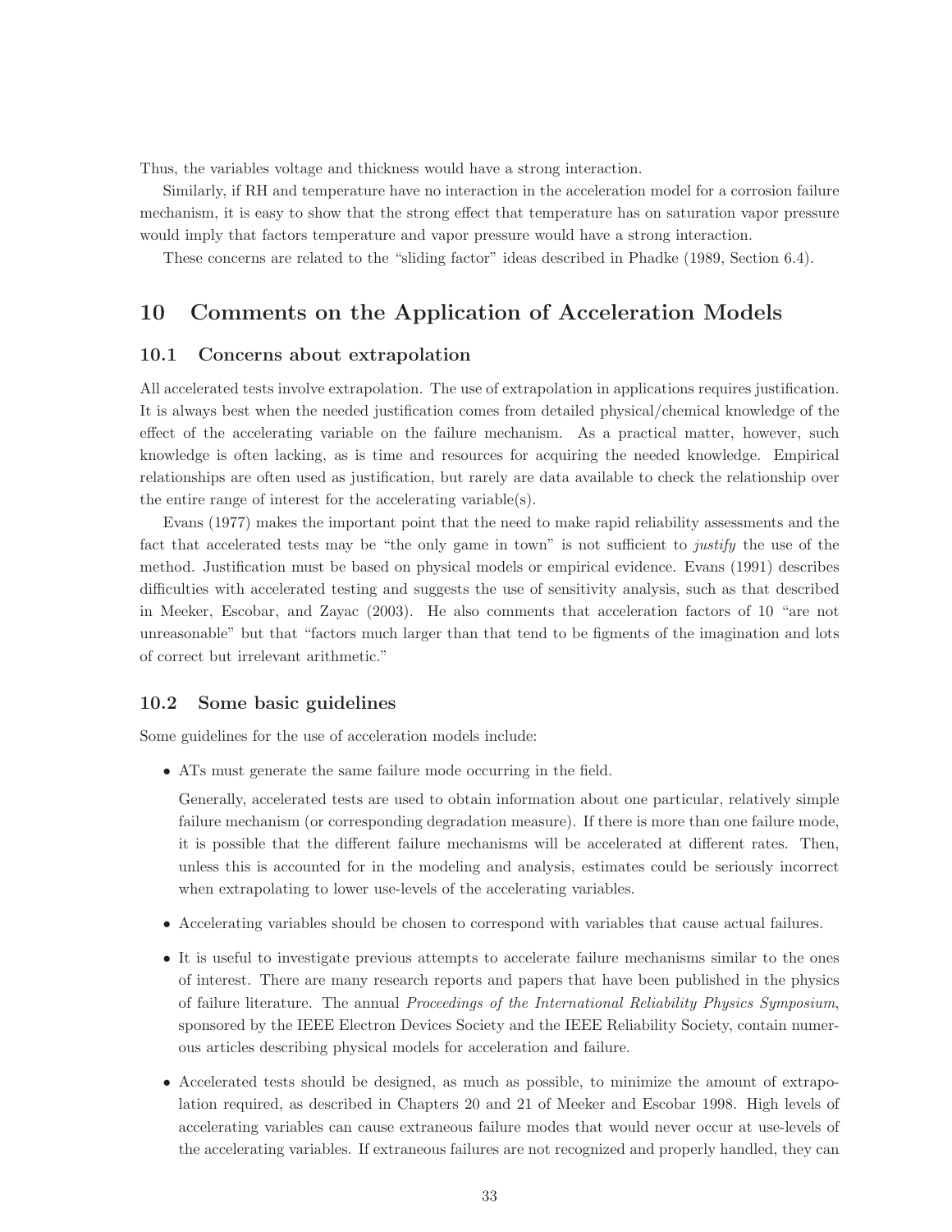Thus, the variables voltage and thickness would have a strong interaction.

Similarly, if RH and temperature have no interaction in the acceleration model for a corrosion failure mechanism, it is easy to show that the strong effect that temperature has on saturation vapor pressure would imply that factors temperature and vapor pressure would have a strong interaction.

These concerns are related to the "sliding factor" ideas described in Phadke (1989, Section 6.4).

# 10 Comments on the Application of Acceleration Models

## 10.1 Concerns about extrapolation

All accelerated tests involve extrapolation. The use of extrapolation in applications requires justification. It is always best when the needed justification comes from detailed physical/chemical knowledge of the effect of the accelerating variable on the failure mechanism. As a practical matter, however, such knowledge is often lacking, as is time and resources for acquiring the needed knowledge. Empirical relationships are often used as justification, but rarely are data available to check the relationship over the entire range of interest for the accelerating variable(s).

Evans (1977) makes the important point that the need to make rapid reliability assessments and the fact that accelerated tests may be "the only game in town" is not sufficient to *justify* the use of the method. Justification must be based on physical models or empirical evidence. Evans (1991) describes difficulties with accelerated testing and suggests the use of sensitivity analysis, such as that described in Meeker, Escobar, and Zayac (2003). He also comments that acceleration factors of 10 "are not unreasonable" but that "factors much larger than that tend to be figments of the imagination and lots of correct but irrelevant arithmetic."

## 10.2 Some basic guidelines

Some guidelines for the use of acceleration models include:

- ATs must generate the same failure mode occurring in the field.

  Generally, accelerated tests are used to obtain information about one particular, relatively simple failure mechanism (or corresponding degradation measure). If there is more than one failure mode, it is possible that the different failure mechanisms will be accelerated at different rates. Then, unless this is accounted for in the modeling and analysis, estimates could be seriously incorrect when extrapolating to lower use-levels of the accelerating variables.

- Accelerating variables should be chosen to correspond with variables that cause actual failures.

- It is useful to investigate previous attempts to accelerate failure mechanisms similar to the ones of interest. There are many research reports and papers that have been published in the physics of failure literature. The annual *Proceedings of the International Reliability Physics Symposium*, sponsored by the IEEE Electron Devices Society and the IEEE Reliability Society, contain numerous articles describing physical models for acceleration and failure.

- Accelerated tests should be designed, as much as possible, to minimize the amount of extrapolation required, as described in Chapters 20 and 21 of Meeker and Escobar 1998. High levels of accelerating variables can cause extraneous failure modes that would never occur at use-levels of the accelerating variables. If extraneous failures are not recognized and properly handled, they can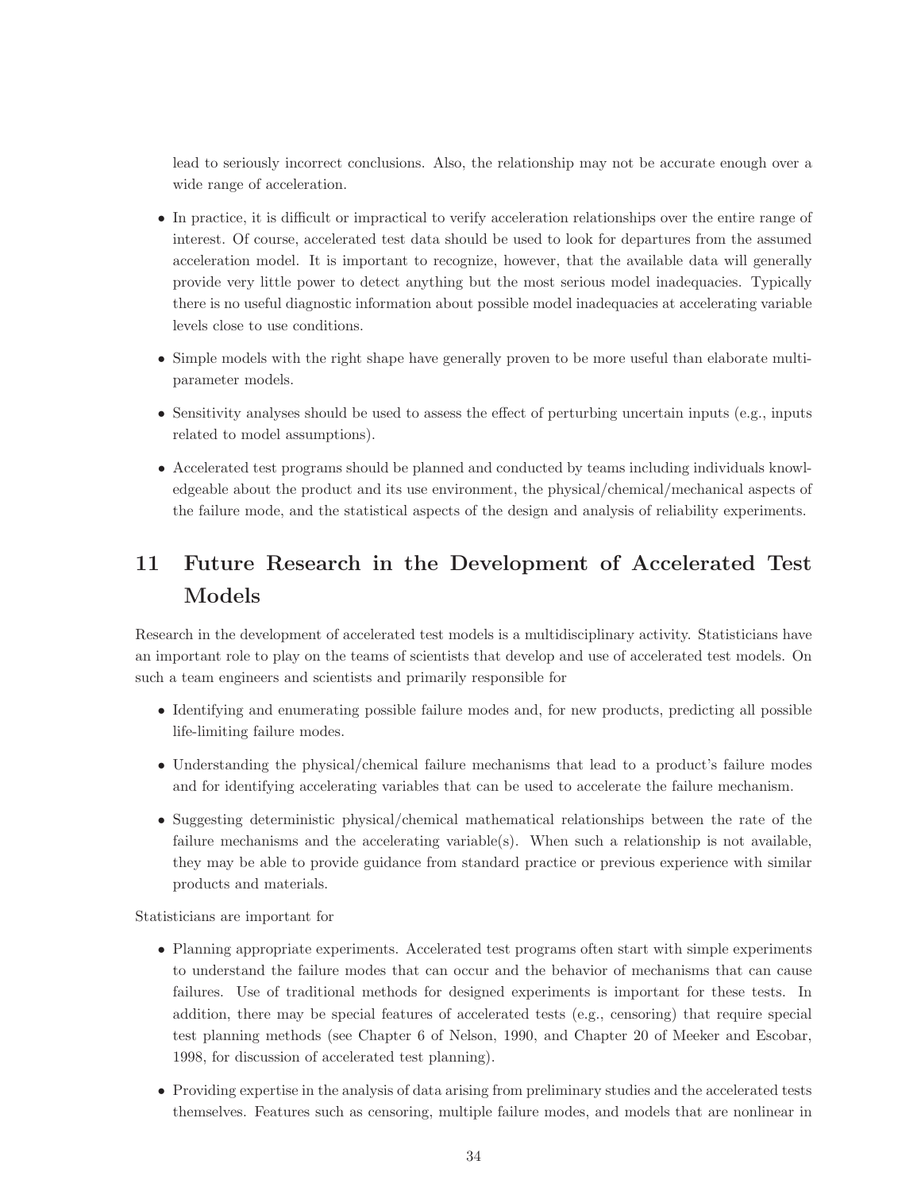lead to seriously incorrect conclusions. Also, the relationship may not be accurate enough over a wide range of acceleration.

- In practice, it is difficult or impractical to verify acceleration relationships over the entire range of interest. Of course, accelerated test data should be used to look for departures from the assumed acceleration model. It is important to recognize, however, that the available data will generally provide very little power to detect anything but the most serious model inadequacies. Typically there is no useful diagnostic information about possible model inadequacies at accelerating variable levels close to use conditions.
- Simple models with the right shape have generally proven to be more useful than elaborate multi-parameter models.
- Sensitivity analyses should be used to assess the effect of perturbing uncertain inputs (e.g., inputs related to model assumptions).
- Accelerated test programs should be planned and conducted by teams including individuals knowledgeable about the product and its use environment, the physical/chemical/mechanical aspects of the failure mode, and the statistical aspects of the design and analysis of reliability experiments.

# 11 Future Research in the Development of Accelerated Test Models

Research in the development of accelerated test models is a multidisciplinary activity. Statisticians have an important role to play on the teams of scientists that develop and use of accelerated test models. On such a team engineers and scientists and primarily responsible for

- Identifying and enumerating possible failure modes and, for new products, predicting all possible life-limiting failure modes.
- Understanding the physical/chemical failure mechanisms that lead to a product's failure modes and for identifying accelerating variables that can be used to accelerate the failure mechanism.
- Suggesting deterministic physical/chemical mathematical relationships between the rate of the failure mechanisms and the accelerating variable(s). When such a relationship is not available, they may be able to provide guidance from standard practice or previous experience with similar products and materials.

Statisticians are important for

- Planning appropriate experiments. Accelerated test programs often start with simple experiments to understand the failure modes that can occur and the behavior of mechanisms that can cause failures. Use of traditional methods for designed experiments is important for these tests. In addition, there may be special features of accelerated tests (e.g., censoring) that require special test planning methods (see Chapter 6 of Nelson, 1990, and Chapter 20 of Meeker and Escobar, 1998, for discussion of accelerated test planning).
- Providing expertise in the analysis of data arising from preliminary studies and the accelerated tests themselves. Features such as censoring, multiple failure modes, and models that are nonlinear in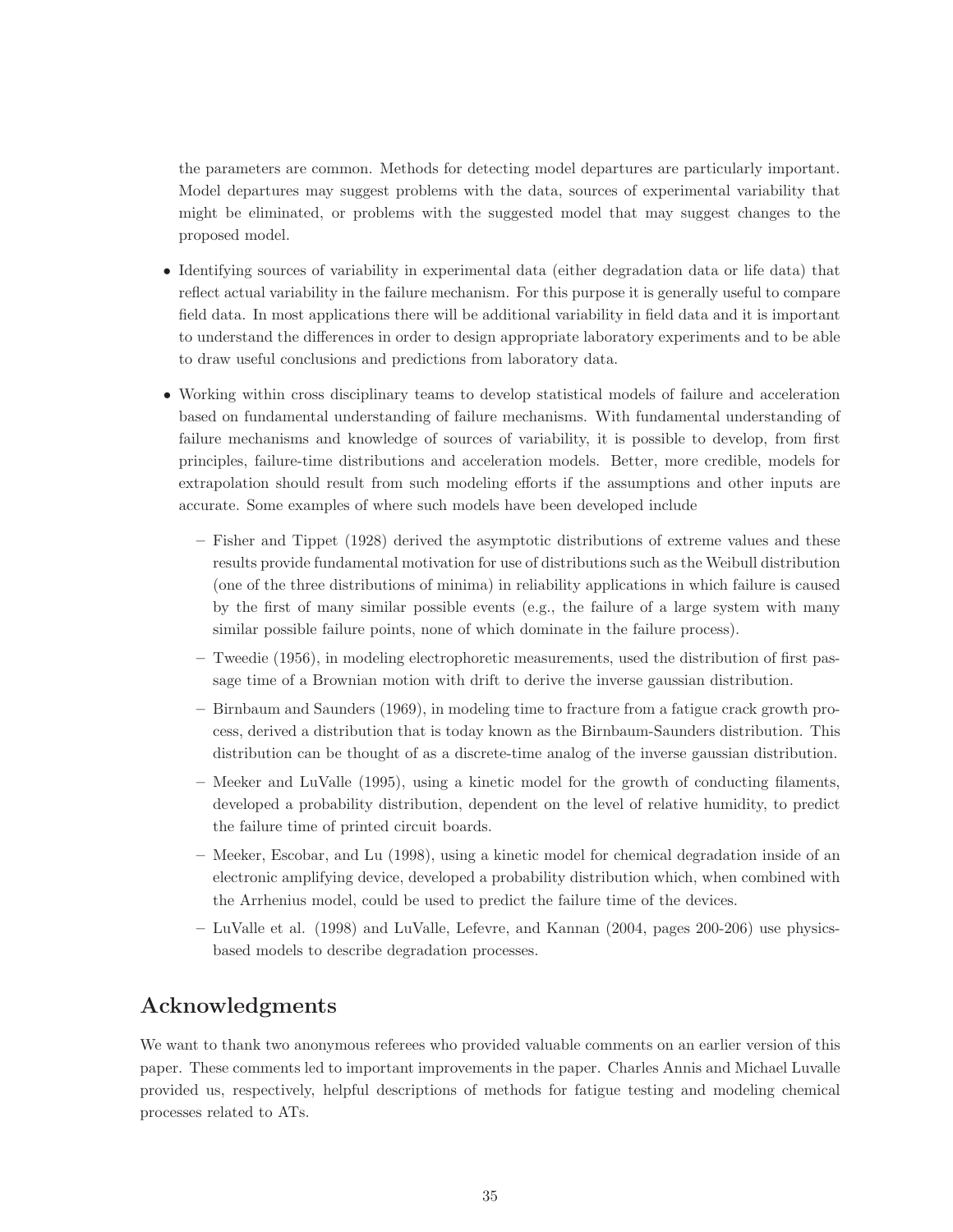the parameters are common. Methods for detecting model departures are particularly important. Model departures may suggest problems with the data, sources of experimental variability that might be eliminated, or problems with the suggested model that may suggest changes to the proposed model.

- Identifying sources of variability in experimental data (either degradation data or life data) that reflect actual variability in the failure mechanism. For this purpose it is generally useful to compare field data. In most applications there will be additional variability in field data and it is important to understand the differences in order to design appropriate laboratory experiments and to be able to draw useful conclusions and predictions from laboratory data.

- Working within cross disciplinary teams to develop statistical models of failure and acceleration based on fundamental understanding of failure mechanisms. With fundamental understanding of failure mechanisms and knowledge of sources of variability, it is possible to develop, from first principles, failure-time distributions and acceleration models. Better, more credible, models for extrapolation should result from such modeling efforts if the assumptions and other inputs are accurate. Some examples of where such models have been developed include

  – Fisher and Tippet (1928) derived the asymptotic distributions of extreme values and these results provide fundamental motivation for use of distributions such as the Weibull distribution (one of the three distributions of minima) in reliability applications in which failure is caused by the first of many similar possible events (e.g., the failure of a large system with many similar possible failure points, none of which dominate in the failure process).

  – Tweedie (1956), in modeling electrophoretic measurements, used the distribution of first passage time of a Brownian motion with drift to derive the inverse gaussian distribution.

  – Birnbaum and Saunders (1969), in modeling time to fracture from a fatigue crack growth process, derived a distribution that is today known as the Birnbaum-Saunders distribution. This distribution can be thought of as a discrete-time analog of the inverse gaussian distribution.

  – Meeker and LuValle (1995), using a kinetic model for the growth of conducting filaments, developed a probability distribution, dependent on the level of relative humidity, to predict the failure time of printed circuit boards.

  – Meeker, Escobar, and Lu (1998), using a kinetic model for chemical degradation inside of an electronic amplifying device, developed a probability distribution which, when combined with the Arrhenius model, could be used to predict the failure time of the devices.

  – LuValle et al. (1998) and LuValle, Lefevre, and Kannan (2004, pages 200-206) use physics-based models to describe degradation processes.

## Acknowledgments

We want to thank two anonymous referees who provided valuable comments on an earlier version of this paper. These comments led to important improvements in the paper. Charles Annis and Michael Luvalle provided us, respectively, helpful descriptions of methods for fatigue testing and modeling chemical processes related to ATs.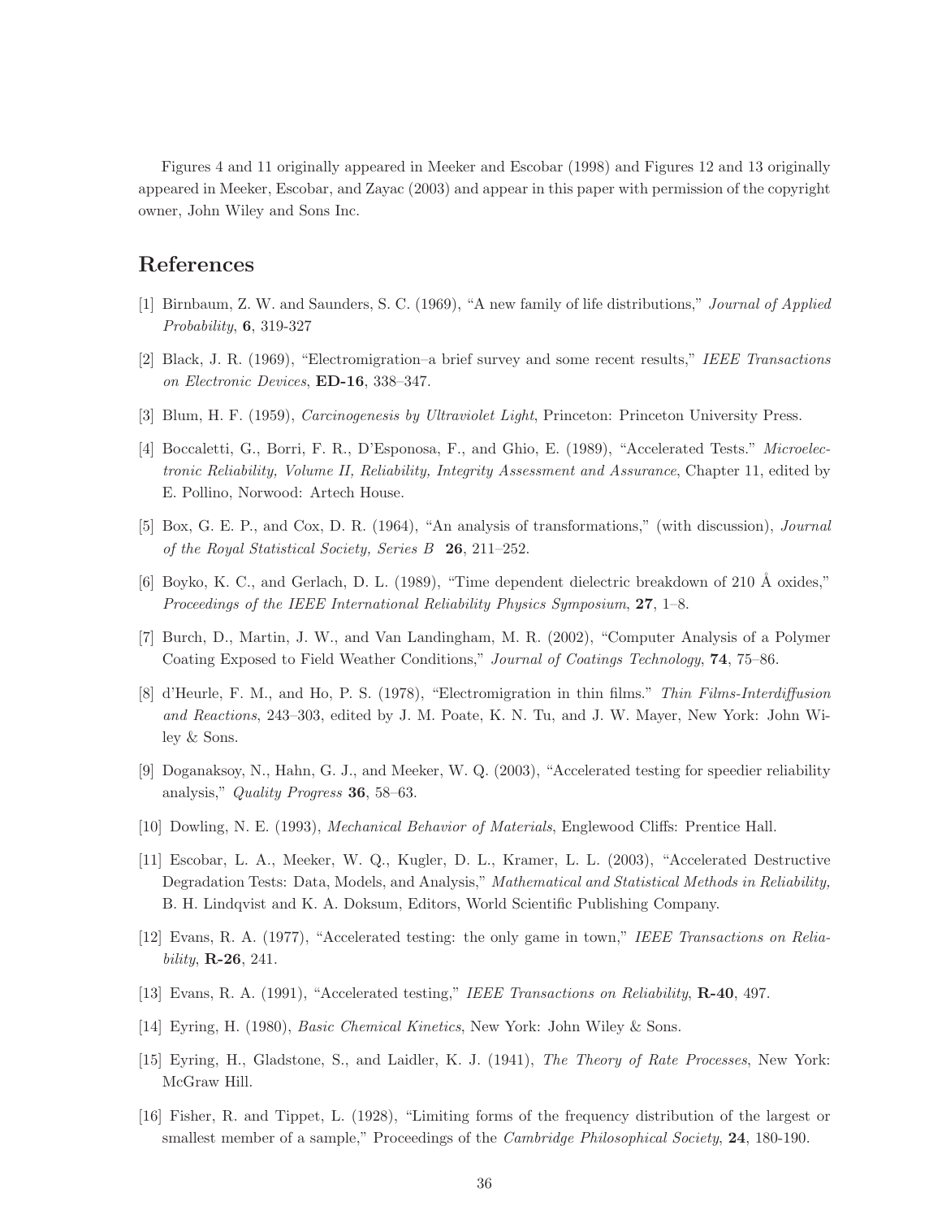Figures 4 and 11 originally appeared in Meeker and Escobar (1998) and Figures 12 and 13 originally appeared in Meeker, Escobar, and Zayac (2003) and appear in this paper with permission of the copyright owner, John Wiley and Sons Inc.

## References

[1] Birnbaum, Z. W. and Saunders, S. C. (1969), "A new family of life distributions," *Journal of Applied Probability*, **6**, 319-327

[2] Black, J. R. (1969), "Electromigration–a brief survey and some recent results," *IEEE Transactions on Electronic Devices*, **ED-16**, 338–347.

[3] Blum, H. F. (1959), *Carcinogenesis by Ultraviolet Light*, Princeton: Princeton University Press.

[4] Boccaletti, G., Borri, F. R., D'Esponosa, F., and Ghio, E. (1989), "Accelerated Tests." *Microelectronic Reliability, Volume II, Reliability, Integrity Assessment and Assurance*, Chapter 11, edited by E. Pollino, Norwood: Artech House.

[5] Box, G. E. P., and Cox, D. R. (1964), "An analysis of transformations," (with discussion), *Journal of the Royal Statistical Society, Series B* **26**, 211–252.

[6] Boyko, K. C., and Gerlach, D. L. (1989), "Time dependent dielectric breakdown of 210 Å oxides," *Proceedings of the IEEE International Reliability Physics Symposium*, **27**, 1–8.

[7] Burch, D., Martin, J. W., and Van Landingham, M. R. (2002), "Computer Analysis of a Polymer Coating Exposed to Field Weather Conditions," *Journal of Coatings Technology*, **74**, 75–86.

[8] d'Heurle, F. M., and Ho, P. S. (1978), "Electromigration in thin films." *Thin Films-Interdiffusion and Reactions*, 243–303, edited by J. M. Poate, K. N. Tu, and J. W. Mayer, New York: John Wiley & Sons.

[9] Doganaksoy, N., Hahn, G. J., and Meeker, W. Q. (2003), "Accelerated testing for speedier reliability analysis," *Quality Progress* **36**, 58–63.

[10] Dowling, N. E. (1993), *Mechanical Behavior of Materials*, Englewood Cliffs: Prentice Hall.

[11] Escobar, L. A., Meeker, W. Q., Kugler, D. L., Kramer, L. L. (2003), "Accelerated Destructive Degradation Tests: Data, Models, and Analysis," *Mathematical and Statistical Methods in Reliability,* B. H. Lindqvist and K. A. Doksum, Editors, World Scientific Publishing Company.

[12] Evans, R. A. (1977), "Accelerated testing: the only game in town," *IEEE Transactions on Reliability*, **R-26**, 241.

[13] Evans, R. A. (1991), "Accelerated testing," *IEEE Transactions on Reliability*, **R-40**, 497.

[14] Eyring, H. (1980), *Basic Chemical Kinetics*, New York: John Wiley & Sons.

[15] Eyring, H., Gladstone, S., and Laidler, K. J. (1941), *The Theory of Rate Processes*, New York: McGraw Hill.

[16] Fisher, R. and Tippet, L. (1928), "Limiting forms of the frequency distribution of the largest or smallest member of a sample," Proceedings of the *Cambridge Philosophical Society*, **24**, 180-190.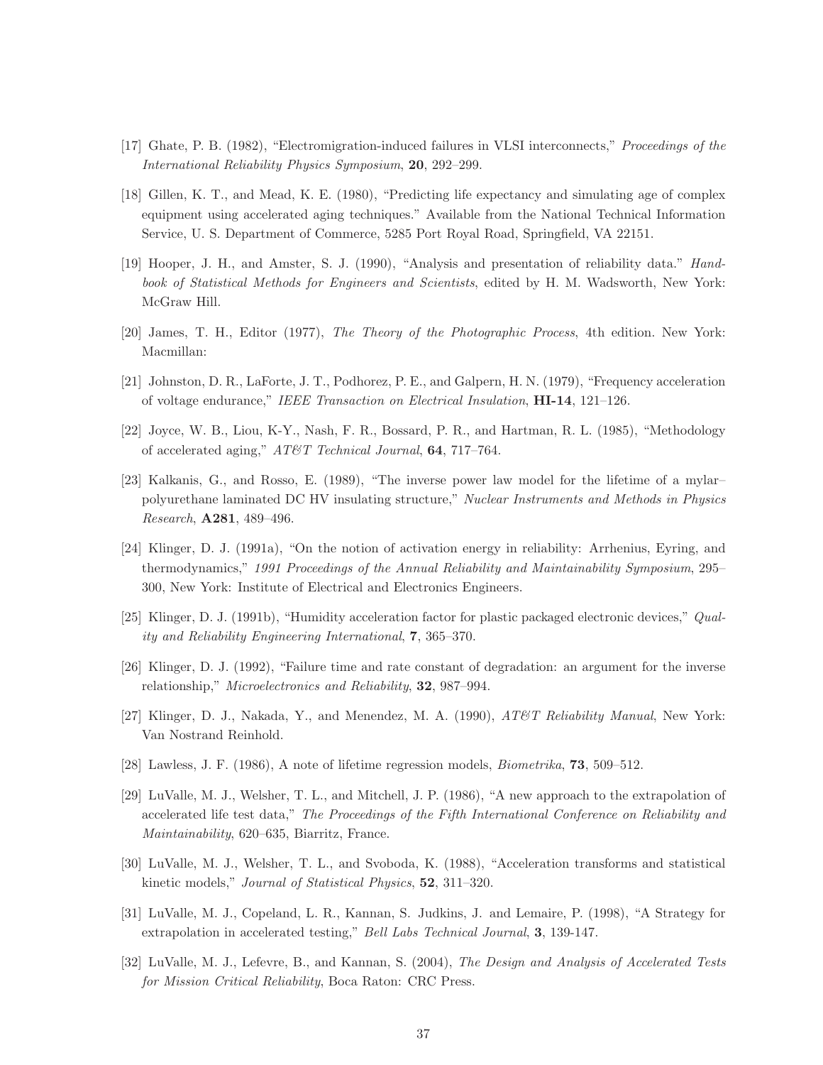[17] Ghate, P. B. (1982), "Electromigration-induced failures in VLSI interconnects," *Proceedings of the International Reliability Physics Symposium*, **20**, 292–299.

[18] Gillen, K. T., and Mead, K. E. (1980), "Predicting life expectancy and simulating age of complex equipment using accelerated aging techniques." Available from the National Technical Information Service, U. S. Department of Commerce, 5285 Port Royal Road, Springfield, VA 22151.

[19] Hooper, J. H., and Amster, S. J. (1990), "Analysis and presentation of reliability data." *Handbook of Statistical Methods for Engineers and Scientists*, edited by H. M. Wadsworth, New York: McGraw Hill.

[20] James, T. H., Editor (1977), *The Theory of the Photographic Process*, 4th edition. New York: Macmillan:

[21] Johnston, D. R., LaForte, J. T., Podhorez, P. E., and Galpern, H. N. (1979), "Frequency acceleration of voltage endurance," *IEEE Transaction on Electrical Insulation*, **HI-14**, 121–126.

[22] Joyce, W. B., Liou, K-Y., Nash, F. R., Bossard, P. R., and Hartman, R. L. (1985), "Methodology of accelerated aging," *AT&T Technical Journal*, **64**, 717–764.

[23] Kalkanis, G., and Rosso, E. (1989), "The inverse power law model for the lifetime of a mylar–polyurethane laminated DC HV insulating structure," *Nuclear Instruments and Methods in Physics Research*, **A281**, 489–496.

[24] Klinger, D. J. (1991a), "On the notion of activation energy in reliability: Arrhenius, Eyring, and thermodynamics," *1991 Proceedings of the Annual Reliability and Maintainability Symposium*, 295–300, New York: Institute of Electrical and Electronics Engineers.

[25] Klinger, D. J. (1991b), "Humidity acceleration factor for plastic packaged electronic devices," *Quality and Reliability Engineering International*, **7**, 365–370.

[26] Klinger, D. J. (1992), "Failure time and rate constant of degradation: an argument for the inverse relationship," *Microelectronics and Reliability*, **32**, 987–994.

[27] Klinger, D. J., Nakada, Y., and Menendez, M. A. (1990), *AT&T Reliability Manual*, New York: Van Nostrand Reinhold.

[28] Lawless, J. F. (1986), A note of lifetime regression models, *Biometrika*, **73**, 509–512.

[29] LuValle, M. J., Welsher, T. L., and Mitchell, J. P. (1986), "A new approach to the extrapolation of accelerated life test data," *The Proceedings of the Fifth International Conference on Reliability and Maintainability*, 620–635, Biarritz, France.

[30] LuValle, M. J., Welsher, T. L., and Svoboda, K. (1988), "Acceleration transforms and statistical kinetic models," *Journal of Statistical Physics*, **52**, 311–320.

[31] LuValle, M. J., Copeland, L. R., Kannan, S. Judkins, J. and Lemaire, P. (1998), "A Strategy for extrapolation in accelerated testing," *Bell Labs Technical Journal*, **3**, 139-147.

[32] LuValle, M. J., Lefevre, B., and Kannan, S. (2004), *The Design and Analysis of Accelerated Tests for Mission Critical Reliability*, Boca Raton: CRC Press.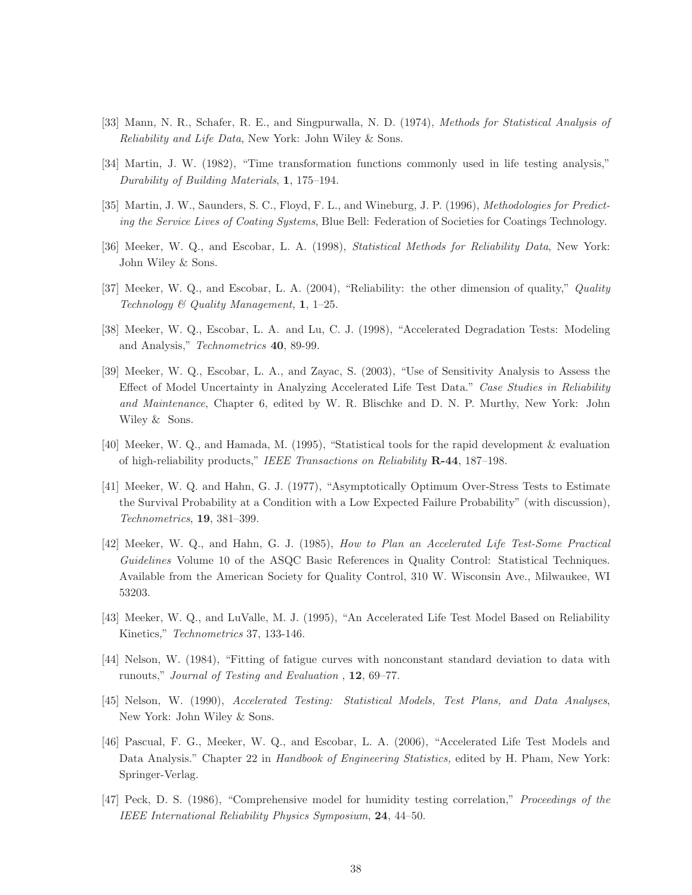[33] Mann, N. R., Schafer, R. E., and Singpurwalla, N. D. (1974), *Methods for Statistical Analysis of Reliability and Life Data*, New York: John Wiley & Sons.

[34] Martin, J. W. (1982), "Time transformation functions commonly used in life testing analysis," *Durability of Building Materials*, **1**, 175–194.

[35] Martin, J. W., Saunders, S. C., Floyd, F. L., and Wineburg, J. P. (1996), *Methodologies for Predicting the Service Lives of Coating Systems*, Blue Bell: Federation of Societies for Coatings Technology.

[36] Meeker, W. Q., and Escobar, L. A. (1998), *Statistical Methods for Reliability Data*, New York: John Wiley & Sons.

[37] Meeker, W. Q., and Escobar, L. A. (2004), "Reliability: the other dimension of quality," *Quality Technology & Quality Management,* **1**, 1–25.

[38] Meeker, W. Q., Escobar, L. A. and Lu, C. J. (1998), "Accelerated Degradation Tests: Modeling and Analysis," *Technometrics* **40**, 89-99.

[39] Meeker, W. Q., Escobar, L. A., and Zayac, S. (2003), "Use of Sensitivity Analysis to Assess the Effect of Model Uncertainty in Analyzing Accelerated Life Test Data." *Case Studies in Reliability and Maintenance*, Chapter 6, edited by W. R. Blischke and D. N. P. Murthy, New York: John Wiley & Sons.

[40] Meeker, W. Q., and Hamada, M. (1995), "Statistical tools for the rapid development & evaluation of high-reliability products," *IEEE Transactions on Reliability* **R-44**, 187–198.

[41] Meeker, W. Q. and Hahn, G. J. (1977), "Asymptotically Optimum Over-Stress Tests to Estimate the Survival Probability at a Condition with a Low Expected Failure Probability" (with discussion), *Technometrics*, **19**, 381–399.

[42] Meeker, W. Q., and Hahn, G. J. (1985), *How to Plan an Accelerated Life Test-Some Practical Guidelines* Volume 10 of the ASQC Basic References in Quality Control: Statistical Techniques. Available from the American Society for Quality Control, 310 W. Wisconsin Ave., Milwaukee, WI 53203.

[43] Meeker, W. Q., and LuValle, M. J. (1995), "An Accelerated Life Test Model Based on Reliability Kinetics," *Technometrics* 37, 133-146.

[44] Nelson, W. (1984), "Fitting of fatigue curves with nonconstant standard deviation to data with runouts," *Journal of Testing and Evaluation* , **12**, 69–77.

[45] Nelson, W. (1990), *Accelerated Testing: Statistical Models, Test Plans, and Data Analyses*, New York: John Wiley & Sons.

[46] Pascual, F. G., Meeker, W. Q., and Escobar, L. A. (2006), "Accelerated Life Test Models and Data Analysis." Chapter 22 in *Handbook of Engineering Statistics,* edited by H. Pham, New York: Springer-Verlag.

[47] Peck, D. S. (1986), "Comprehensive model for humidity testing correlation," *Proceedings of the IEEE International Reliability Physics Symposium*, **24**, 44–50.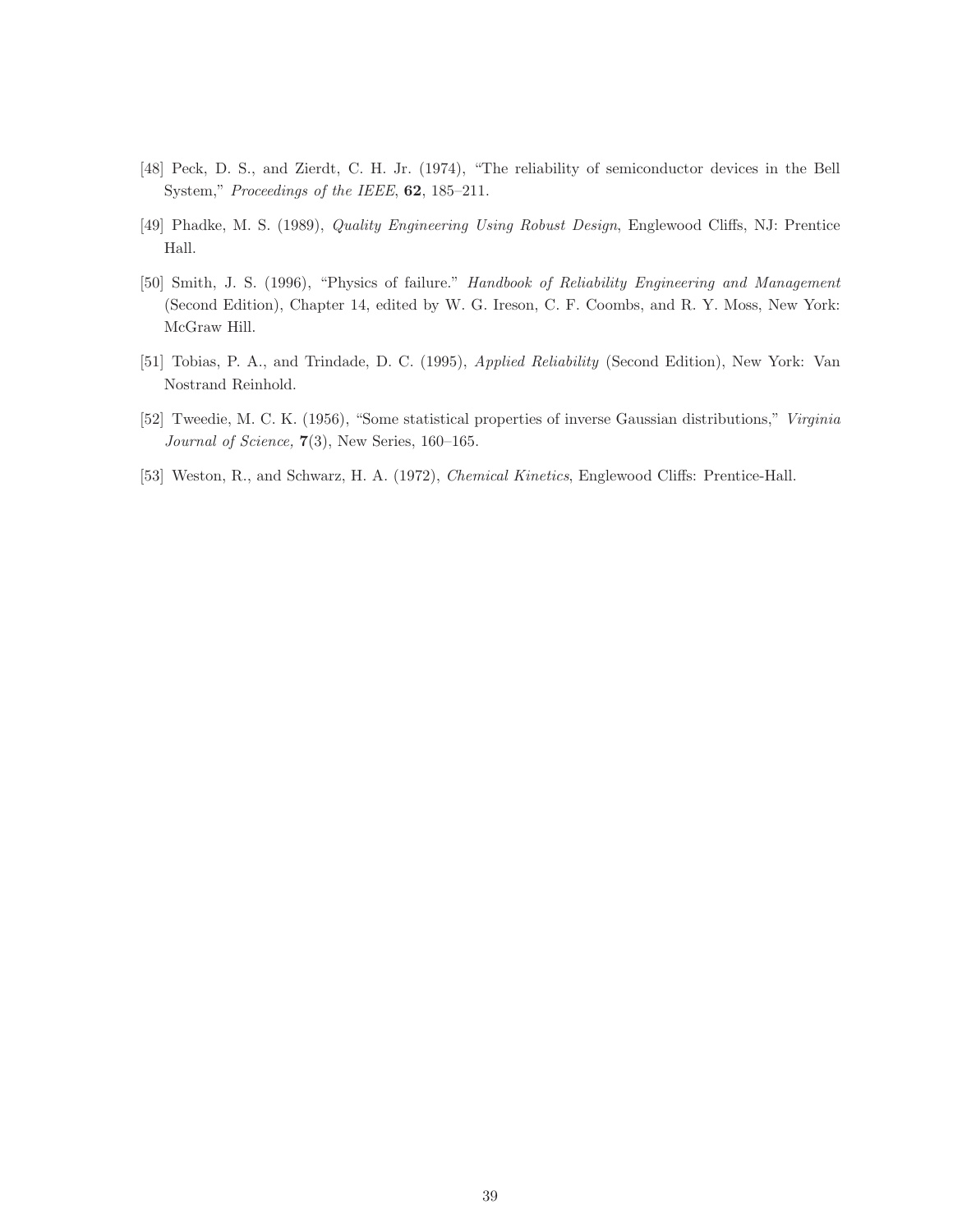[48] Peck, D. S., and Zierdt, C. H. Jr. (1974), "The reliability of semiconductor devices in the Bell System," *Proceedings of the IEEE*, **62**, 185–211.

[49] Phadke, M. S. (1989), *Quality Engineering Using Robust Design*, Englewood Cliffs, NJ: Prentice Hall.

[50] Smith, J. S. (1996), "Physics of failure." *Handbook of Reliability Engineering and Management* (Second Edition), Chapter 14, edited by W. G. Ireson, C. F. Coombs, and R. Y. Moss, New York: McGraw Hill.

[51] Tobias, P. A., and Trindade, D. C. (1995), *Applied Reliability* (Second Edition), New York: Van Nostrand Reinhold.

[52] Tweedie, M. C. K. (1956), "Some statistical properties of inverse Gaussian distributions," *Virginia Journal of Science,* **7**(3), New Series, 160–165.

[53] Weston, R., and Schwarz, H. A. (1972), *Chemical Kinetics*, Englewood Cliffs: Prentice-Hall.